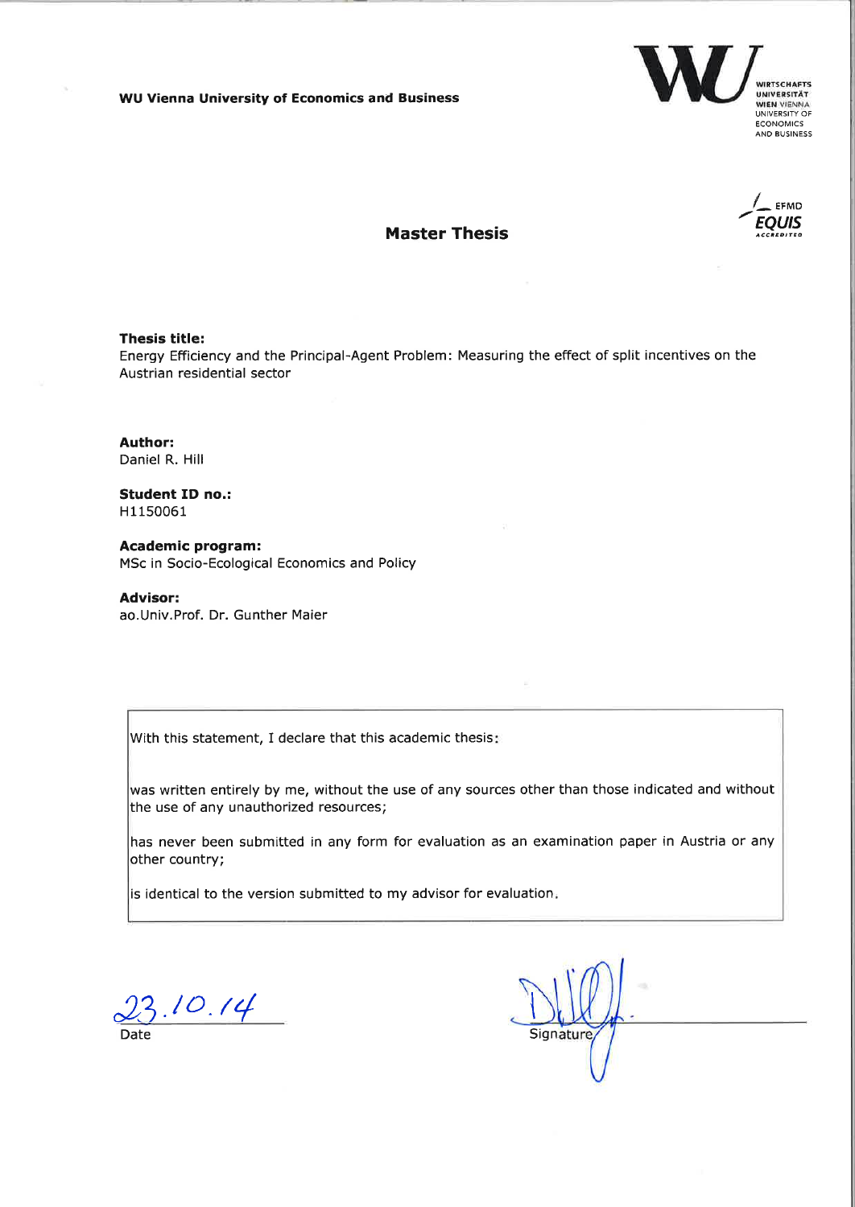**WU Vienna University of Economics and Business**

WIRTSCHAFTS UNIVERSITÄT WIEN VIENNA UNIVERSITY OF ECONOMICS AND BUSINESS

EFMD EQUIS ACCREDITED

## Master Thesis

**Thesis title:**
Energy Efficiency and the Principal-Agent Problem: Measuring the effect of split incentives on the Austrian residential sector

**Author:**
Daniel R. Hill

**Student ID no.:**
H1150061

**Academic program:**
MSc in Socio-Ecological Economics and Policy

**Advisor:**
ao.Univ.Prof. Dr. Gunther Maier

With this statement, I declare that this academic thesis:

was written entirely by me, without the use of any sources other than those indicated and without the use of any unauthorized resources;

has never been submitted in any form for evaluation as an examination paper in Austria or any other country;

is identical to the version submitted to my advisor for evaluation.

23.10.14
Date

Signature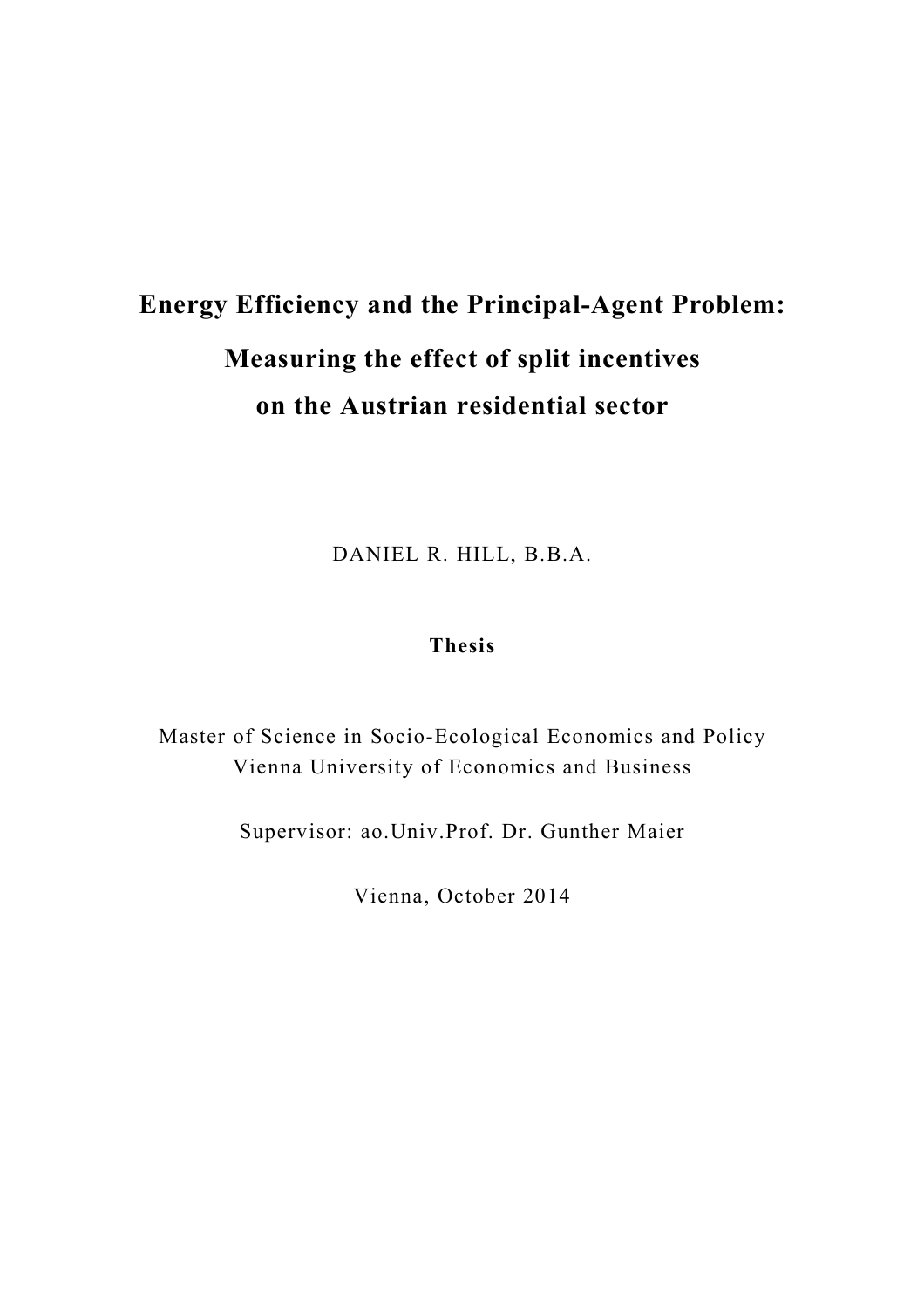# Energy Efficiency and the Principal-Agent Problem:

# Measuring the effect of split incentives on the Austrian residential sector

DANIEL R. HILL, B.B.A.

**Thesis**

Master of Science in Socio-Ecological Economics and Policy
Vienna University of Economics and Business

Supervisor: ao.Univ.Prof. Dr. Gunther Maier

Vienna, October 2014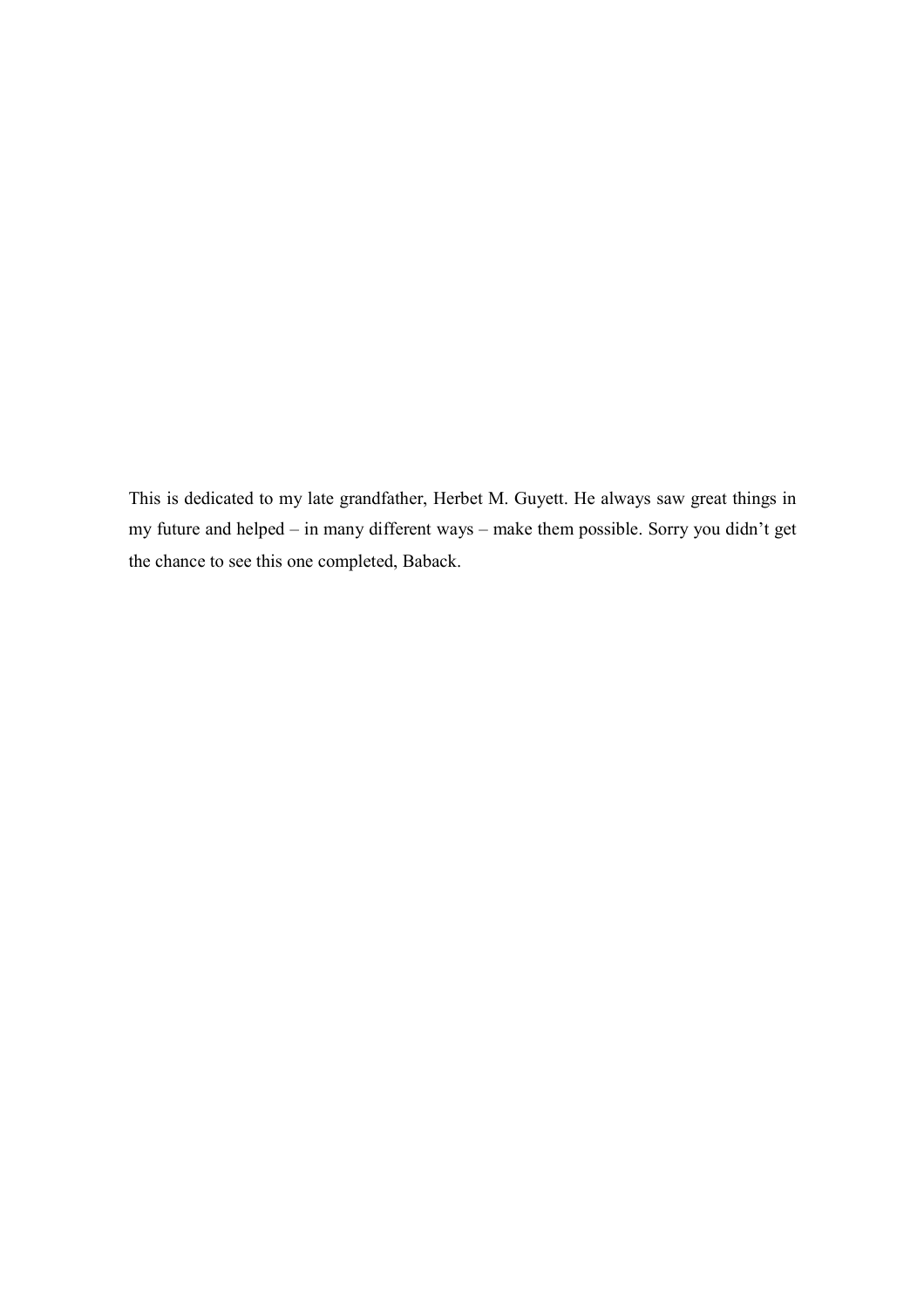This is dedicated to my late grandfather, Herbet M. Guyett. He always saw great things in my future and helped – in many different ways – make them possible. Sorry you didn't get the chance to see this one completed, Baback.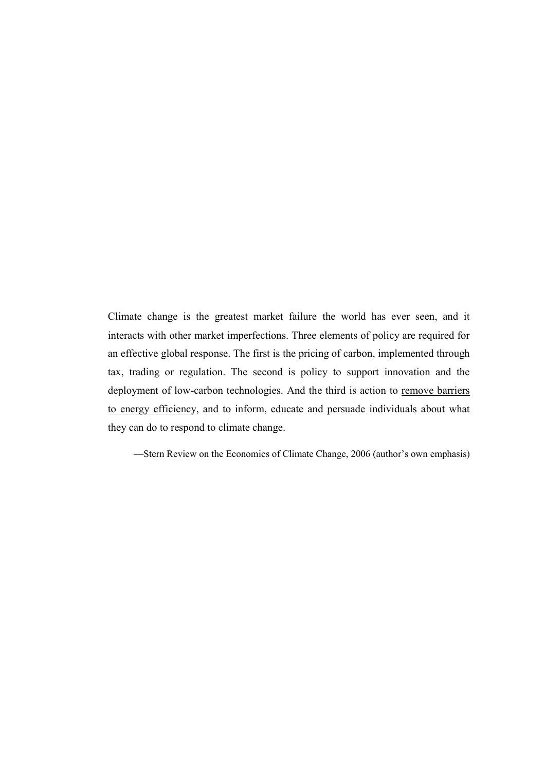Climate change is the greatest market failure the world has ever seen, and it interacts with other market imperfections. Three elements of policy are required for an effective global response. The first is the pricing of carbon, implemented through tax, trading or regulation. The second is policy to support innovation and the deployment of low-carbon technologies. And the third is action to <u>remove barriers to energy efficiency</u>, and to inform, educate and persuade individuals about what they can do to respond to climate change.

—Stern Review on the Economics of Climate Change, 2006 (author's own emphasis)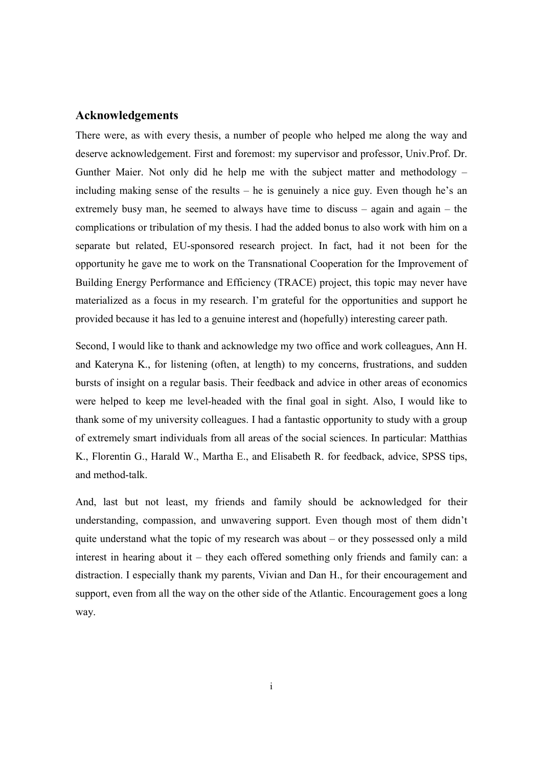## Acknowledgements

There were, as with every thesis, a number of people who helped me along the way and deserve acknowledgement. First and foremost: my supervisor and professor, Univ.Prof. Dr. Gunther Maier. Not only did he help me with the subject matter and methodology – including making sense of the results – he is genuinely a nice guy. Even though he's an extremely busy man, he seemed to always have time to discuss – again and again – the complications or tribulation of my thesis. I had the added bonus to also work with him on a separate but related, EU-sponsored research project. In fact, had it not been for the opportunity he gave me to work on the Transnational Cooperation for the Improvement of Building Energy Performance and Efficiency (TRACE) project, this topic may never have materialized as a focus in my research. I'm grateful for the opportunities and support he provided because it has led to a genuine interest and (hopefully) interesting career path.

Second, I would like to thank and acknowledge my two office and work colleagues, Ann H. and Kateryna K., for listening (often, at length) to my concerns, frustrations, and sudden bursts of insight on a regular basis. Their feedback and advice in other areas of economics were helped to keep me level-headed with the final goal in sight. Also, I would like to thank some of my university colleagues. I had a fantastic opportunity to study with a group of extremely smart individuals from all areas of the social sciences. In particular: Matthias K., Florentin G., Harald W., Martha E., and Elisabeth R. for feedback, advice, SPSS tips, and method-talk.

And, last but not least, my friends and family should be acknowledged for their understanding, compassion, and unwavering support. Even though most of them didn't quite understand what the topic of my research was about – or they possessed only a mild interest in hearing about it – they each offered something only friends and family can: a distraction. I especially thank my parents, Vivian and Dan H., for their encouragement and support, even from all the way on the other side of the Atlantic. Encouragement goes a long way.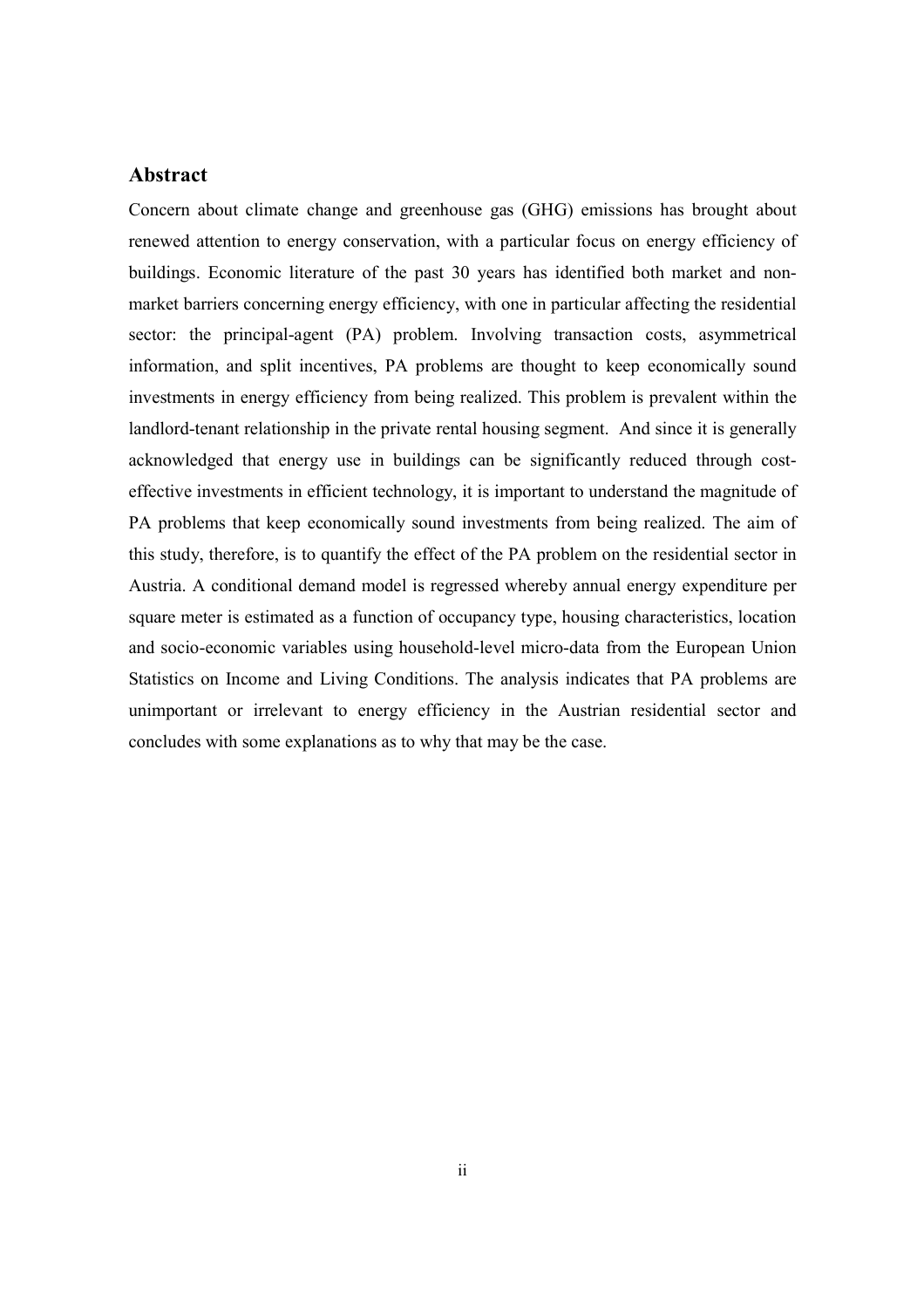## Abstract

Concern about climate change and greenhouse gas (GHG) emissions has brought about renewed attention to energy conservation, with a particular focus on energy efficiency of buildings. Economic literature of the past 30 years has identified both market and non-market barriers concerning energy efficiency, with one in particular affecting the residential sector: the principal-agent (PA) problem. Involving transaction costs, asymmetrical information, and split incentives, PA problems are thought to keep economically sound investments in energy efficiency from being realized. This problem is prevalent within the landlord-tenant relationship in the private rental housing segment. And since it is generally acknowledged that energy use in buildings can be significantly reduced through cost-effective investments in efficient technology, it is important to understand the magnitude of PA problems that keep economically sound investments from being realized. The aim of this study, therefore, is to quantify the effect of the PA problem on the residential sector in Austria. A conditional demand model is regressed whereby annual energy expenditure per square meter is estimated as a function of occupancy type, housing characteristics, location and socio-economic variables using household-level micro-data from the European Union Statistics on Income and Living Conditions. The analysis indicates that PA problems are unimportant or irrelevant to energy efficiency in the Austrian residential sector and concludes with some explanations as to why that may be the case.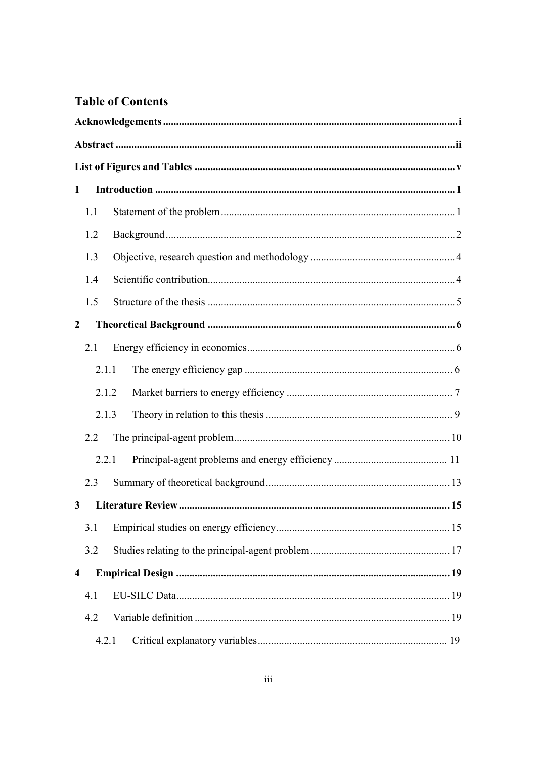# Table of Contents

**Acknowledgements** .......... **i**

**Abstract** .......... **ii**

**List of Figures and Tables** .......... **v**

**1 Introduction** .......... **1**

- 1.1 Statement of the problem .......... 1
- 1.2 Background .......... 2
- 1.3 Objective, research question and methodology .......... 4
- 1.4 Scientific contribution .......... 4
- 1.5 Structure of the thesis .......... 5

**2 Theoretical Background** .......... **6**

- 2.1 Energy efficiency in economics .......... 6
  - 2.1.1 The energy efficiency gap .......... 6
  - 2.1.2 Market barriers to energy efficiency .......... 7
  - 2.1.3 Theory in relation to this thesis .......... 9
- 2.2 The principal-agent problem .......... 10
  - 2.2.1 Principal-agent problems and energy efficiency .......... 11
- 2.3 Summary of theoretical background .......... 13

**3 Literature Review** .......... **15**

- 3.1 Empirical studies on energy efficiency .......... 15
- 3.2 Studies relating to the principal-agent problem .......... 17

**4 Empirical Design** .......... **19**

- 4.1 EU-SILC Data .......... 19
- 4.2 Variable definition .......... 19
  - 4.2.1 Critical explanatory variables .......... 19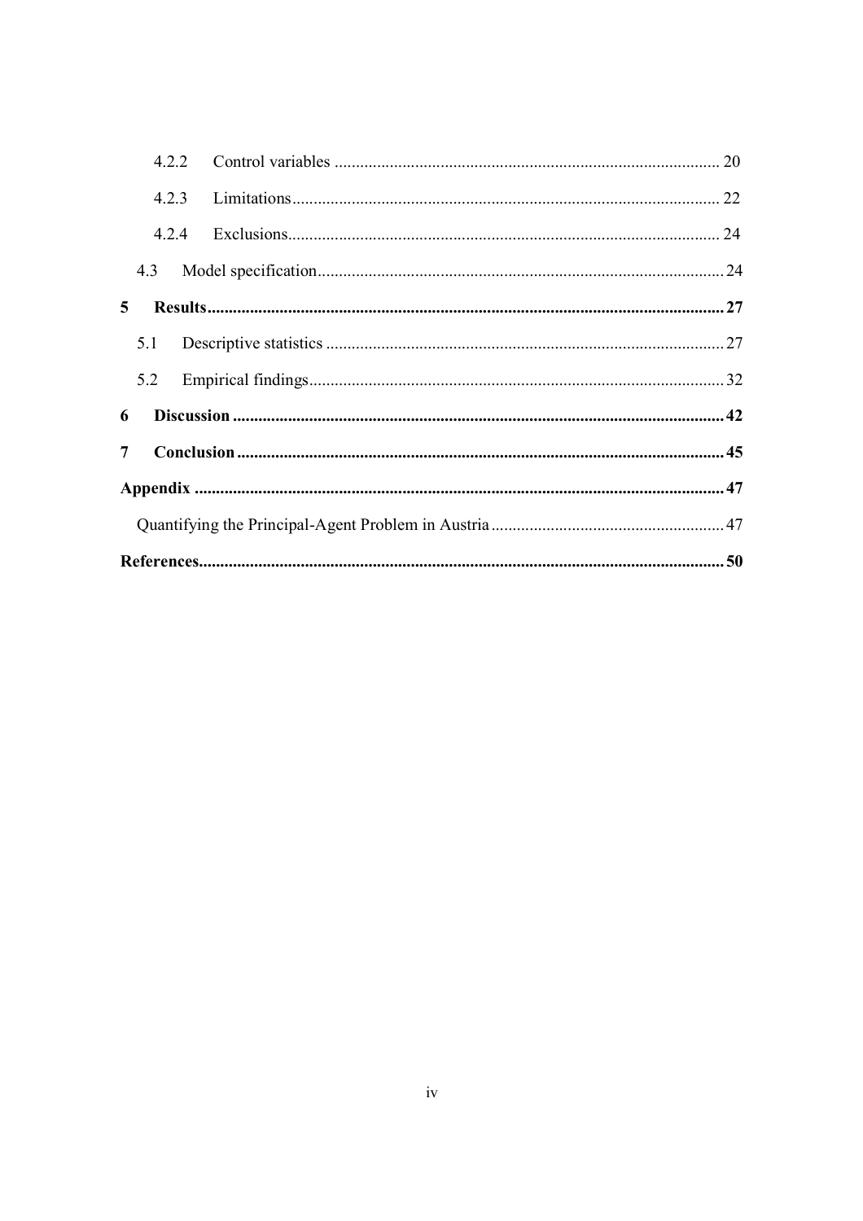4.2.2 Control variables ........................................................................................ 20

4.2.3 Limitations ................................................................................................ 22

4.2.4 Exclusions ................................................................................................. 24

4.3 Model specification ........................................................................................ 24

**5 Results ........................................................................................................ 27**

5.1 Descriptive statistics ...................................................................................... 27

5.2 Empirical findings .......................................................................................... 32

**6 Discussion ................................................................................................... 42**

**7 Conclusion .................................................................................................. 45**

**Appendix ....................................................................................................... 47**

Quantifying the Principal-Agent Problem in Austria ........................................... 47

**References ...................................................................................................... 50**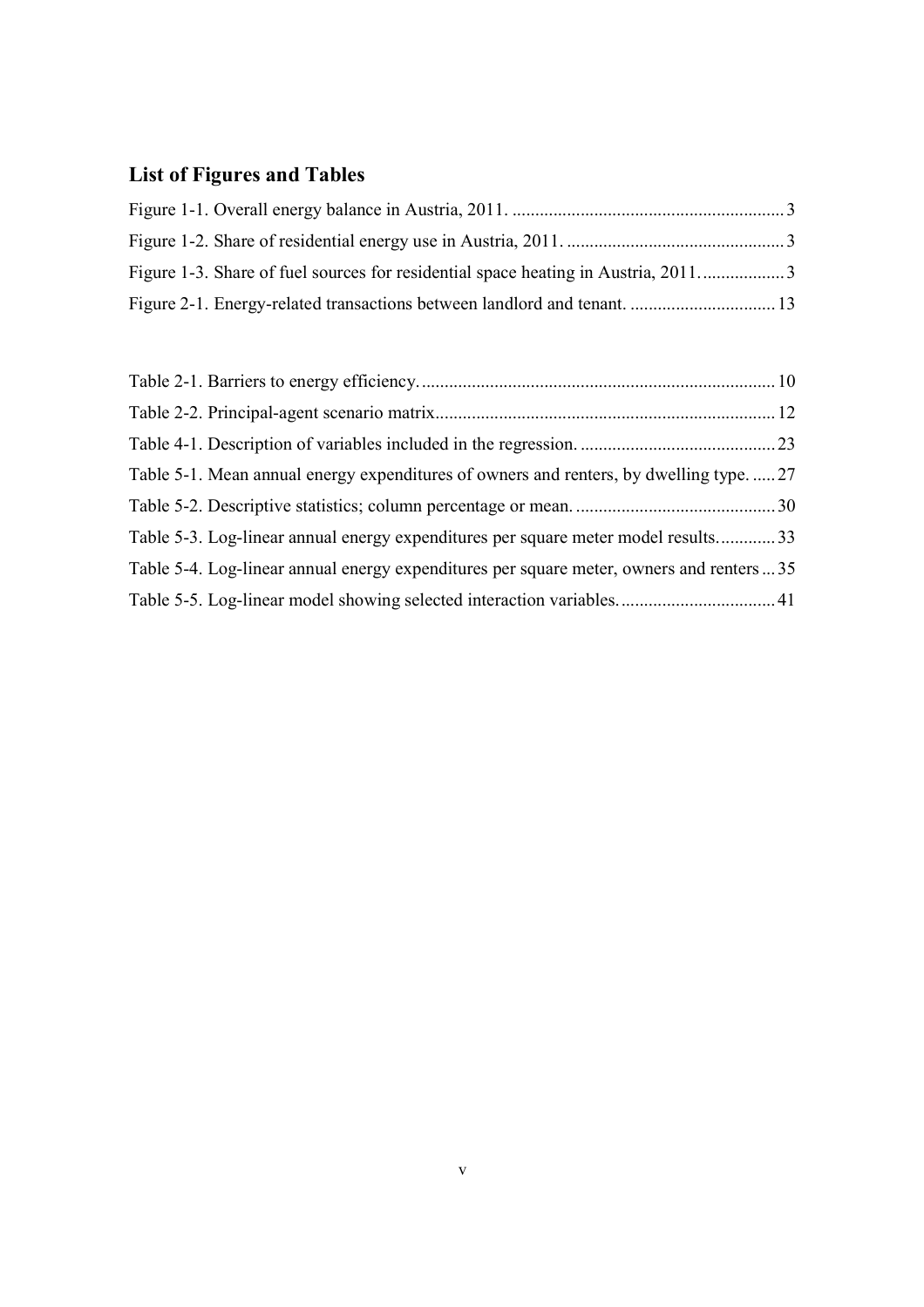## List of Figures and Tables

Figure 1-1. Overall energy balance in Austria, 2011. ............................................................ 3

Figure 1-2. Share of residential energy use in Austria, 2011. ................................................ 3

Figure 1-3. Share of fuel sources for residential space heating in Austria, 2011. .................. 3

Figure 2-1. Energy-related transactions between landlord and tenant. ................................ 13

Table 2-1. Barriers to energy efficiency. ............................................................................. 10

Table 2-2. Principal-agent scenario matrix .......................................................................... 12

Table 4-1. Description of variables included in the regression. ........................................... 23

Table 5-1. Mean annual energy expenditures of owners and renters, by dwelling type. ..... 27

Table 5-2. Descriptive statistics; column percentage or mean. ............................................ 30

Table 5-3. Log-linear annual energy expenditures per square meter model results. ............ 33

Table 5-4. Log-linear annual energy expenditures per square meter, owners and renters ... 35

Table 5-5. Log-linear model showing selected interaction variables. .................................. 41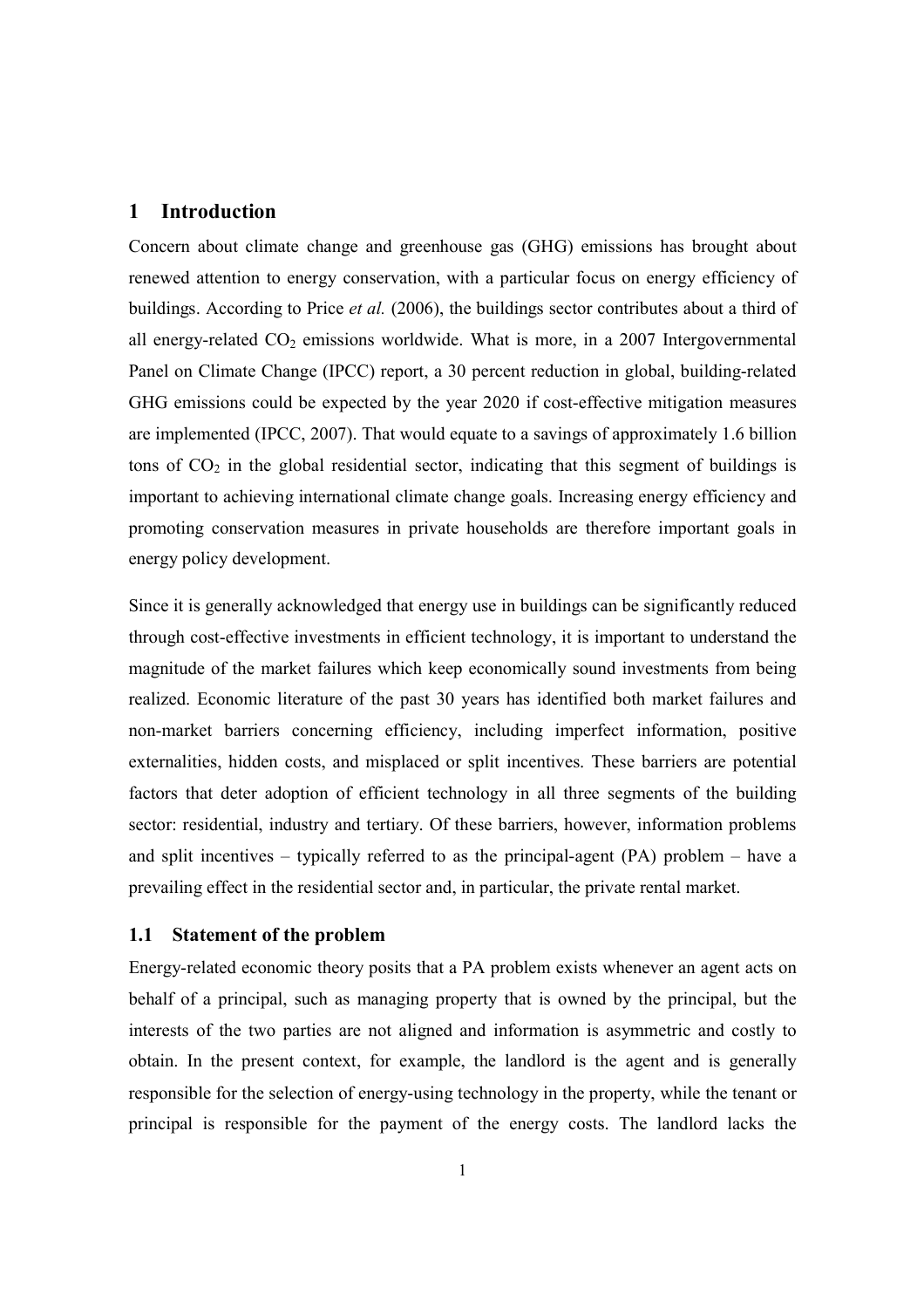# 1 Introduction

Concern about climate change and greenhouse gas (GHG) emissions has brought about renewed attention to energy conservation, with a particular focus on energy efficiency of buildings. According to Price *et al.* (2006), the buildings sector contributes about a third of all energy-related $CO_2$ emissions worldwide. What is more, in a 2007 Intergovernmental Panel on Climate Change (IPCC) report, a 30 percent reduction in global, building-related GHG emissions could be expected by the year 2020 if cost-effective mitigation measures are implemented (IPCC, 2007). That would equate to a savings of approximately 1.6 billion tons of $CO_2$ in the global residential sector, indicating that this segment of buildings is important to achieving international climate change goals. Increasing energy efficiency and promoting conservation measures in private households are therefore important goals in energy policy development.

Since it is generally acknowledged that energy use in buildings can be significantly reduced through cost-effective investments in efficient technology, it is important to understand the magnitude of the market failures which keep economically sound investments from being realized. Economic literature of the past 30 years has identified both market failures and non-market barriers concerning efficiency, including imperfect information, positive externalities, hidden costs, and misplaced or split incentives. These barriers are potential factors that deter adoption of efficient technology in all three segments of the building sector: residential, industry and tertiary. Of these barriers, however, information problems and split incentives – typically referred to as the principal-agent (PA) problem – have a prevailing effect in the residential sector and, in particular, the private rental market.

## 1.1 Statement of the problem

Energy-related economic theory posits that a PA problem exists whenever an agent acts on behalf of a principal, such as managing property that is owned by the principal, but the interests of the two parties are not aligned and information is asymmetric and costly to obtain. In the present context, for example, the landlord is the agent and is generally responsible for the selection of energy-using technology in the property, while the tenant or principal is responsible for the payment of the energy costs. The landlord lacks the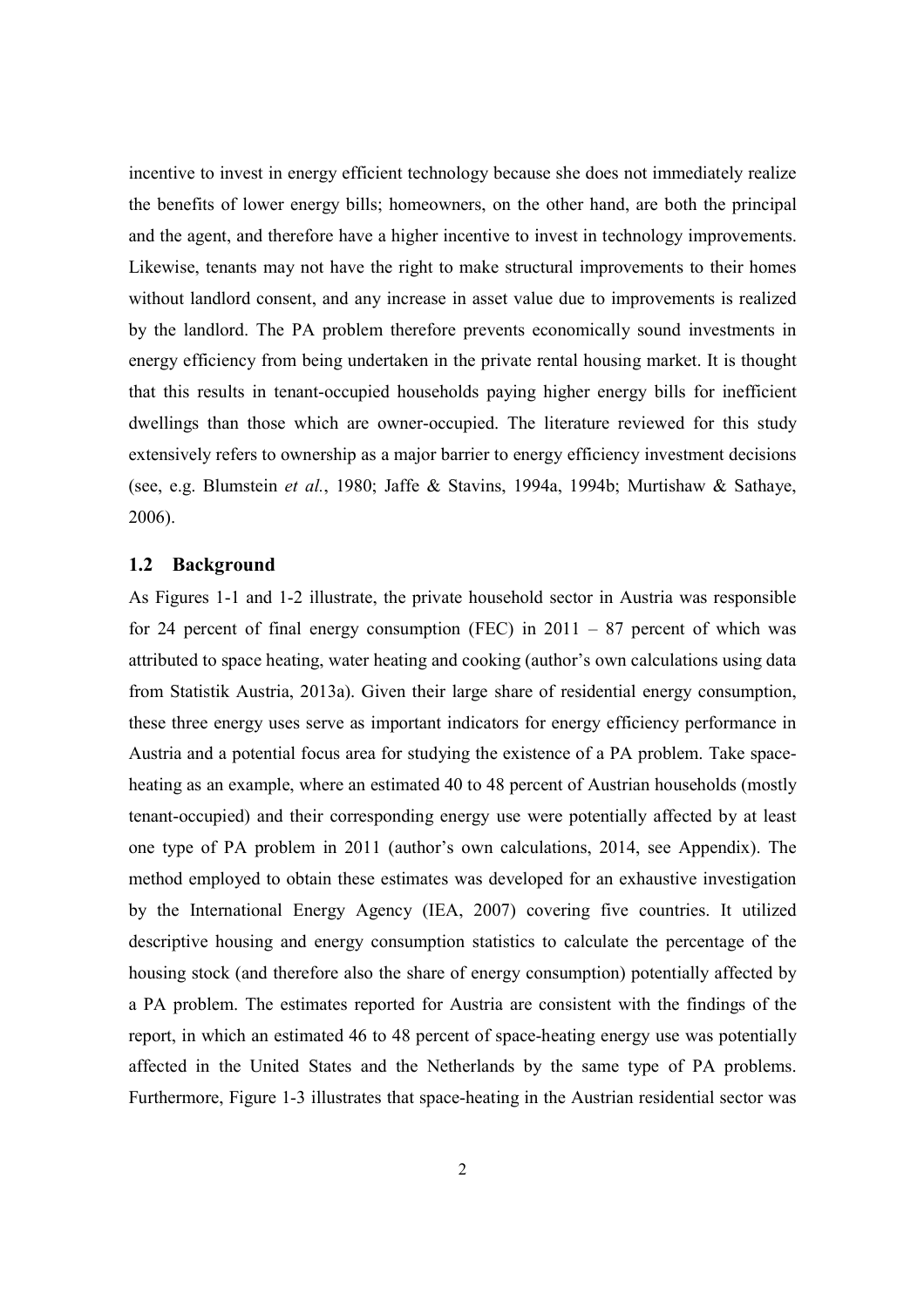incentive to invest in energy efficient technology because she does not immediately realize the benefits of lower energy bills; homeowners, on the other hand, are both the principal and the agent, and therefore have a higher incentive to invest in technology improvements. Likewise, tenants may not have the right to make structural improvements to their homes without landlord consent, and any increase in asset value due to improvements is realized by the landlord. The PA problem therefore prevents economically sound investments in energy efficiency from being undertaken in the private rental housing market. It is thought that this results in tenant-occupied households paying higher energy bills for inefficient dwellings than those which are owner-occupied. The literature reviewed for this study extensively refers to ownership as a major barrier to energy efficiency investment decisions (see, e.g. Blumstein *et al.*, 1980; Jaffe & Stavins, 1994a, 1994b; Murtishaw & Sathaye, 2006).

## 1.2 Background

As Figures 1-1 and 1-2 illustrate, the private household sector in Austria was responsible for 24 percent of final energy consumption (FEC) in 2011 – 87 percent of which was attributed to space heating, water heating and cooking (author's own calculations using data from Statistik Austria, 2013a). Given their large share of residential energy consumption, these three energy uses serve as important indicators for energy efficiency performance in Austria and a potential focus area for studying the existence of a PA problem. Take space-heating as an example, where an estimated 40 to 48 percent of Austrian households (mostly tenant-occupied) and their corresponding energy use were potentially affected by at least one type of PA problem in 2011 (author's own calculations, 2014, see Appendix). The method employed to obtain these estimates was developed for an exhaustive investigation by the International Energy Agency (IEA, 2007) covering five countries. It utilized descriptive housing and energy consumption statistics to calculate the percentage of the housing stock (and therefore also the share of energy consumption) potentially affected by a PA problem. The estimates reported for Austria are consistent with the findings of the report, in which an estimated 46 to 48 percent of space-heating energy use was potentially affected in the United States and the Netherlands by the same type of PA problems. Furthermore, Figure 1-3 illustrates that space-heating in the Austrian residential sector was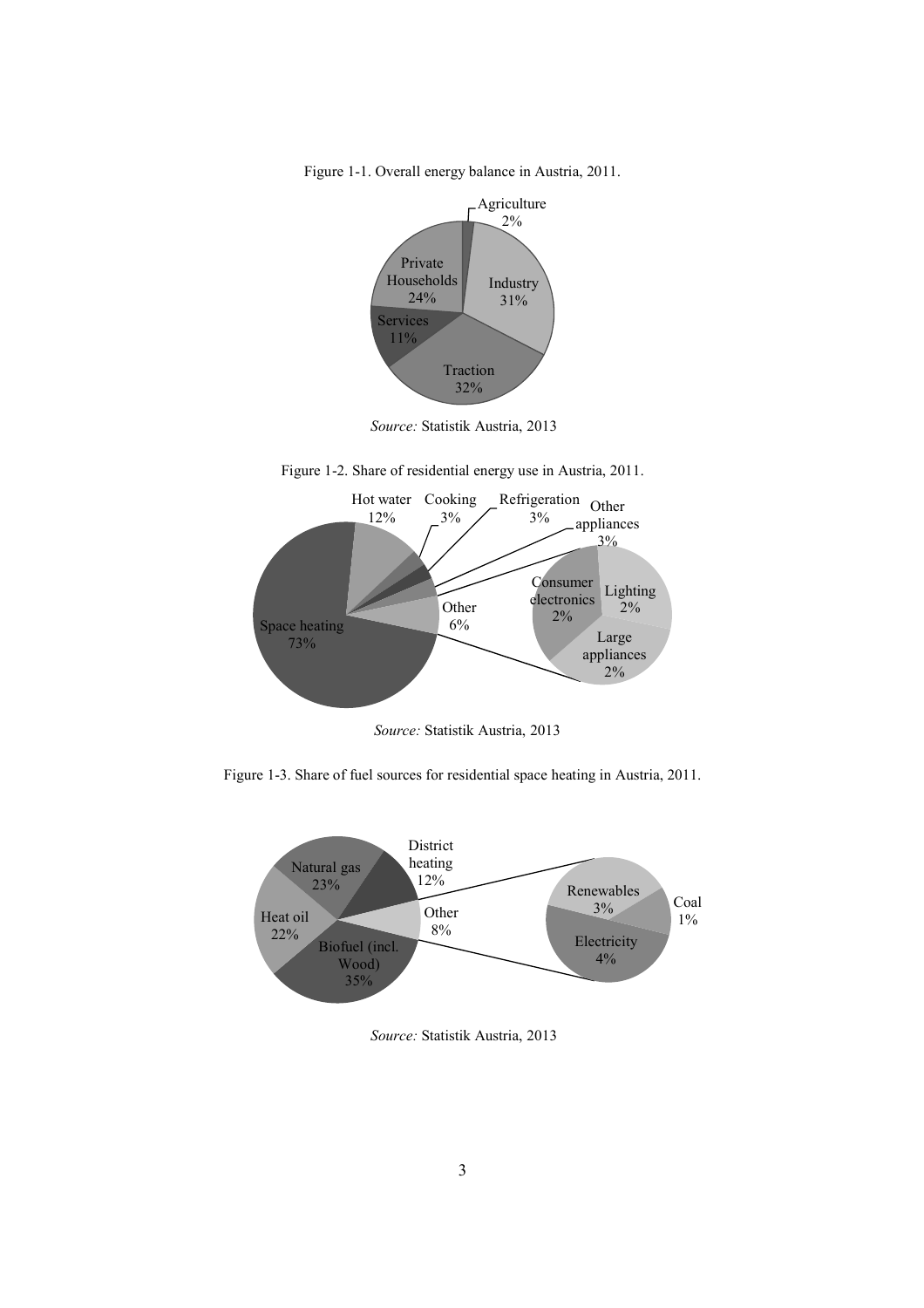Figure 1-1. Overall energy balance in Austria, 2011.

Agriculture 2%

Industry 31%

Traction 32%

Services 11%

Private Households 24%

*Source:* Statistik Austria, 2013

Figure 1-2. Share of residential energy use in Austria, 2011.

Hot water 12%

Cooking 3%

Refrigeration 3%

Other appliances 3%

Space heating 73%

Other 6%

Consumer electronics 2%

Lighting 2%

Large appliances 2%

*Source:* Statistik Austria, 2013

Figure 1-3. Share of fuel sources for residential space heating in Austria, 2011.

Natural gas 23%

District heating 12%

Heat oil 22%

Other 8%

Biofuel (incl. Wood) 35%

Renewables 3%

Coal 1%

Electricity 4%

*Source:* Statistik Austria, 2013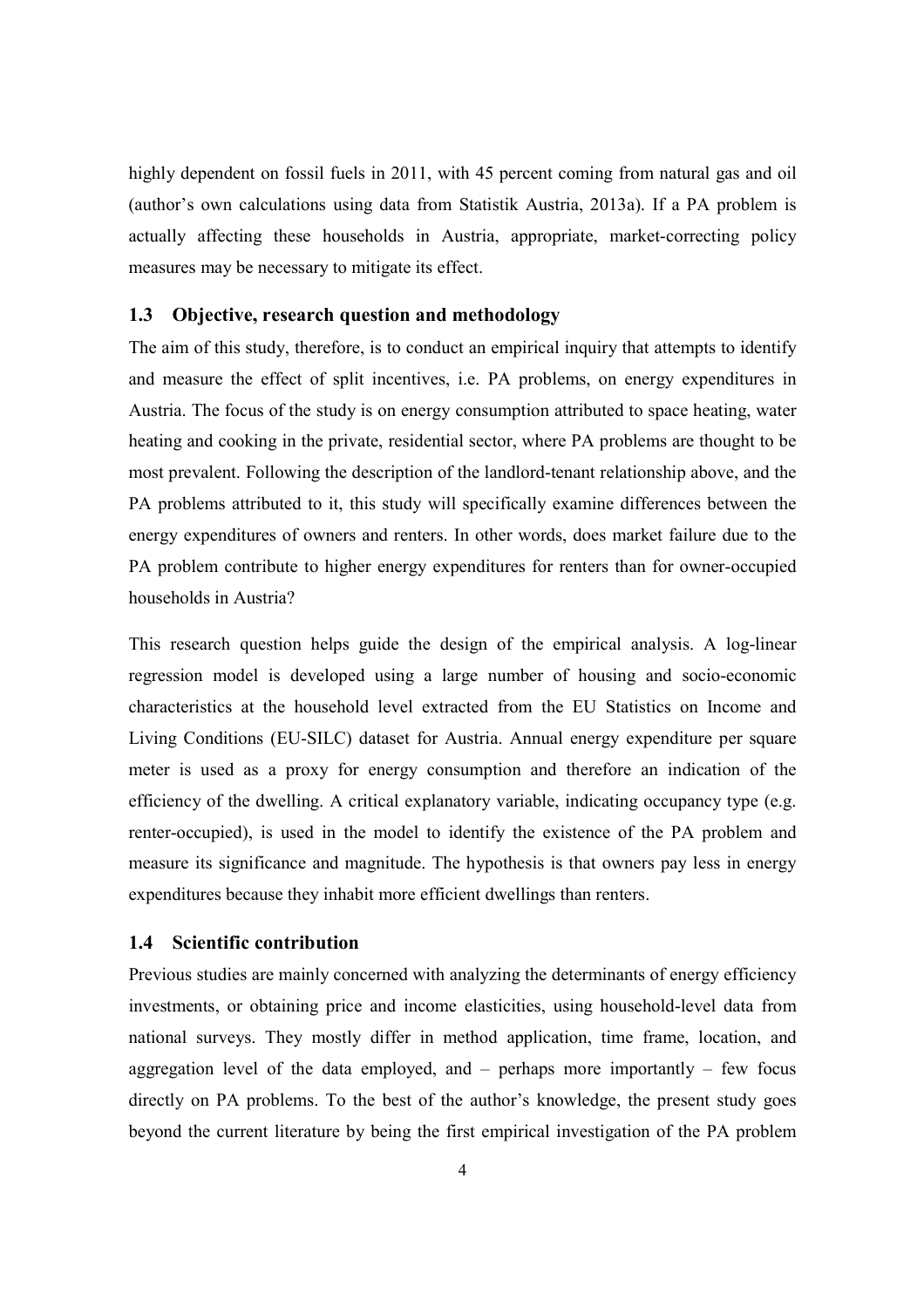highly dependent on fossil fuels in 2011, with 45 percent coming from natural gas and oil (author's own calculations using data from Statistik Austria, 2013a). If a PA problem is actually affecting these households in Austria, appropriate, market-correcting policy measures may be necessary to mitigate its effect.

## 1.3 Objective, research question and methodology

The aim of this study, therefore, is to conduct an empirical inquiry that attempts to identify and measure the effect of split incentives, i.e. PA problems, on energy expenditures in Austria. The focus of the study is on energy consumption attributed to space heating, water heating and cooking in the private, residential sector, where PA problems are thought to be most prevalent. Following the description of the landlord-tenant relationship above, and the PA problems attributed to it, this study will specifically examine differences between the energy expenditures of owners and renters. In other words, does market failure due to the PA problem contribute to higher energy expenditures for renters than for owner-occupied households in Austria?

This research question helps guide the design of the empirical analysis. A log-linear regression model is developed using a large number of housing and socio-economic characteristics at the household level extracted from the EU Statistics on Income and Living Conditions (EU-SILC) dataset for Austria. Annual energy expenditure per square meter is used as a proxy for energy consumption and therefore an indication of the efficiency of the dwelling. A critical explanatory variable, indicating occupancy type (e.g. renter-occupied), is used in the model to identify the existence of the PA problem and measure its significance and magnitude. The hypothesis is that owners pay less in energy expenditures because they inhabit more efficient dwellings than renters.

## 1.4 Scientific contribution

Previous studies are mainly concerned with analyzing the determinants of energy efficiency investments, or obtaining price and income elasticities, using household-level data from national surveys. They mostly differ in method application, time frame, location, and aggregation level of the data employed, and – perhaps more importantly – few focus directly on PA problems. To the best of the author's knowledge, the present study goes beyond the current literature by being the first empirical investigation of the PA problem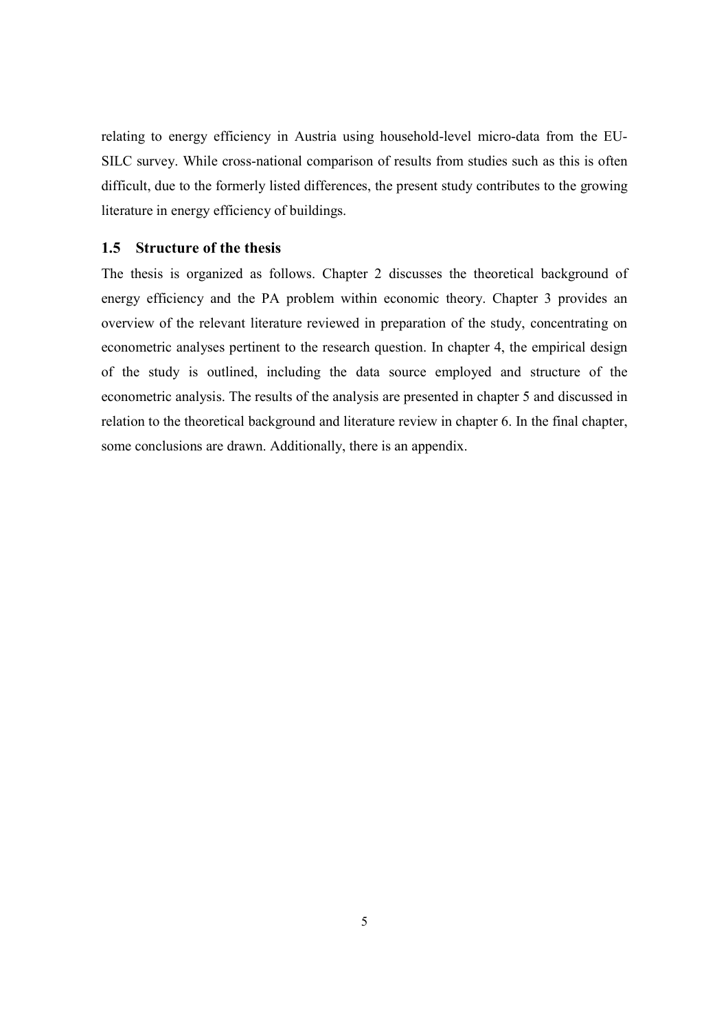relating to energy efficiency in Austria using household-level micro-data from the EU-SILC survey. While cross-national comparison of results from studies such as this is often difficult, due to the formerly listed differences, the present study contributes to the growing literature in energy efficiency of buildings.

### 1.5 Structure of the thesis

The thesis is organized as follows. Chapter 2 discusses the theoretical background of energy efficiency and the PA problem within economic theory. Chapter 3 provides an overview of the relevant literature reviewed in preparation of the study, concentrating on econometric analyses pertinent to the research question. In chapter 4, the empirical design of the study is outlined, including the data source employed and structure of the econometric analysis. The results of the analysis are presented in chapter 5 and discussed in relation to the theoretical background and literature review in chapter 6. In the final chapter, some conclusions are drawn. Additionally, there is an appendix.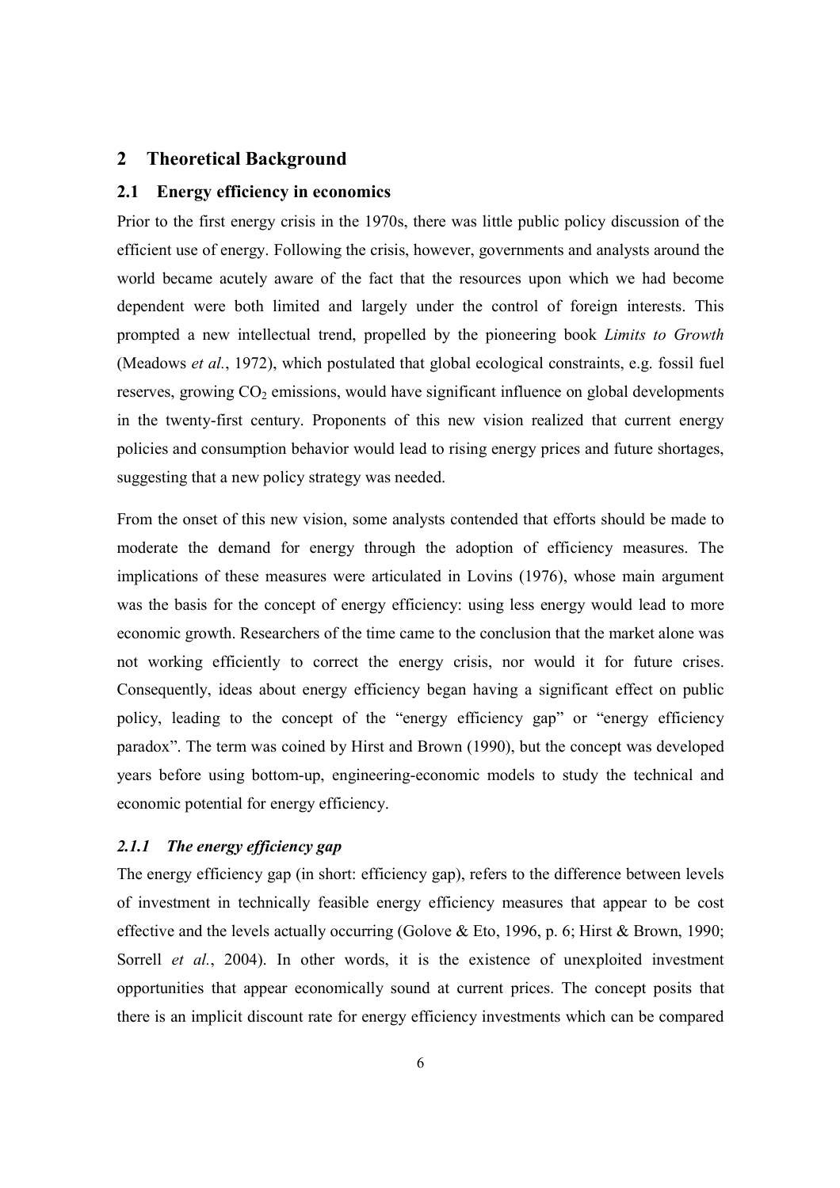# 2 Theoretical Background

## 2.1 Energy efficiency in economics

Prior to the first energy crisis in the 1970s, there was little public policy discussion of the efficient use of energy. Following the crisis, however, governments and analysts around the world became acutely aware of the fact that the resources upon which we had become dependent were both limited and largely under the control of foreign interests. This prompted a new intellectual trend, propelled by the pioneering book *Limits to Growth* (Meadows *et al.*, 1972), which postulated that global ecological constraints, e.g. fossil fuel reserves, growing $CO_2$ emissions, would have significant influence on global developments in the twenty-first century. Proponents of this new vision realized that current energy policies and consumption behavior would lead to rising energy prices and future shortages, suggesting that a new policy strategy was needed.

From the onset of this new vision, some analysts contended that efforts should be made to moderate the demand for energy through the adoption of efficiency measures. The implications of these measures were articulated in Lovins (1976), whose main argument was the basis for the concept of energy efficiency: using less energy would lead to more economic growth. Researchers of the time came to the conclusion that the market alone was not working efficiently to correct the energy crisis, nor would it for future crises. Consequently, ideas about energy efficiency began having a significant effect on public policy, leading to the concept of the "energy efficiency gap" or "energy efficiency paradox". The term was coined by Hirst and Brown (1990), but the concept was developed years before using bottom-up, engineering-economic models to study the technical and economic potential for energy efficiency.

### *2.1.1 The energy efficiency gap*

The energy efficiency gap (in short: efficiency gap), refers to the difference between levels of investment in technically feasible energy efficiency measures that appear to be cost effective and the levels actually occurring (Golove & Eto, 1996, p. 6; Hirst & Brown, 1990; Sorrell *et al.*, 2004). In other words, it is the existence of unexploited investment opportunities that appear economically sound at current prices. The concept posits that there is an implicit discount rate for energy efficiency investments which can be compared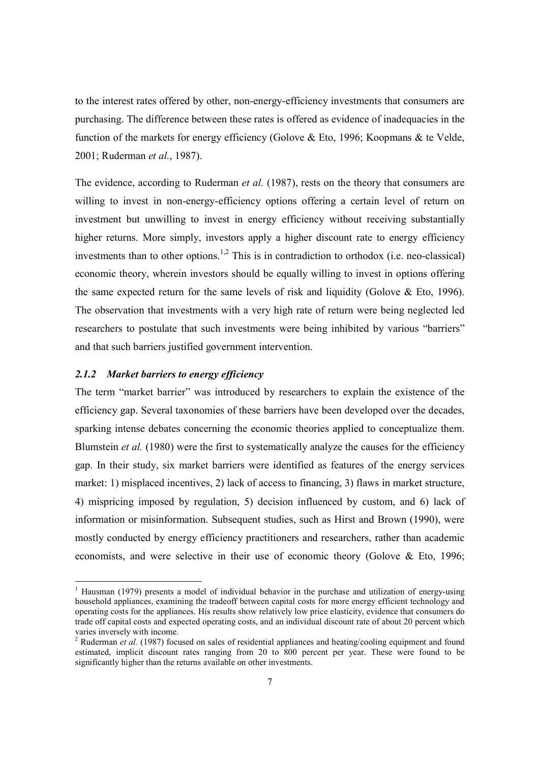to the interest rates offered by other, non-energy-efficiency investments that consumers are purchasing. The difference between these rates is offered as evidence of inadequacies in the function of the markets for energy efficiency (Golove & Eto, 1996; Koopmans & te Velde, 2001; Ruderman *et al.*, 1987).

The evidence, according to Ruderman *et al.* (1987), rests on the theory that consumers are willing to invest in non-energy-efficiency options offering a certain level of return on investment but unwilling to invest in energy efficiency without receiving substantially higher returns. More simply, investors apply a higher discount rate to energy efficiency investments than to other options.[1,2] This is in contradiction to orthodox (i.e. neo-classical) economic theory, wherein investors should be equally willing to invest in options offering the same expected return for the same levels of risk and liquidity (Golove & Eto, 1996). The observation that investments with a very high rate of return were being neglected led researchers to postulate that such investments were being inhibited by various "barriers" and that such barriers justified government intervention.

### *2.1.2 Market barriers to energy efficiency*

The term "market barrier" was introduced by researchers to explain the existence of the efficiency gap. Several taxonomies of these barriers have been developed over the decades, sparking intense debates concerning the economic theories applied to conceptualize them. Blumstein *et al.* (1980) were the first to systematically analyze the causes for the efficiency gap. In their study, six market barriers were identified as features of the energy services market: 1) misplaced incentives, 2) lack of access to financing, 3) flaws in market structure, 4) mispricing imposed by regulation, 5) decision influenced by custom, and 6) lack of information or misinformation. Subsequent studies, such as Hirst and Brown (1990), were mostly conducted by energy efficiency practitioners and researchers, rather than academic economists, and were selective in their use of economic theory (Golove & Eto, 1996;

---

[1] Hausman (1979) presents a model of individual behavior in the purchase and utilization of energy-using household appliances, examining the tradeoff between capital costs for more energy efficient technology and operating costs for the appliances. His results show relatively low price elasticity, evidence that consumers do trade off capital costs and expected operating costs, and an individual discount rate of about 20 percent which varies inversely with income.

[2] Ruderman *et al.* (1987) focused on sales of residential appliances and heating/cooling equipment and found estimated, implicit discount rates ranging from 20 to 800 percent per year. These were found to be significantly higher than the returns available on other investments.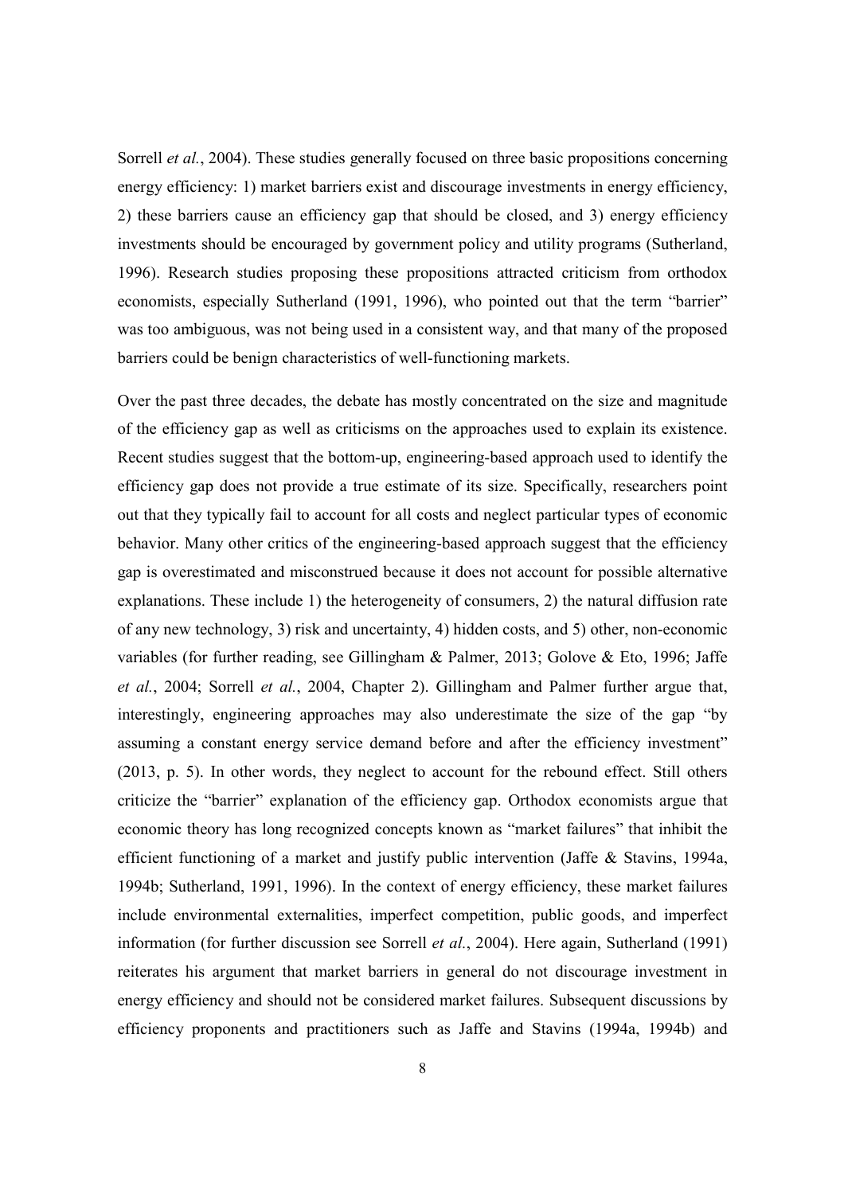Sorrell *et al.*, 2004). These studies generally focused on three basic propositions concerning energy efficiency: 1) market barriers exist and discourage investments in energy efficiency, 2) these barriers cause an efficiency gap that should be closed, and 3) energy efficiency investments should be encouraged by government policy and utility programs (Sutherland, 1996). Research studies proposing these propositions attracted criticism from orthodox economists, especially Sutherland (1991, 1996), who pointed out that the term "barrier" was too ambiguous, was not being used in a consistent way, and that many of the proposed barriers could be benign characteristics of well-functioning markets.

Over the past three decades, the debate has mostly concentrated on the size and magnitude of the efficiency gap as well as criticisms on the approaches used to explain its existence. Recent studies suggest that the bottom-up, engineering-based approach used to identify the efficiency gap does not provide a true estimate of its size. Specifically, researchers point out that they typically fail to account for all costs and neglect particular types of economic behavior. Many other critics of the engineering-based approach suggest that the efficiency gap is overestimated and misconstrued because it does not account for possible alternative explanations. These include 1) the heterogeneity of consumers, 2) the natural diffusion rate of any new technology, 3) risk and uncertainty, 4) hidden costs, and 5) other, non-economic variables (for further reading, see Gillingham & Palmer, 2013; Golove & Eto, 1996; Jaffe *et al.*, 2004; Sorrell *et al.*, 2004, Chapter 2). Gillingham and Palmer further argue that, interestingly, engineering approaches may also underestimate the size of the gap "by assuming a constant energy service demand before and after the efficiency investment" (2013, p. 5). In other words, they neglect to account for the rebound effect. Still others criticize the "barrier" explanation of the efficiency gap. Orthodox economists argue that economic theory has long recognized concepts known as "market failures" that inhibit the efficient functioning of a market and justify public intervention (Jaffe & Stavins, 1994a, 1994b; Sutherland, 1991, 1996). In the context of energy efficiency, these market failures include environmental externalities, imperfect competition, public goods, and imperfect information (for further discussion see Sorrell *et al.*, 2004). Here again, Sutherland (1991) reiterates his argument that market barriers in general do not discourage investment in energy efficiency and should not be considered market failures. Subsequent discussions by efficiency proponents and practitioners such as Jaffe and Stavins (1994a, 1994b) and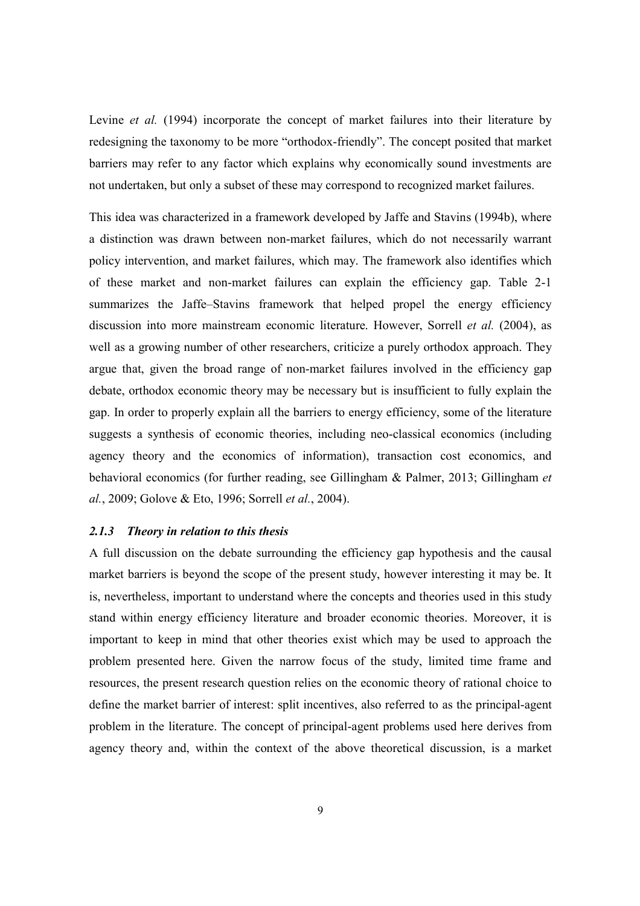Levine *et al.* (1994) incorporate the concept of market failures into their literature by redesigning the taxonomy to be more "orthodox-friendly". The concept posited that market barriers may refer to any factor which explains why economically sound investments are not undertaken, but only a subset of these may correspond to recognized market failures.

This idea was characterized in a framework developed by Jaffe and Stavins (1994b), where a distinction was drawn between non-market failures, which do not necessarily warrant policy intervention, and market failures, which may. The framework also identifies which of these market and non-market failures can explain the efficiency gap. Table 2-1 summarizes the Jaffe–Stavins framework that helped propel the energy efficiency discussion into more mainstream economic literature. However, Sorrell *et al.* (2004), as well as a growing number of other researchers, criticize a purely orthodox approach. They argue that, given the broad range of non-market failures involved in the efficiency gap debate, orthodox economic theory may be necessary but is insufficient to fully explain the gap. In order to properly explain all the barriers to energy efficiency, some of the literature suggests a synthesis of economic theories, including neo-classical economics (including agency theory and the economics of information), transaction cost economics, and behavioral economics (for further reading, see Gillingham & Palmer, 2013; Gillingham *et al.*, 2009; Golove & Eto, 1996; Sorrell *et al.*, 2004).

### *2.1.3 Theory in relation to this thesis*

A full discussion on the debate surrounding the efficiency gap hypothesis and the causal market barriers is beyond the scope of the present study, however interesting it may be. It is, nevertheless, important to understand where the concepts and theories used in this study stand within energy efficiency literature and broader economic theories. Moreover, it is important to keep in mind that other theories exist which may be used to approach the problem presented here. Given the narrow focus of the study, limited time frame and resources, the present research question relies on the economic theory of rational choice to define the market barrier of interest: split incentives, also referred to as the principal-agent problem in the literature. The concept of principal-agent problems used here derives from agency theory and, within the context of the above theoretical discussion, is a market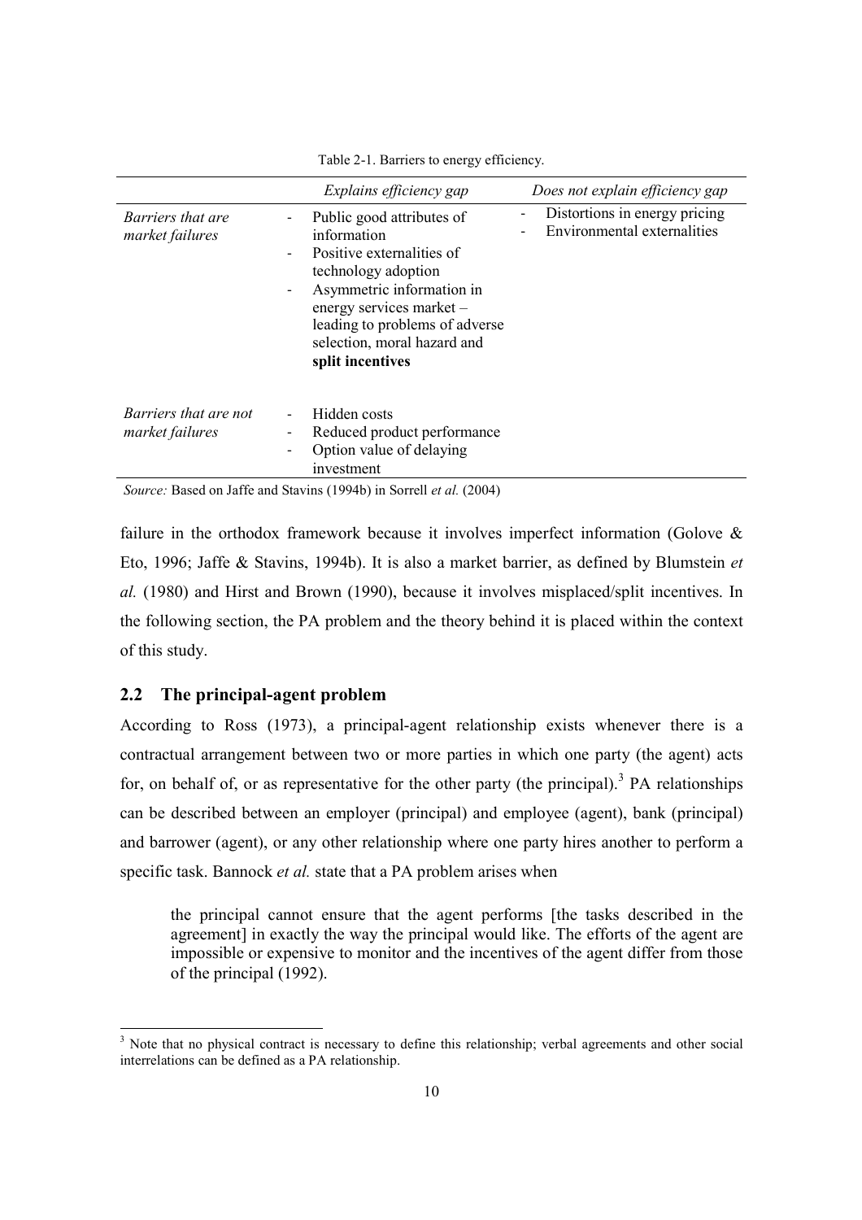Table 2-1. Barriers to energy efficiency.

| | *Explains efficiency gap* | *Does not explain efficiency gap* |
|---|---|---|
| *Barriers that are market failures* | - Public good attributes of information<br>- Positive externalities of technology adoption<br>- Asymmetric information in energy services market – leading to problems of adverse selection, moral hazard and **split incentives** | - Distortions in energy pricing<br>- Environmental externalities |
| *Barriers that are not market failures* | - Hidden costs<br>- Reduced product performance<br>- Option value of delaying investment | |

*Source:* Based on Jaffe and Stavins (1994b) in Sorrell *et al.* (2004)

failure in the orthodox framework because it involves imperfect information (Golove & Eto, 1996; Jaffe & Stavins, 1994b). It is also a market barrier, as defined by Blumstein *et al.* (1980) and Hirst and Brown (1990), because it involves misplaced/split incentives. In the following section, the PA problem and the theory behind it is placed within the context of this study.

## 2.2 The principal-agent problem

According to Ross (1973), a principal-agent relationship exists whenever there is a contractual arrangement between two or more parties in which one party (the agent) acts for, on behalf of, or as representative for the other party (the principal).[3] PA relationships can be described between an employer (principal) and employee (agent), bank (principal) and barrower (agent), or any other relationship where one party hires another to perform a specific task. Bannock *et al.* state that a PA problem arises when

> the principal cannot ensure that the agent performs [the tasks described in the agreement] in exactly the way the principal would like. The efforts of the agent are impossible or expensive to monitor and the incentives of the agent differ from those of the principal (1992).

[3] Note that no physical contract is necessary to define this relationship; verbal agreements and other social interrelations can be defined as a PA relationship.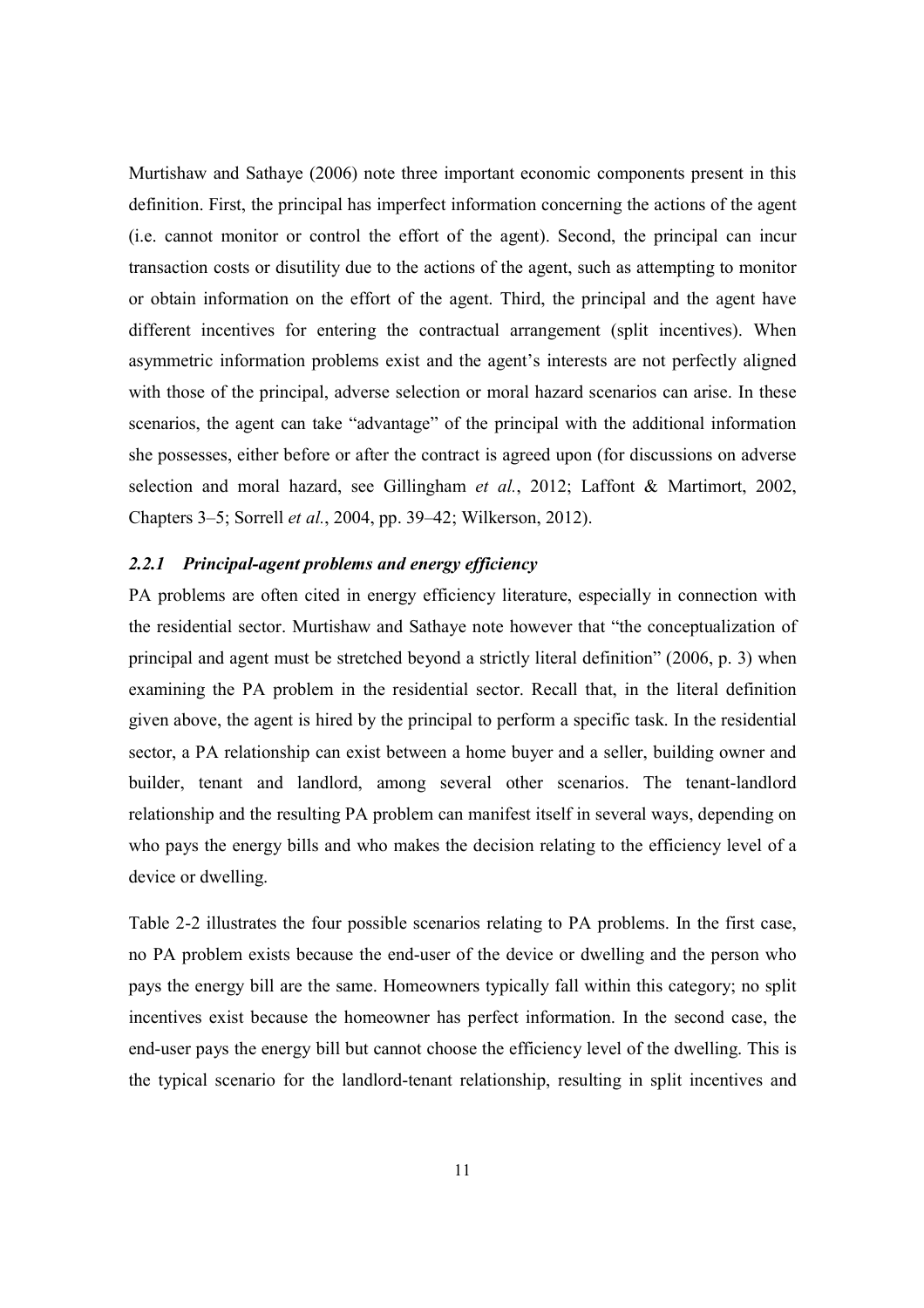Murtishaw and Sathaye (2006) note three important economic components present in this definition. First, the principal has imperfect information concerning the actions of the agent (i.e. cannot monitor or control the effort of the agent). Second, the principal can incur transaction costs or disutility due to the actions of the agent, such as attempting to monitor or obtain information on the effort of the agent. Third, the principal and the agent have different incentives for entering the contractual arrangement (split incentives). When asymmetric information problems exist and the agent's interests are not perfectly aligned with those of the principal, adverse selection or moral hazard scenarios can arise. In these scenarios, the agent can take "advantage" of the principal with the additional information she possesses, either before or after the contract is agreed upon (for discussions on adverse selection and moral hazard, see Gillingham *et al.*, 2012; Laffont & Martimort, 2002, Chapters 3–5; Sorrell *et al.*, 2004, pp. 39–42; Wilkerson, 2012).

### *2.2.1 Principal-agent problems and energy efficiency*

PA problems are often cited in energy efficiency literature, especially in connection with the residential sector. Murtishaw and Sathaye note however that "the conceptualization of principal and agent must be stretched beyond a strictly literal definition" (2006, p. 3) when examining the PA problem in the residential sector. Recall that, in the literal definition given above, the agent is hired by the principal to perform a specific task. In the residential sector, a PA relationship can exist between a home buyer and a seller, building owner and builder, tenant and landlord, among several other scenarios. The tenant-landlord relationship and the resulting PA problem can manifest itself in several ways, depending on who pays the energy bills and who makes the decision relating to the efficiency level of a device or dwelling.

Table 2-2 illustrates the four possible scenarios relating to PA problems. In the first case, no PA problem exists because the end-user of the device or dwelling and the person who pays the energy bill are the same. Homeowners typically fall within this category; no split incentives exist because the homeowner has perfect information. In the second case, the end-user pays the energy bill but cannot choose the efficiency level of the dwelling. This is the typical scenario for the landlord-tenant relationship, resulting in split incentives and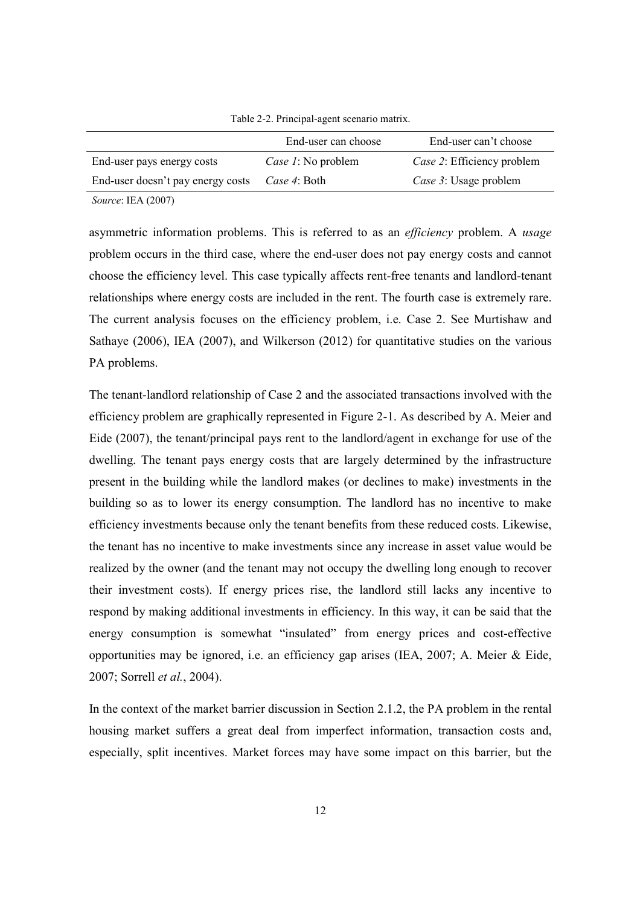Table 2-2. Principal-agent scenario matrix.

| | End-user can choose | End-user can't choose |
|---|---|---|
| End-user pays energy costs | *Case 1*: No problem | *Case 2*: Efficiency problem |
| End-user doesn't pay energy costs | *Case 4*: Both | *Case 3*: Usage problem |

*Source*: IEA (2007)

asymmetric information problems. This is referred to as an *efficiency* problem. A *usage* problem occurs in the third case, where the end-user does not pay energy costs and cannot choose the efficiency level. This case typically affects rent-free tenants and landlord-tenant relationships where energy costs are included in the rent. The fourth case is extremely rare. The current analysis focuses on the efficiency problem, i.e. Case 2. See Murtishaw and Sathaye (2006), IEA (2007), and Wilkerson (2012) for quantitative studies on the various PA problems.

The tenant-landlord relationship of Case 2 and the associated transactions involved with the efficiency problem are graphically represented in Figure 2-1. As described by A. Meier and Eide (2007), the tenant/principal pays rent to the landlord/agent in exchange for use of the dwelling. The tenant pays energy costs that are largely determined by the infrastructure present in the building while the landlord makes (or declines to make) investments in the building so as to lower its energy consumption. The landlord has no incentive to make efficiency investments because only the tenant benefits from these reduced costs. Likewise, the tenant has no incentive to make investments since any increase in asset value would be realized by the owner (and the tenant may not occupy the dwelling long enough to recover their investment costs). If energy prices rise, the landlord still lacks any incentive to respond by making additional investments in efficiency. In this way, it can be said that the energy consumption is somewhat "insulated" from energy prices and cost-effective opportunities may be ignored, i.e. an efficiency gap arises (IEA, 2007; A. Meier & Eide, 2007; Sorrell *et al.*, 2004).

In the context of the market barrier discussion in Section 2.1.2, the PA problem in the rental housing market suffers a great deal from imperfect information, transaction costs and, especially, split incentives. Market forces may have some impact on this barrier, but the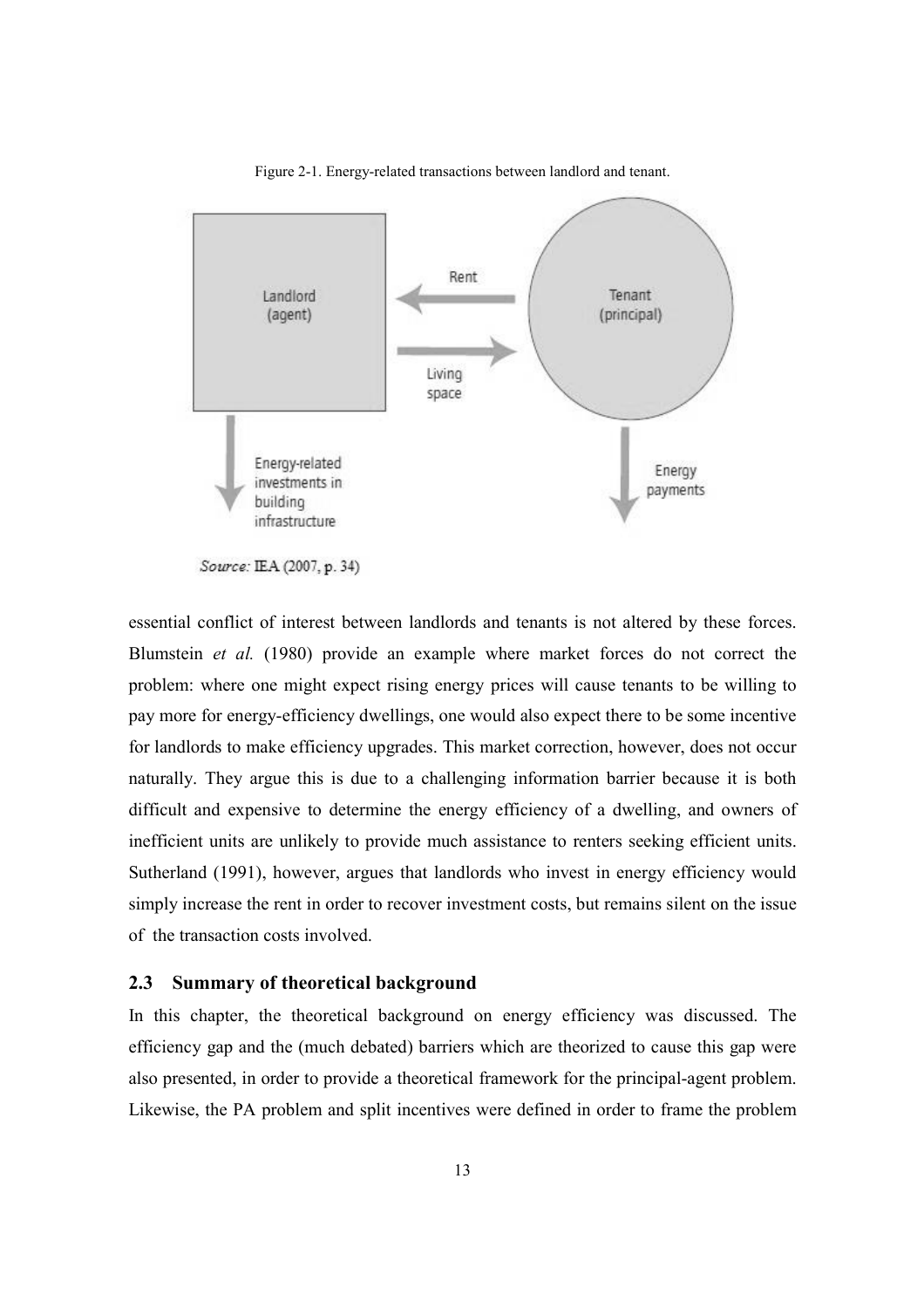Figure 2-1. Energy-related transactions between landlord and tenant.

*Source:* IEA (2007, p. 34)

essential conflict of interest between landlords and tenants is not altered by these forces. Blumstein *et al.* (1980) provide an example where market forces do not correct the problem: where one might expect rising energy prices will cause tenants to be willing to pay more for energy-efficiency dwellings, one would also expect there to be some incentive for landlords to make efficiency upgrades. This market correction, however, does not occur naturally. They argue this is due to a challenging information barrier because it is both difficult and expensive to determine the energy efficiency of a dwelling, and owners of inefficient units are unlikely to provide much assistance to renters seeking efficient units. Sutherland (1991), however, argues that landlords who invest in energy efficiency would simply increase the rent in order to recover investment costs, but remains silent on the issue of the transaction costs involved.

## 2.3 Summary of theoretical background

In this chapter, the theoretical background on energy efficiency was discussed. The efficiency gap and the (much debated) barriers which are theorized to cause this gap were also presented, in order to provide a theoretical framework for the principal-agent problem. Likewise, the PA problem and split incentives were defined in order to frame the problem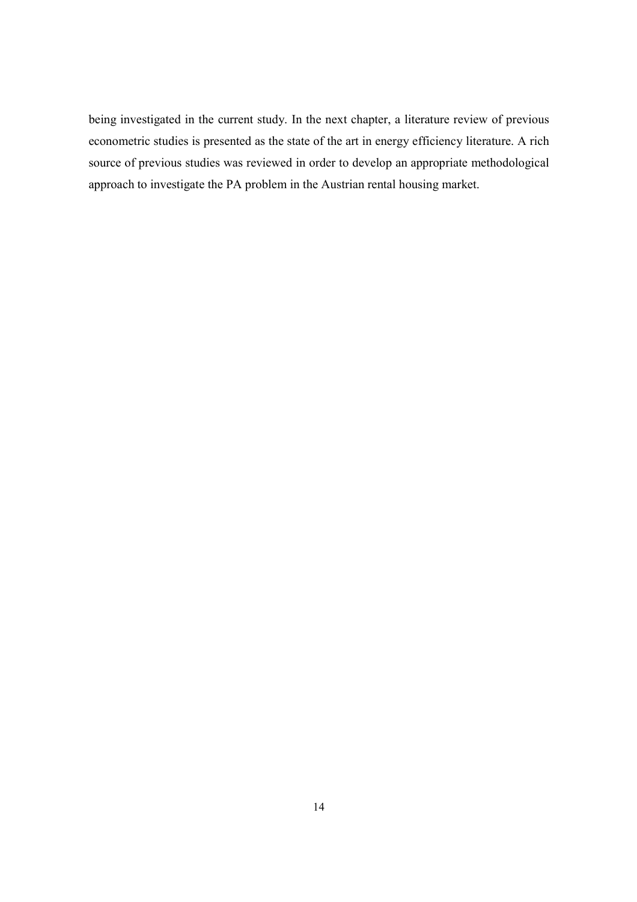being investigated in the current study. In the next chapter, a literature review of previous econometric studies is presented as the state of the art in energy efficiency literature. A rich source of previous studies was reviewed in order to develop an appropriate methodological approach to investigate the PA problem in the Austrian rental housing market.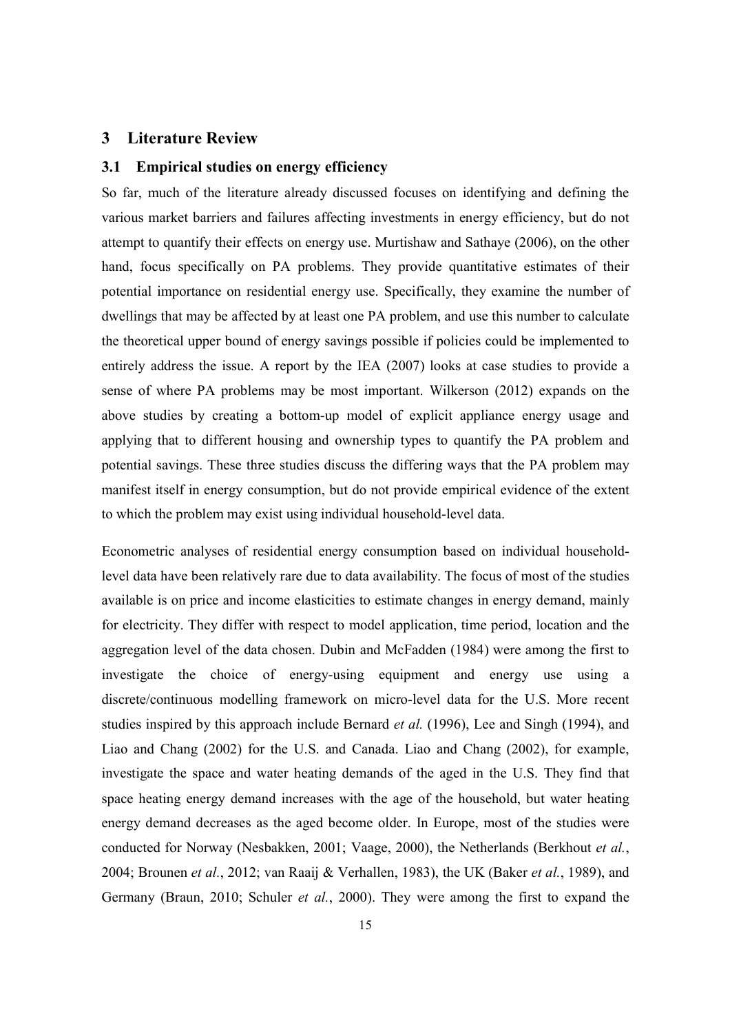# 3 Literature Review

## 3.1 Empirical studies on energy efficiency

So far, much of the literature already discussed focuses on identifying and defining the various market barriers and failures affecting investments in energy efficiency, but do not attempt to quantify their effects on energy use. Murtishaw and Sathaye (2006), on the other hand, focus specifically on PA problems. They provide quantitative estimates of their potential importance on residential energy use. Specifically, they examine the number of dwellings that may be affected by at least one PA problem, and use this number to calculate the theoretical upper bound of energy savings possible if policies could be implemented to entirely address the issue. A report by the IEA (2007) looks at case studies to provide a sense of where PA problems may be most important. Wilkerson (2012) expands on the above studies by creating a bottom-up model of explicit appliance energy usage and applying that to different housing and ownership types to quantify the PA problem and potential savings. These three studies discuss the differing ways that the PA problem may manifest itself in energy consumption, but do not provide empirical evidence of the extent to which the problem may exist using individual household-level data.

Econometric analyses of residential energy consumption based on individual household-level data have been relatively rare due to data availability. The focus of most of the studies available is on price and income elasticities to estimate changes in energy demand, mainly for electricity. They differ with respect to model application, time period, location and the aggregation level of the data chosen. Dubin and McFadden (1984) were among the first to investigate the choice of energy-using equipment and energy use using a discrete/continuous modelling framework on micro-level data for the U.S. More recent studies inspired by this approach include Bernard *et al.* (1996), Lee and Singh (1994), and Liao and Chang (2002) for the U.S. and Canada. Liao and Chang (2002), for example, investigate the space and water heating demands of the aged in the U.S. They find that space heating energy demand increases with the age of the household, but water heating energy demand decreases as the aged become older. In Europe, most of the studies were conducted for Norway (Nesbakken, 2001; Vaage, 2000), the Netherlands (Berkhout *et al.*, 2004; Brounen *et al.*, 2012; van Raaij & Verhallen, 1983), the UK (Baker *et al.*, 1989), and Germany (Braun, 2010; Schuler *et al.*, 2000). They were among the first to expand the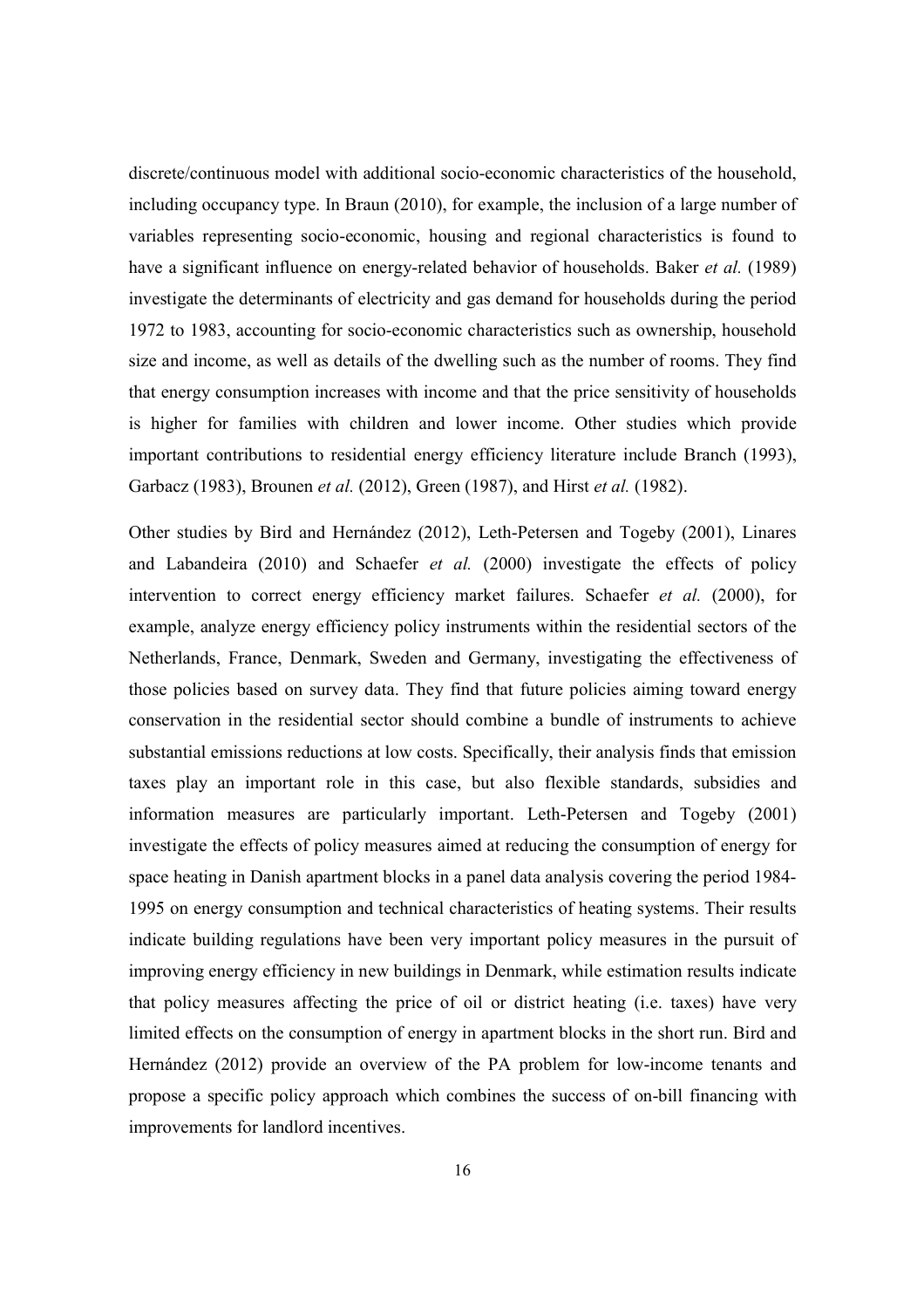discrete/continuous model with additional socio-economic characteristics of the household, including occupancy type. In Braun (2010), for example, the inclusion of a large number of variables representing socio-economic, housing and regional characteristics is found to have a significant influence on energy-related behavior of households. Baker *et al.* (1989) investigate the determinants of electricity and gas demand for households during the period 1972 to 1983, accounting for socio-economic characteristics such as ownership, household size and income, as well as details of the dwelling such as the number of rooms. They find that energy consumption increases with income and that the price sensitivity of households is higher for families with children and lower income. Other studies which provide important contributions to residential energy efficiency literature include Branch (1993), Garbacz (1983), Brounen *et al.* (2012), Green (1987), and Hirst *et al.* (1982).

Other studies by Bird and Hernández (2012), Leth-Petersen and Togeby (2001), Linares and Labandeira (2010) and Schaefer *et al.* (2000) investigate the effects of policy intervention to correct energy efficiency market failures. Schaefer *et al.* (2000), for example, analyze energy efficiency policy instruments within the residential sectors of the Netherlands, France, Denmark, Sweden and Germany, investigating the effectiveness of those policies based on survey data. They find that future policies aiming toward energy conservation in the residential sector should combine a bundle of instruments to achieve substantial emissions reductions at low costs. Specifically, their analysis finds that emission taxes play an important role in this case, but also flexible standards, subsidies and information measures are particularly important. Leth-Petersen and Togeby (2001) investigate the effects of policy measures aimed at reducing the consumption of energy for space heating in Danish apartment blocks in a panel data analysis covering the period 1984-1995 on energy consumption and technical characteristics of heating systems. Their results indicate building regulations have been very important policy measures in the pursuit of improving energy efficiency in new buildings in Denmark, while estimation results indicate that policy measures affecting the price of oil or district heating (i.e. taxes) have very limited effects on the consumption of energy in apartment blocks in the short run. Bird and Hernández (2012) provide an overview of the PA problem for low-income tenants and propose a specific policy approach which combines the success of on-bill financing with improvements for landlord incentives.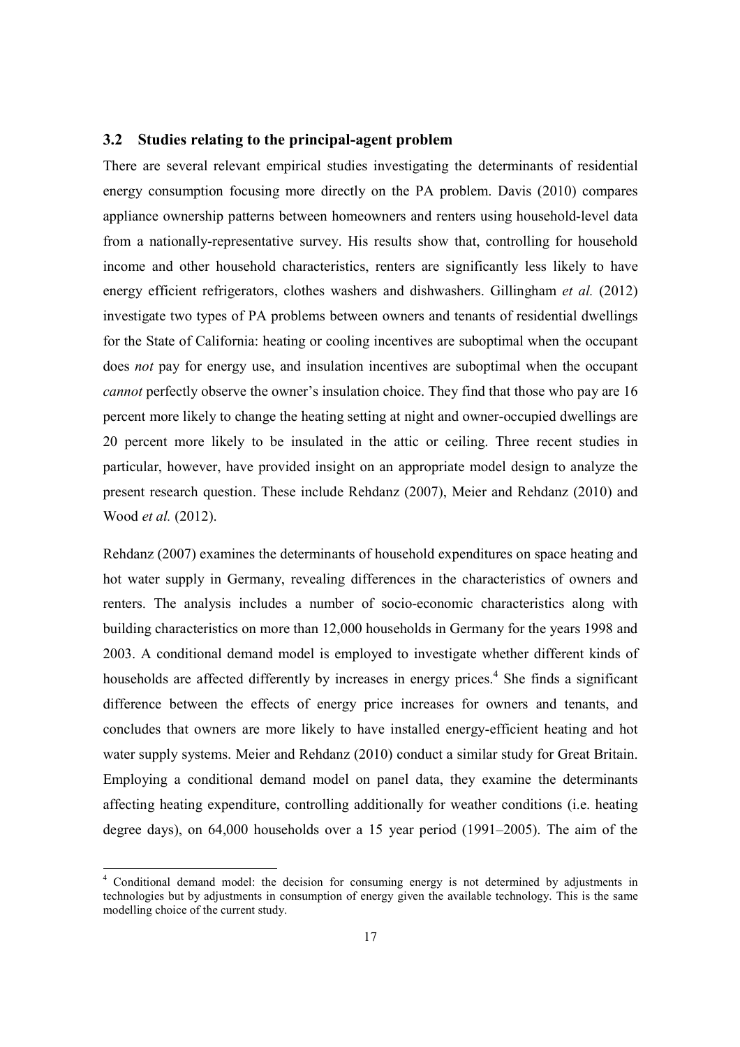### 3.2 Studies relating to the principal-agent problem

There are several relevant empirical studies investigating the determinants of residential energy consumption focusing more directly on the PA problem. Davis (2010) compares appliance ownership patterns between homeowners and renters using household-level data from a nationally-representative survey. His results show that, controlling for household income and other household characteristics, renters are significantly less likely to have energy efficient refrigerators, clothes washers and dishwashers. Gillingham *et al.* (2012) investigate two types of PA problems between owners and tenants of residential dwellings for the State of California: heating or cooling incentives are suboptimal when the occupant does *not* pay for energy use, and insulation incentives are suboptimal when the occupant *cannot* perfectly observe the owner's insulation choice. They find that those who pay are 16 percent more likely to change the heating setting at night and owner-occupied dwellings are 20 percent more likely to be insulated in the attic or ceiling. Three recent studies in particular, however, have provided insight on an appropriate model design to analyze the present research question. These include Rehdanz (2007), Meier and Rehdanz (2010) and Wood *et al.* (2012).

Rehdanz (2007) examines the determinants of household expenditures on space heating and hot water supply in Germany, revealing differences in the characteristics of owners and renters. The analysis includes a number of socio-economic characteristics along with building characteristics on more than 12,000 households in Germany for the years 1998 and 2003. A conditional demand model is employed to investigate whether different kinds of households are affected differently by increases in energy prices.[4] She finds a significant difference between the effects of energy price increases for owners and tenants, and concludes that owners are more likely to have installed energy-efficient heating and hot water supply systems. Meier and Rehdanz (2010) conduct a similar study for Great Britain. Employing a conditional demand model on panel data, they examine the determinants affecting heating expenditure, controlling additionally for weather conditions (i.e. heating degree days), on 64,000 households over a 15 year period (1991–2005). The aim of the

[4] Conditional demand model: the decision for consuming energy is not determined by adjustments in technologies but by adjustments in consumption of energy given the available technology. This is the same modelling choice of the current study.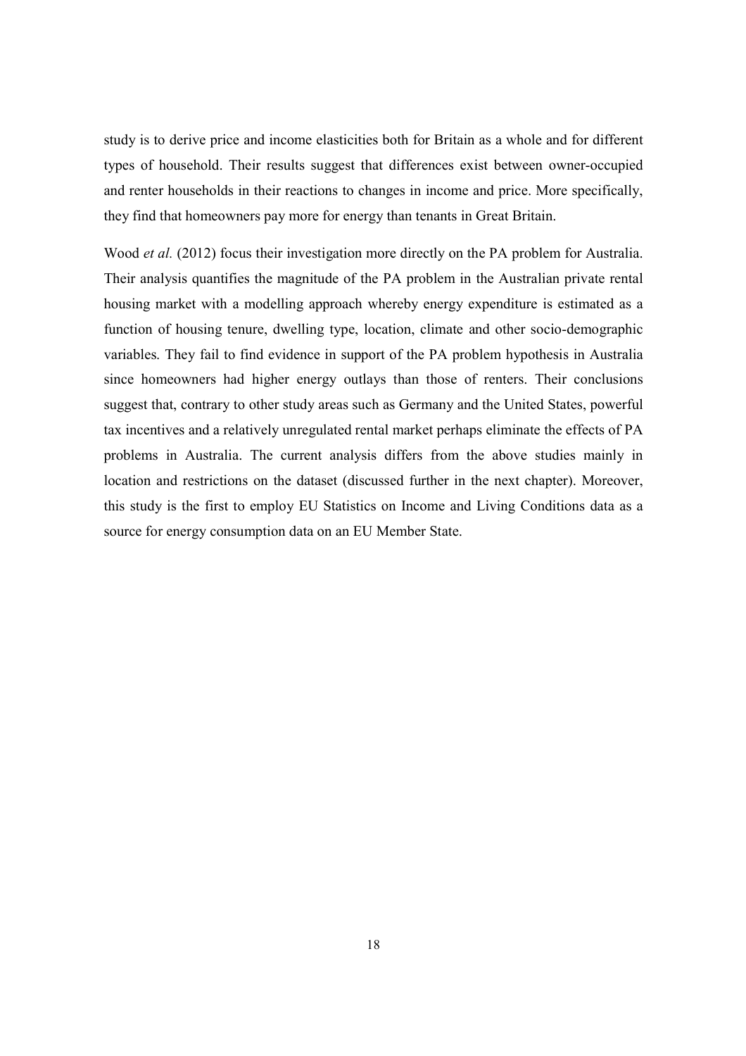study is to derive price and income elasticities both for Britain as a whole and for different types of household. Their results suggest that differences exist between owner-occupied and renter households in their reactions to changes in income and price. More specifically, they find that homeowners pay more for energy than tenants in Great Britain.

Wood *et al.* (2012) focus their investigation more directly on the PA problem for Australia. Their analysis quantifies the magnitude of the PA problem in the Australian private rental housing market with a modelling approach whereby energy expenditure is estimated as a function of housing tenure, dwelling type, location, climate and other socio-demographic variables. They fail to find evidence in support of the PA problem hypothesis in Australia since homeowners had higher energy outlays than those of renters. Their conclusions suggest that, contrary to other study areas such as Germany and the United States, powerful tax incentives and a relatively unregulated rental market perhaps eliminate the effects of PA problems in Australia. The current analysis differs from the above studies mainly in location and restrictions on the dataset (discussed further in the next chapter). Moreover, this study is the first to employ EU Statistics on Income and Living Conditions data as a source for energy consumption data on an EU Member State.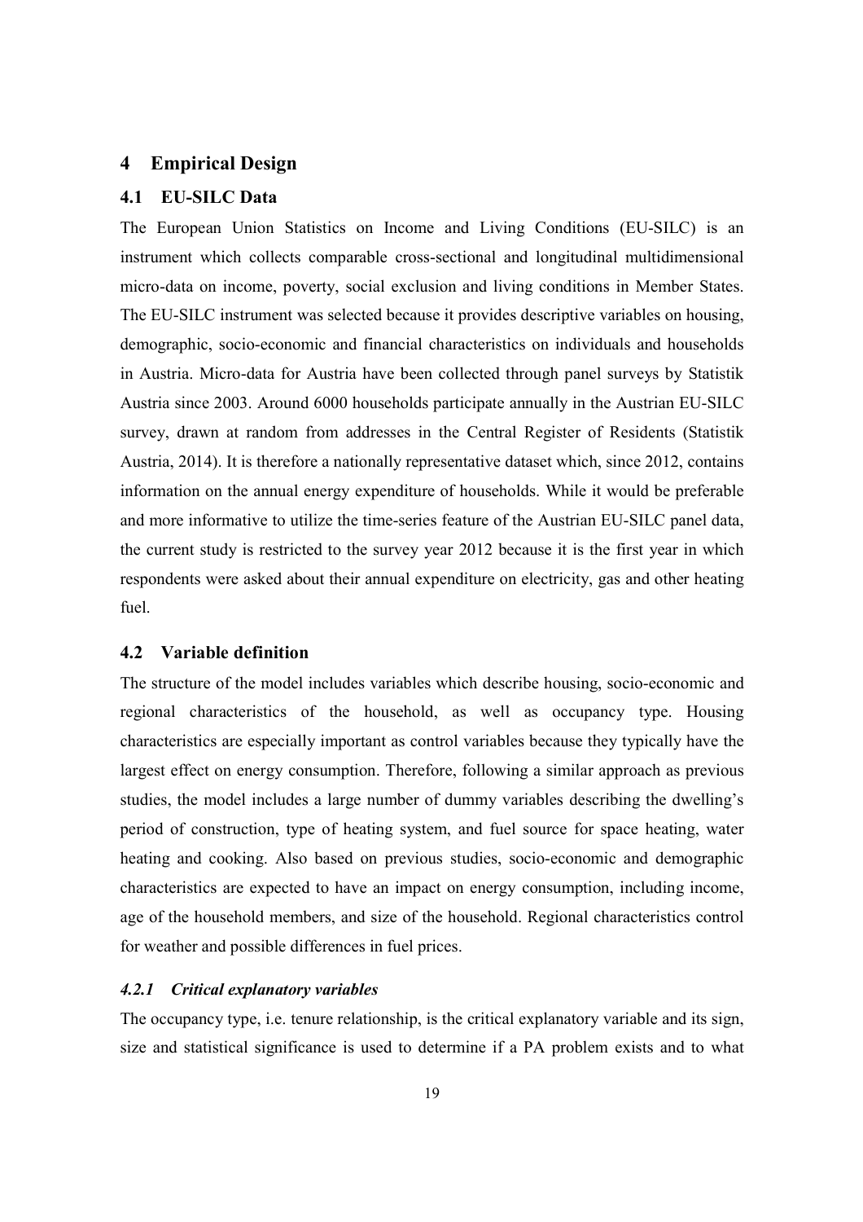# 4 Empirical Design

## 4.1 EU-SILC Data

The European Union Statistics on Income and Living Conditions (EU-SILC) is an instrument which collects comparable cross-sectional and longitudinal multidimensional micro-data on income, poverty, social exclusion and living conditions in Member States. The EU-SILC instrument was selected because it provides descriptive variables on housing, demographic, socio-economic and financial characteristics on individuals and households in Austria. Micro-data for Austria have been collected through panel surveys by Statistik Austria since 2003. Around 6000 households participate annually in the Austrian EU-SILC survey, drawn at random from addresses in the Central Register of Residents (Statistik Austria, 2014). It is therefore a nationally representative dataset which, since 2012, contains information on the annual energy expenditure of households. While it would be preferable and more informative to utilize the time-series feature of the Austrian EU-SILC panel data, the current study is restricted to the survey year 2012 because it is the first year in which respondents were asked about their annual expenditure on electricity, gas and other heating fuel.

## 4.2 Variable definition

The structure of the model includes variables which describe housing, socio-economic and regional characteristics of the household, as well as occupancy type. Housing characteristics are especially important as control variables because they typically have the largest effect on energy consumption. Therefore, following a similar approach as previous studies, the model includes a large number of dummy variables describing the dwelling's period of construction, type of heating system, and fuel source for space heating, water heating and cooking. Also based on previous studies, socio-economic and demographic characteristics are expected to have an impact on energy consumption, including income, age of the household members, and size of the household. Regional characteristics control for weather and possible differences in fuel prices.

### *4.2.1 Critical explanatory variables*

The occupancy type, i.e. tenure relationship, is the critical explanatory variable and its sign, size and statistical significance is used to determine if a PA problem exists and to what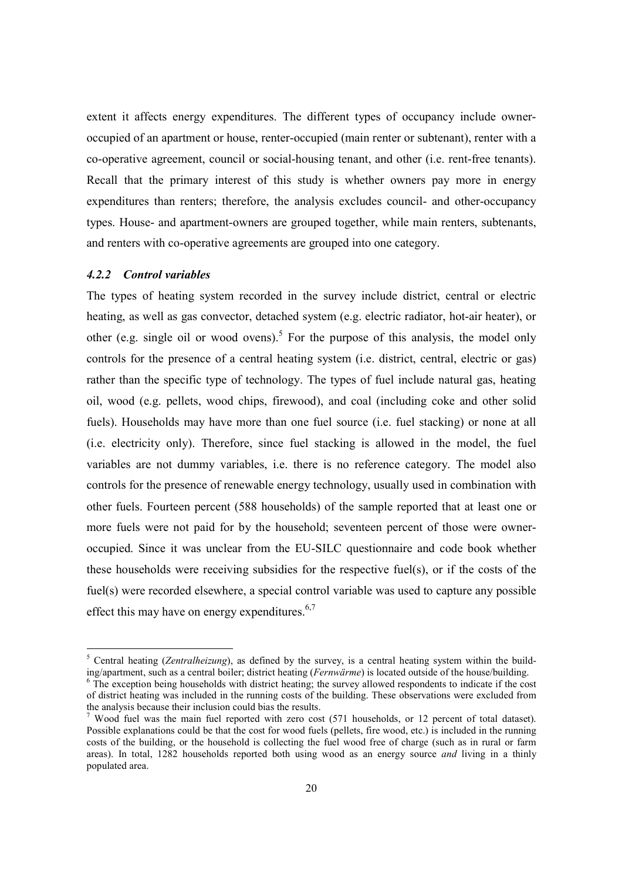extent it affects energy expenditures. The different types of occupancy include owner-occupied of an apartment or house, renter-occupied (main renter or subtenant), renter with a co-operative agreement, council or social-housing tenant, and other (i.e. rent-free tenants). Recall that the primary interest of this study is whether owners pay more in energy expenditures than renters; therefore, the analysis excludes council- and other-occupancy types. House- and apartment-owners are grouped together, while main renters, subtenants, and renters with co-operative agreements are grouped into one category.

### *4.2.2 Control variables*

The types of heating system recorded in the survey include district, central or electric heating, as well as gas convector, detached system (e.g. electric radiator, hot-air heater), or other (e.g. single oil or wood ovens).[5] For the purpose of this analysis, the model only controls for the presence of a central heating system (i.e. district, central, electric or gas) rather than the specific type of technology. The types of fuel include natural gas, heating oil, wood (e.g. pellets, wood chips, firewood), and coal (including coke and other solid fuels). Households may have more than one fuel source (i.e. fuel stacking) or none at all (i.e. electricity only). Therefore, since fuel stacking is allowed in the model, the fuel variables are not dummy variables, i.e. there is no reference category. The model also controls for the presence of renewable energy technology, usually used in combination with other fuels. Fourteen percent (588 households) of the sample reported that at least one or more fuels were not paid for by the household; seventeen percent of those were owner-occupied. Since it was unclear from the EU-SILC questionnaire and code book whether these households were receiving subsidies for the respective fuel(s), or if the costs of the fuel(s) were recorded elsewhere, a special control variable was used to capture any possible effect this may have on energy expenditures.[6,7]

---

[5] Central heating (*Zentralheizung*), as defined by the survey, is a central heating system within the building/apartment, such as a central boiler; district heating (*Fernwärme*) is located outside of the house/building.

[6] The exception being households with district heating; the survey allowed respondents to indicate if the cost of district heating was included in the running costs of the building. These observations were excluded from the analysis because their inclusion could bias the results.

[7] Wood fuel was the main fuel reported with zero cost (571 households, or 12 percent of total dataset). Possible explanations could be that the cost for wood fuels (pellets, fire wood, etc.) is included in the running costs of the building, or the household is collecting the fuel wood free of charge (such as in rural or farm areas). In total, 1282 households reported both using wood as an energy source *and* living in a thinly populated area.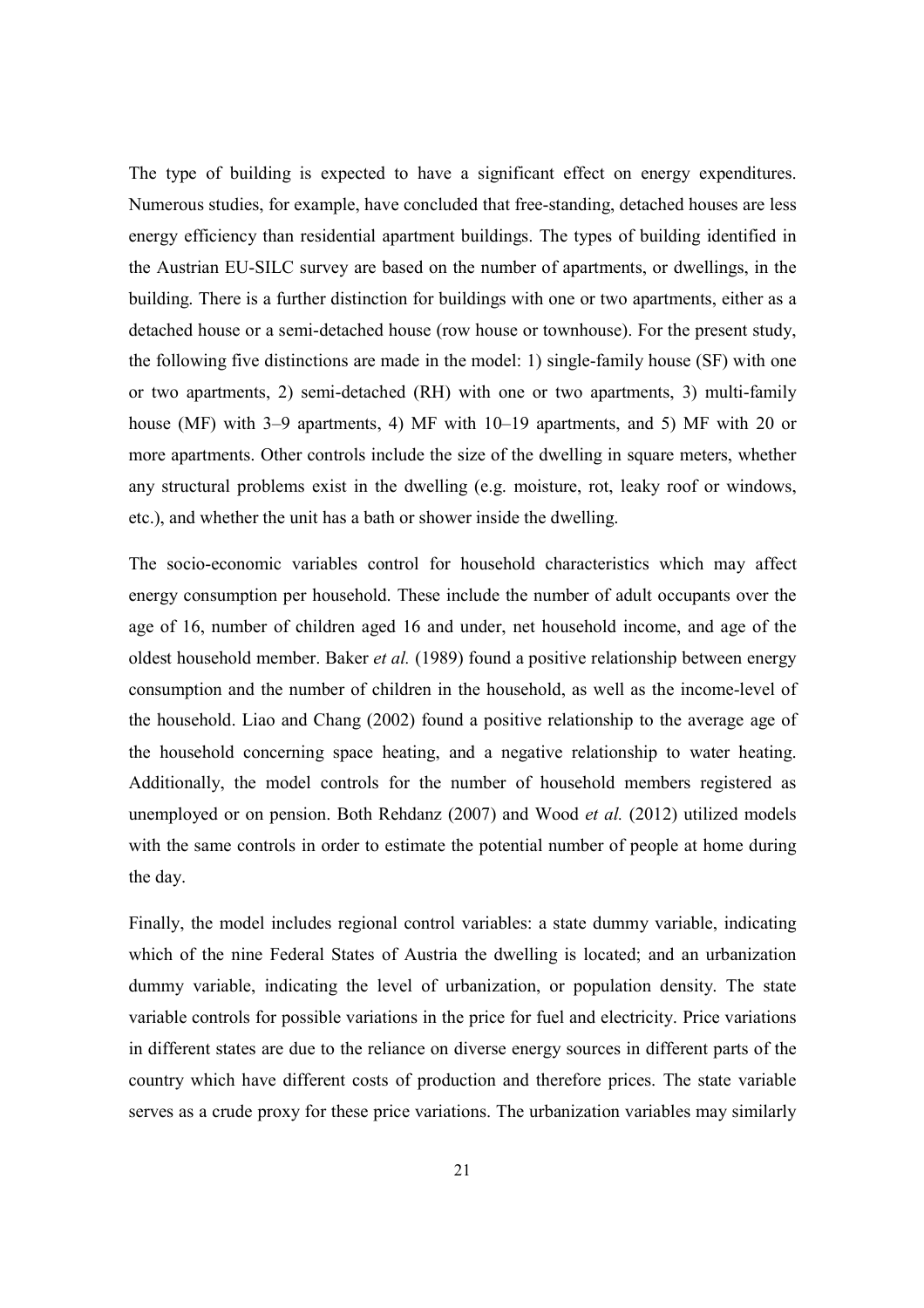The type of building is expected to have a significant effect on energy expenditures. Numerous studies, for example, have concluded that free-standing, detached houses are less energy efficiency than residential apartment buildings. The types of building identified in the Austrian EU-SILC survey are based on the number of apartments, or dwellings, in the building. There is a further distinction for buildings with one or two apartments, either as a detached house or a semi-detached house (row house or townhouse). For the present study, the following five distinctions are made in the model: 1) single-family house (SF) with one or two apartments, 2) semi-detached (RH) with one or two apartments, 3) multi-family house (MF) with 3–9 apartments, 4) MF with 10–19 apartments, and 5) MF with 20 or more apartments. Other controls include the size of the dwelling in square meters, whether any structural problems exist in the dwelling (e.g. moisture, rot, leaky roof or windows, etc.), and whether the unit has a bath or shower inside the dwelling.

The socio-economic variables control for household characteristics which may affect energy consumption per household. These include the number of adult occupants over the age of 16, number of children aged 16 and under, net household income, and age of the oldest household member. Baker *et al.* (1989) found a positive relationship between energy consumption and the number of children in the household, as well as the income-level of the household. Liao and Chang (2002) found a positive relationship to the average age of the household concerning space heating, and a negative relationship to water heating. Additionally, the model controls for the number of household members registered as unemployed or on pension. Both Rehdanz (2007) and Wood *et al.* (2012) utilized models with the same controls in order to estimate the potential number of people at home during the day.

Finally, the model includes regional control variables: a state dummy variable, indicating which of the nine Federal States of Austria the dwelling is located; and an urbanization dummy variable, indicating the level of urbanization, or population density. The state variable controls for possible variations in the price for fuel and electricity. Price variations in different states are due to the reliance on diverse energy sources in different parts of the country which have different costs of production and therefore prices. The state variable serves as a crude proxy for these price variations. The urbanization variables may similarly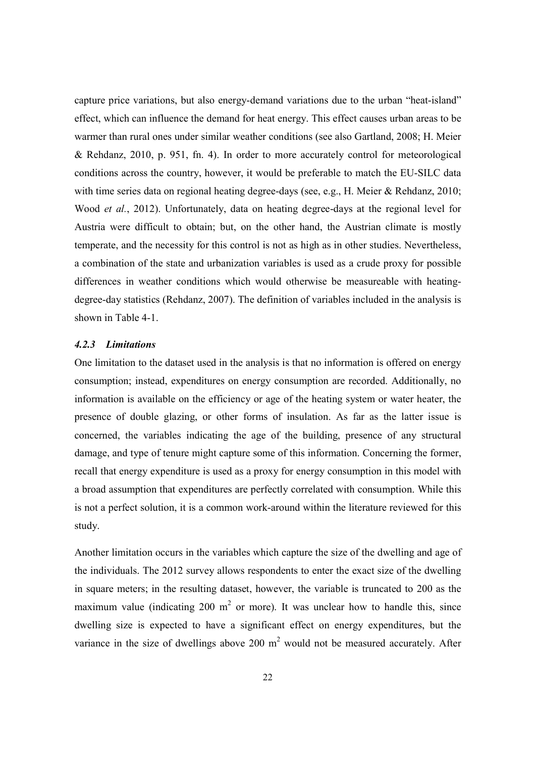capture price variations, but also energy-demand variations due to the urban "heat-island" effect, which can influence the demand for heat energy. This effect causes urban areas to be warmer than rural ones under similar weather conditions (see also Gartland, 2008; H. Meier & Rehdanz, 2010, p. 951, fn. 4). In order to more accurately control for meteorological conditions across the country, however, it would be preferable to match the EU-SILC data with time series data on regional heating degree-days (see, e.g., H. Meier & Rehdanz, 2010; Wood *et al.*, 2012). Unfortunately, data on heating degree-days at the regional level for Austria were difficult to obtain; but, on the other hand, the Austrian climate is mostly temperate, and the necessity for this control is not as high as in other studies. Nevertheless, a combination of the state and urbanization variables is used as a crude proxy for possible differences in weather conditions which would otherwise be measureable with heating-degree-day statistics (Rehdanz, 2007). The definition of variables included in the analysis is shown in Table 4-1.

### *4.2.3 Limitations*

One limitation to the dataset used in the analysis is that no information is offered on energy consumption; instead, expenditures on energy consumption are recorded. Additionally, no information is available on the efficiency or age of the heating system or water heater, the presence of double glazing, or other forms of insulation. As far as the latter issue is concerned, the variables indicating the age of the building, presence of any structural damage, and type of tenure might capture some of this information. Concerning the former, recall that energy expenditure is used as a proxy for energy consumption in this model with a broad assumption that expenditures are perfectly correlated with consumption. While this is not a perfect solution, it is a common work-around within the literature reviewed for this study.

Another limitation occurs in the variables which capture the size of the dwelling and age of the individuals. The 2012 survey allows respondents to enter the exact size of the dwelling in square meters; in the resulting dataset, however, the variable is truncated to 200 as the maximum value (indicating 200 $m^2$ or more). It was unclear how to handle this, since dwelling size is expected to have a significant effect on energy expenditures, but the variance in the size of dwellings above 200 $m^2$ would not be measured accurately. After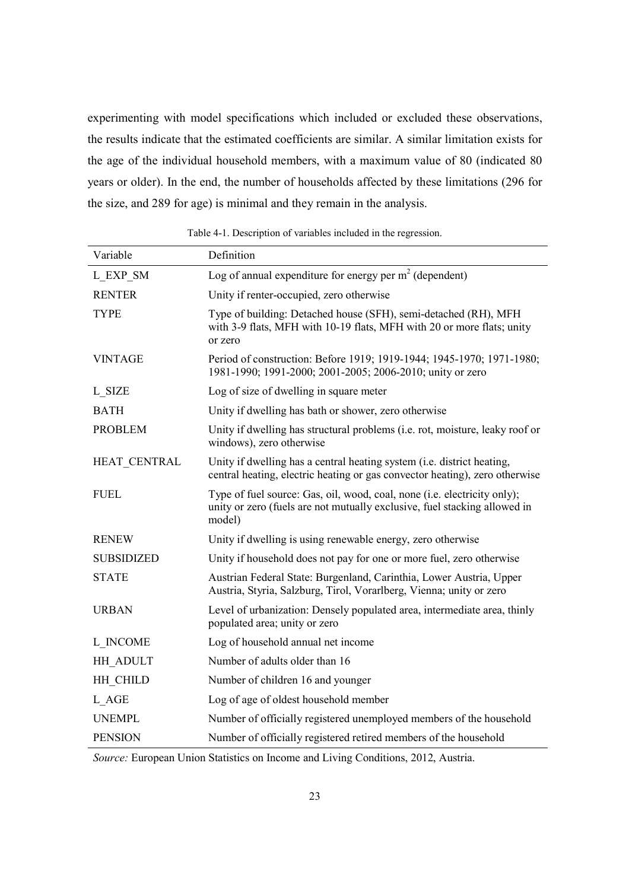experimenting with model specifications which included or excluded these observations, the results indicate that the estimated coefficients are similar. A similar limitation exists for the age of the individual household members, with a maximum value of 80 (indicated 80 years or older). In the end, the number of households affected by these limitations (296 for the size, and 289 for age) is minimal and they remain in the analysis.

Table 4-1. Description of variables included in the regression.

| Variable | Definition |
|---|---|
| L_EXP_SM | Log of annual expenditure for energy per $m^2$ (dependent) |
| RENTER | Unity if renter-occupied, zero otherwise |
| TYPE | Type of building: Detached house (SFH), semi-detached (RH), MFH with 3-9 flats, MFH with 10-19 flats, MFH with 20 or more flats; unity or zero |
| VINTAGE | Period of construction: Before 1919; 1919-1944; 1945-1970; 1971-1980; 1981-1990; 1991-2000; 2001-2005; 2006-2010; unity or zero |
| L_SIZE | Log of size of dwelling in square meter |
| BATH | Unity if dwelling has bath or shower, zero otherwise |
| PROBLEM | Unity if dwelling has structural problems (i.e. rot, moisture, leaky roof or windows), zero otherwise |
| HEAT_CENTRAL | Unity if dwelling has a central heating system (i.e. district heating, central heating, electric heating or gas convector heating), zero otherwise |
| FUEL | Type of fuel source: Gas, oil, wood, coal, none (i.e. electricity only); unity or zero (fuels are not mutually exclusive, fuel stacking allowed in model) |
| RENEW | Unity if dwelling is using renewable energy, zero otherwise |
| SUBSIDIZED | Unity if household does not pay for one or more fuel, zero otherwise |
| STATE | Austrian Federal State: Burgenland, Carinthia, Lower Austria, Upper Austria, Styria, Salzburg, Tirol, Vorarlberg, Vienna; unity or zero |
| URBAN | Level of urbanization: Densely populated area, intermediate area, thinly populated area; unity or zero |
| L_INCOME | Log of household annual net income |
| HH_ADULT | Number of adults older than 16 |
| HH_CHILD | Number of children 16 and younger |
| L_AGE | Log of age of oldest household member |
| UNEMPL | Number of officially registered unemployed members of the household |
| PENSION | Number of officially registered retired members of the household |

*Source:* European Union Statistics on Income and Living Conditions, 2012, Austria.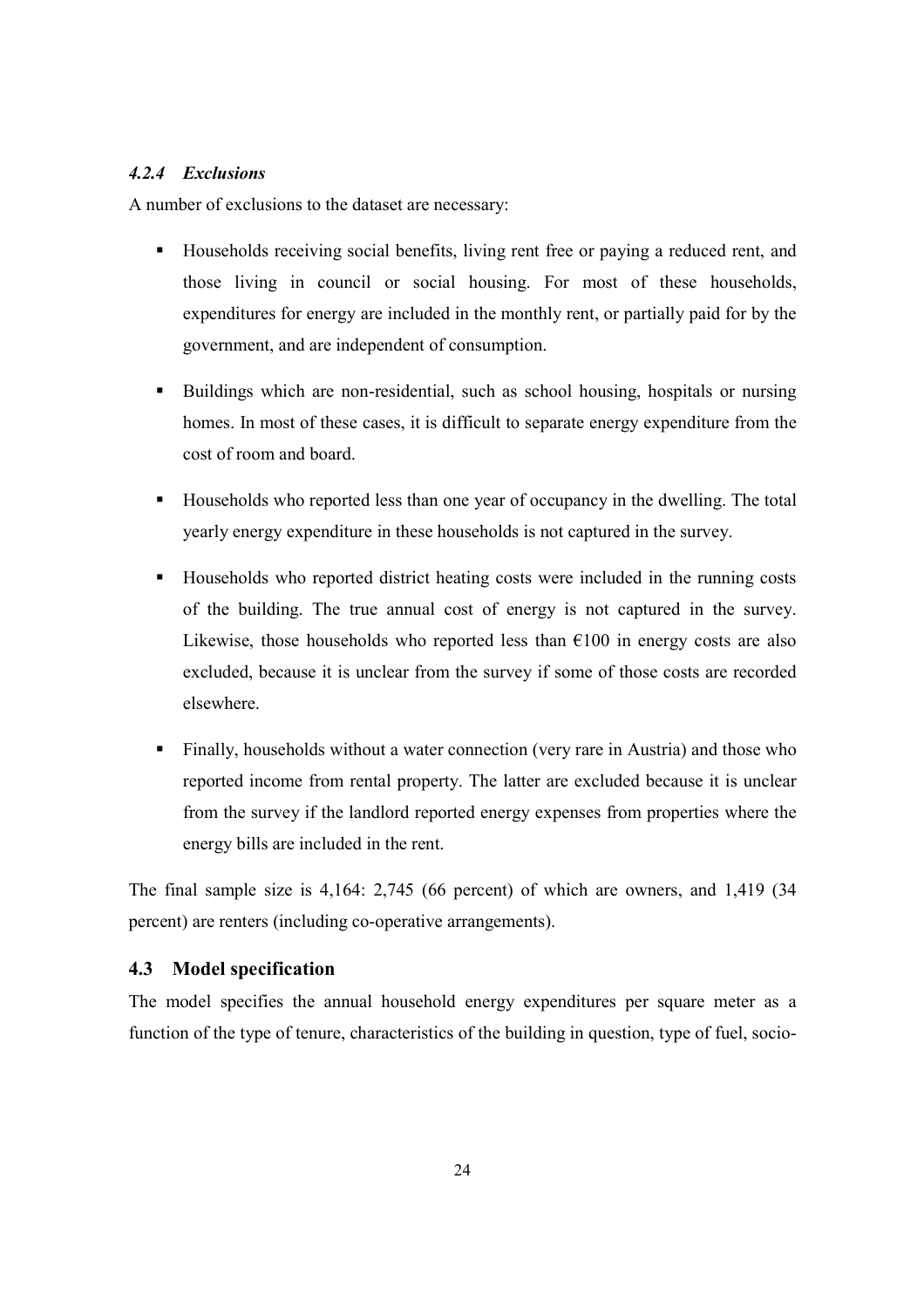#### *4.2.4 Exclusions*

A number of exclusions to the dataset are necessary:

- Households receiving social benefits, living rent free or paying a reduced rent, and those living in council or social housing. For most of these households, expenditures for energy are included in the monthly rent, or partially paid for by the government, and are independent of consumption.
- Buildings which are non-residential, such as school housing, hospitals or nursing homes. In most of these cases, it is difficult to separate energy expenditure from the cost of room and board.
- Households who reported less than one year of occupancy in the dwelling. The total yearly energy expenditure in these households is not captured in the survey.
- Households who reported district heating costs were included in the running costs of the building. The true annual cost of energy is not captured in the survey. Likewise, those households who reported less than €100 in energy costs are also excluded, because it is unclear from the survey if some of those costs are recorded elsewhere.
- Finally, households without a water connection (very rare in Austria) and those who reported income from rental property. The latter are excluded because it is unclear from the survey if the landlord reported energy expenses from properties where the energy bills are included in the rent.

The final sample size is 4,164: 2,745 (66 percent) of which are owners, and 1,419 (34 percent) are renters (including co-operative arrangements).

### 4.3 Model specification

The model specifies the annual household energy expenditures per square meter as a function of the type of tenure, characteristics of the building in question, type of fuel, socio-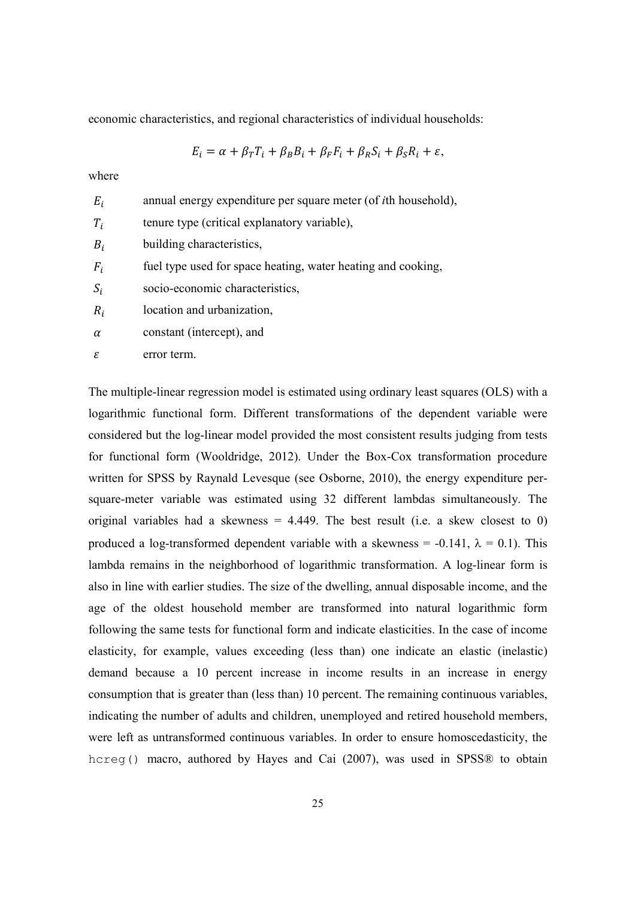economic characteristics, and regional characteristics of individual households:

$$E_i = \alpha + \beta_T T_i + \beta_B B_i + \beta_F F_i + \beta_R S_i + \beta_S R_i + \varepsilon,$$

where

| | |
|---|---|
| $E_i$ | annual energy expenditure per square meter (of *i*th household), |
| $T_i$ | tenure type (critical explanatory variable), |
| $B_i$ | building characteristics, |
| $F_i$ | fuel type used for space heating, water heating and cooking, |
| $S_i$ | socio-economic characteristics, |
| $R_i$ | location and urbanization, |
| $\alpha$ | constant (intercept), and |
| $\varepsilon$ | error term. |

The multiple-linear regression model is estimated using ordinary least squares (OLS) with a logarithmic functional form. Different transformations of the dependent variable were considered but the log-linear model provided the most consistent results judging from tests for functional form (Wooldridge, 2012). Under the Box-Cox transformation procedure written for SPSS by Raynald Levesque (see Osborne, 2010), the energy expenditure per-square-meter variable was estimated using 32 different lambdas simultaneously. The original variables had a skewness = 4.449. The best result (i.e. a skew closest to 0) produced a log-transformed dependent variable with a skewness = -0.141, $\lambda$ = 0.1). This lambda remains in the neighborhood of logarithmic transformation. A log-linear form is also in line with earlier studies. The size of the dwelling, annual disposable income, and the age of the oldest household member are transformed into natural logarithmic form following the same tests for functional form and indicate elasticities. In the case of income elasticity, for example, values exceeding (less than) one indicate an elastic (inelastic) demand because a 10 percent increase in income results in an increase in energy consumption that is greater than (less than) 10 percent. The remaining continuous variables, indicating the number of adults and children, unemployed and retired household members, were left as untransformed continuous variables. In order to ensure homoscedasticity, the `hcreg()` macro, authored by Hayes and Cai (2007), was used in SPSS® to obtain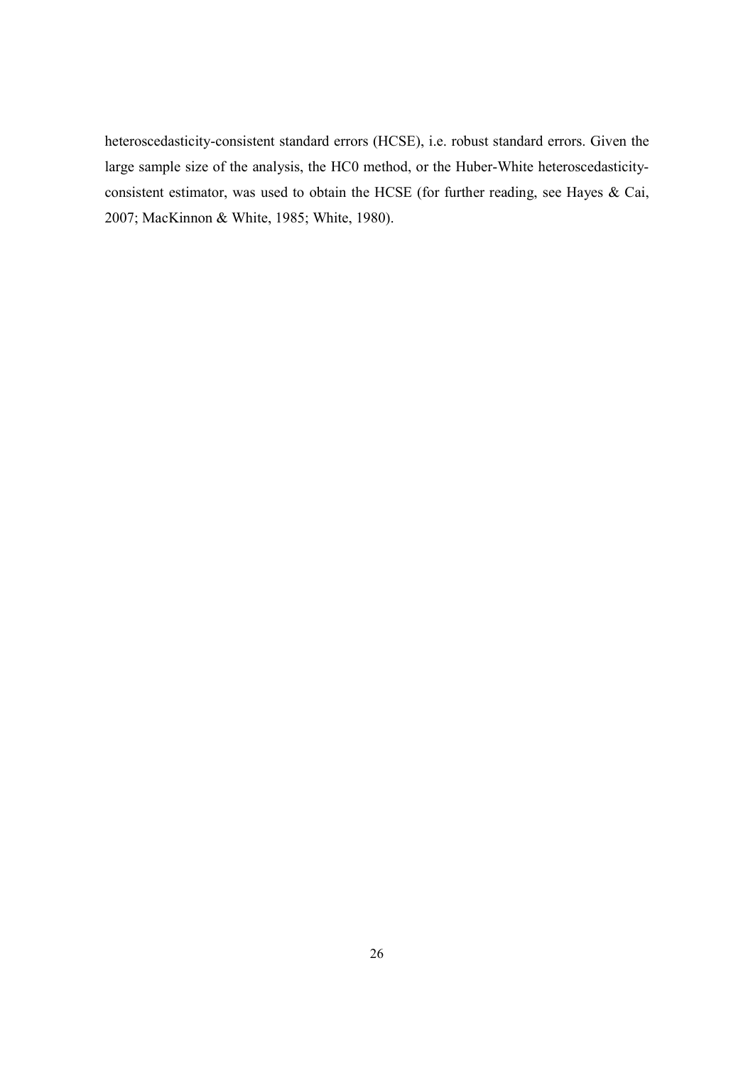heteroscedasticity-consistent standard errors (HCSE), i.e. robust standard errors. Given the large sample size of the analysis, the HC0 method, or the Huber-White heteroscedasticity-consistent estimator, was used to obtain the HCSE (for further reading, see Hayes & Cai, 2007; MacKinnon & White, 1985; White, 1980).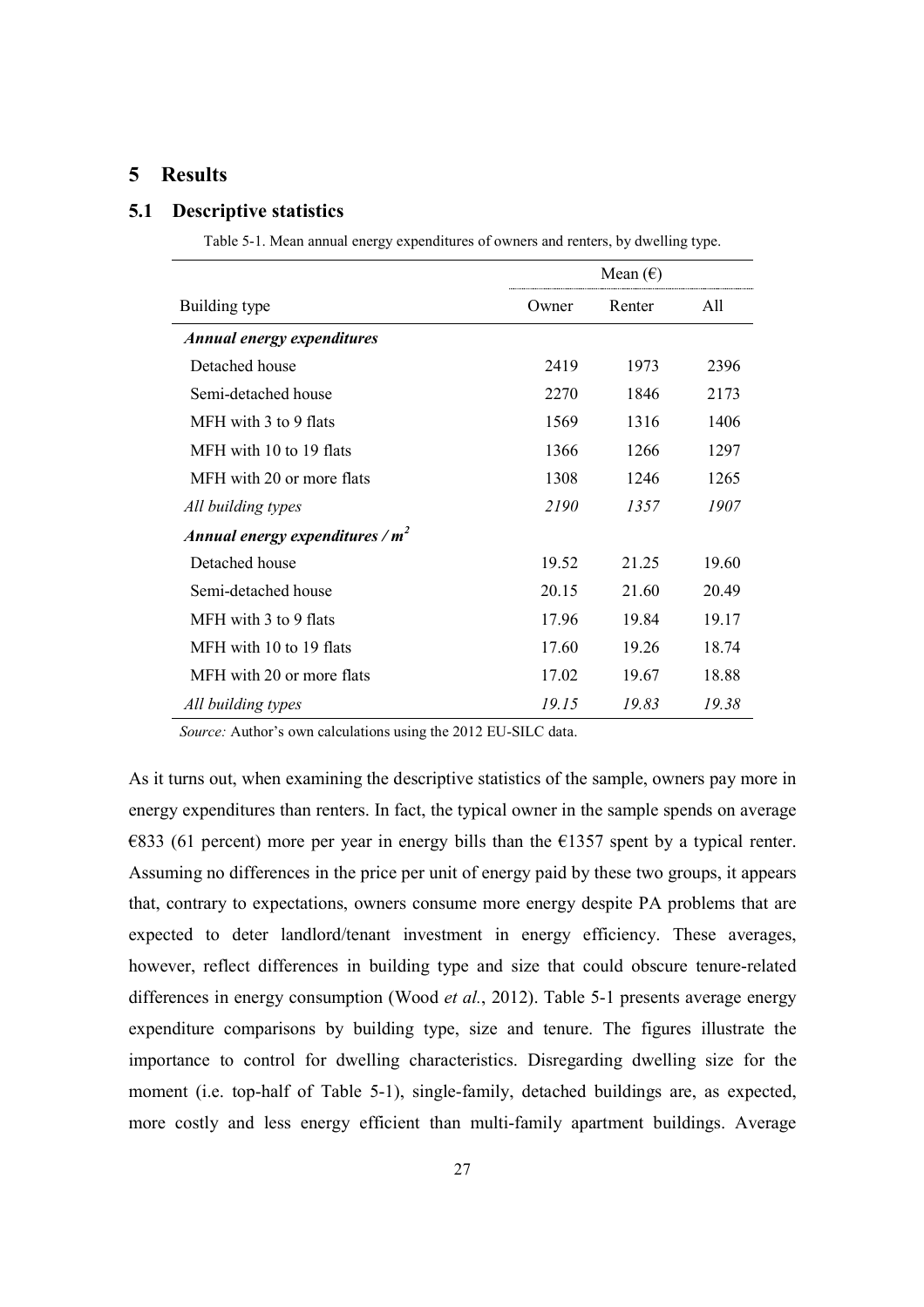# 5 Results

## 5.1 Descriptive statistics

Table 5-1. Mean annual energy expenditures of owners and renters, by dwelling type.

| | Mean (€) | | |
|---|---|---|---|
| Building type | Owner | Renter | All |
| ***Annual energy expenditures*** | | | |
| Detached house | 2419 | 1973 | 2396 |
| Semi-detached house | 2270 | 1846 | 2173 |
| MFH with 3 to 9 flats | 1569 | 1316 | 1406 |
| MFH with 10 to 19 flats | 1366 | 1266 | 1297 |
| MFH with 20 or more flats | 1308 | 1246 | 1265 |
| *All building types* | *2190* | *1357* | *1907* |
| ***Annual energy expenditures / $m^2$*** | | | |
| Detached house | 19.52 | 21.25 | 19.60 |
| Semi-detached house | 20.15 | 21.60 | 20.49 |
| MFH with 3 to 9 flats | 17.96 | 19.84 | 19.17 |
| MFH with 10 to 19 flats | 17.60 | 19.26 | 18.74 |
| MFH with 20 or more flats | 17.02 | 19.67 | 18.88 |
| *All building types* | *19.15* | *19.83* | *19.38* |

*Source:* Author's own calculations using the 2012 EU-SILC data.

As it turns out, when examining the descriptive statistics of the sample, owners pay more in energy expenditures than renters. In fact, the typical owner in the sample spends on average €833 (61 percent) more per year in energy bills than the €1357 spent by a typical renter. Assuming no differences in the price per unit of energy paid by these two groups, it appears that, contrary to expectations, owners consume more energy despite PA problems that are expected to deter landlord/tenant investment in energy efficiency. These averages, however, reflect differences in building type and size that could obscure tenure-related differences in energy consumption (Wood *et al.*, 2012). Table 5-1 presents average energy expenditure comparisons by building type, size and tenure. The figures illustrate the importance to control for dwelling characteristics. Disregarding dwelling size for the moment (i.e. top-half of Table 5-1), single-family, detached buildings are, as expected, more costly and less energy efficient than multi-family apartment buildings. Average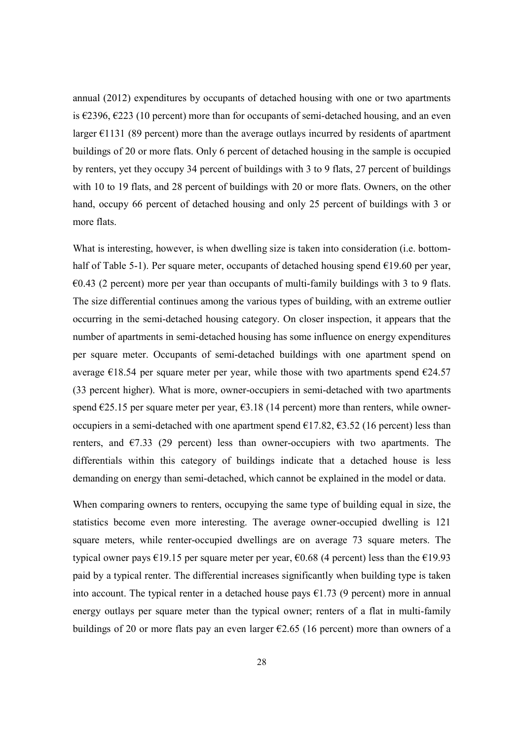annual (2012) expenditures by occupants of detached housing with one or two apartments is €2396, €223 (10 percent) more than for occupants of semi-detached housing, and an even larger €1131 (89 percent) more than the average outlays incurred by residents of apartment buildings of 20 or more flats. Only 6 percent of detached housing in the sample is occupied by renters, yet they occupy 34 percent of buildings with 3 to 9 flats, 27 percent of buildings with 10 to 19 flats, and 28 percent of buildings with 20 or more flats. Owners, on the other hand, occupy 66 percent of detached housing and only 25 percent of buildings with 3 or more flats.

What is interesting, however, is when dwelling size is taken into consideration (i.e. bottom-half of Table 5-1). Per square meter, occupants of detached housing spend €19.60 per year, €0.43 (2 percent) more per year than occupants of multi-family buildings with 3 to 9 flats. The size differential continues among the various types of building, with an extreme outlier occurring in the semi-detached housing category. On closer inspection, it appears that the number of apartments in semi-detached housing has some influence on energy expenditures per square meter. Occupants of semi-detached buildings with one apartment spend on average €18.54 per square meter per year, while those with two apartments spend €24.57 (33 percent higher). What is more, owner-occupiers in semi-detached with two apartments spend €25.15 per square meter per year, €3.18 (14 percent) more than renters, while owner-occupiers in a semi-detached with one apartment spend €17.82, €3.52 (16 percent) less than renters, and €7.33 (29 percent) less than owner-occupiers with two apartments. The differentials within this category of buildings indicate that a detached house is less demanding on energy than semi-detached, which cannot be explained in the model or data.

When comparing owners to renters, occupying the same type of building equal in size, the statistics become even more interesting. The average owner-occupied dwelling is 121 square meters, while renter-occupied dwellings are on average 73 square meters. The typical owner pays €19.15 per square meter per year, €0.68 (4 percent) less than the €19.93 paid by a typical renter. The differential increases significantly when building type is taken into account. The typical renter in a detached house pays €1.73 (9 percent) more in annual energy outlays per square meter than the typical owner; renters of a flat in multi-family buildings of 20 or more flats pay an even larger €2.65 (16 percent) more than owners of a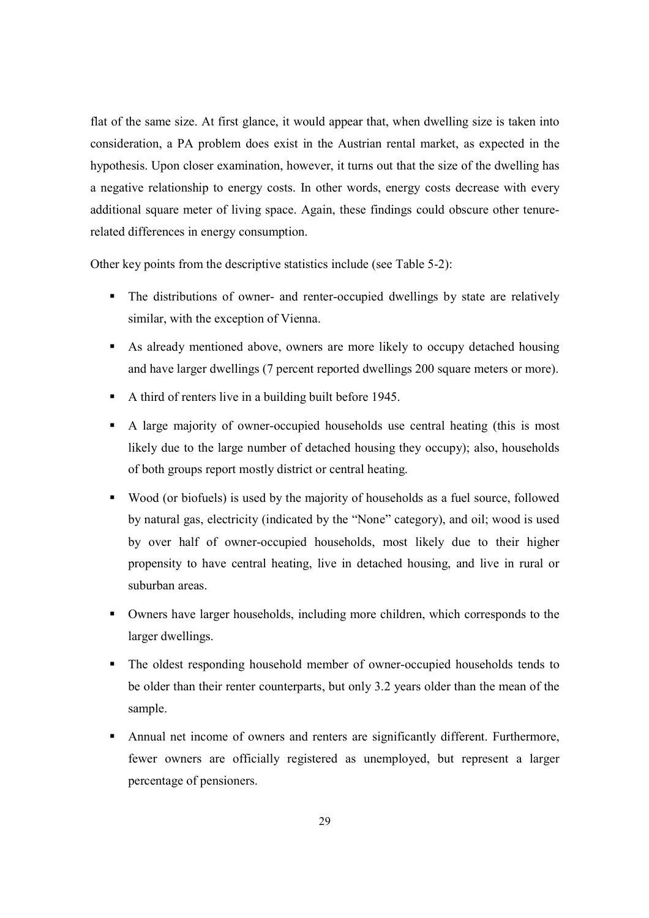flat of the same size. At first glance, it would appear that, when dwelling size is taken into consideration, a PA problem does exist in the Austrian rental market, as expected in the hypothesis. Upon closer examination, however, it turns out that the size of the dwelling has a negative relationship to energy costs. In other words, energy costs decrease with every additional square meter of living space. Again, these findings could obscure other tenure-related differences in energy consumption.

Other key points from the descriptive statistics include (see Table 5-2):

- The distributions of owner- and renter-occupied dwellings by state are relatively similar, with the exception of Vienna.
- As already mentioned above, owners are more likely to occupy detached housing and have larger dwellings (7 percent reported dwellings 200 square meters or more).
- A third of renters live in a building built before 1945.
- A large majority of owner-occupied households use central heating (this is most likely due to the large number of detached housing they occupy); also, households of both groups report mostly district or central heating.
- Wood (or biofuels) is used by the majority of households as a fuel source, followed by natural gas, electricity (indicated by the "None" category), and oil; wood is used by over half of owner-occupied households, most likely due to their higher propensity to have central heating, live in detached housing, and live in rural or suburban areas.
- Owners have larger households, including more children, which corresponds to the larger dwellings.
- The oldest responding household member of owner-occupied households tends to be older than their renter counterparts, but only 3.2 years older than the mean of the sample.
- Annual net income of owners and renters are significantly different. Furthermore, fewer owners are officially registered as unemployed, but represent a larger percentage of pensioners.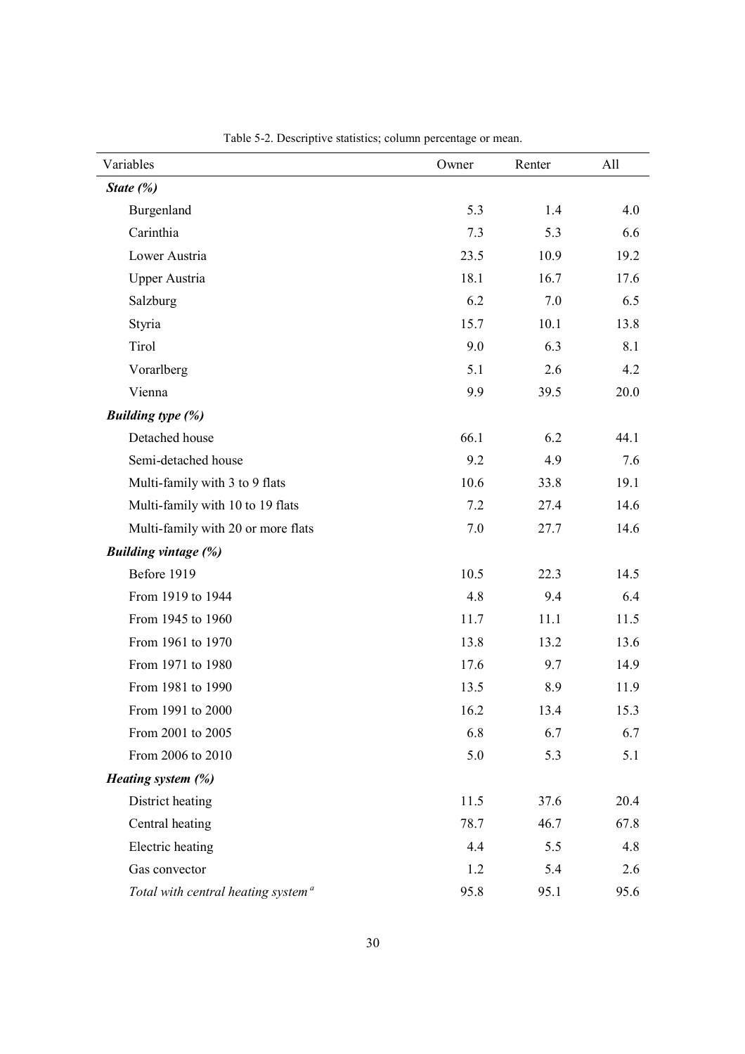Table 5-2. Descriptive statistics; column percentage or mean.

| Variables | Owner | Renter | All |
|---|---|---|---|
| ***State (%)*** | | | |
| Burgenland | 5.3 | 1.4 | 4.0 |
| Carinthia | 7.3 | 5.3 | 6.6 |
| Lower Austria | 23.5 | 10.9 | 19.2 |
| Upper Austria | 18.1 | 16.7 | 17.6 |
| Salzburg | 6.2 | 7.0 | 6.5 |
| Styria | 15.7 | 10.1 | 13.8 |
| Tirol | 9.0 | 6.3 | 8.1 |
| Vorarlberg | 5.1 | 2.6 | 4.2 |
| Vienna | 9.9 | 39.5 | 20.0 |
| ***Building type (%)*** | | | |
| Detached house | 66.1 | 6.2 | 44.1 |
| Semi-detached house | 9.2 | 4.9 | 7.6 |
| Multi-family with 3 to 9 flats | 10.6 | 33.8 | 19.1 |
| Multi-family with 10 to 19 flats | 7.2 | 27.4 | 14.6 |
| Multi-family with 20 or more flats | 7.0 | 27.7 | 14.6 |
| ***Building vintage (%)*** | | | |
| Before 1919 | 10.5 | 22.3 | 14.5 |
| From 1919 to 1944 | 4.8 | 9.4 | 6.4 |
| From 1945 to 1960 | 11.7 | 11.1 | 11.5 |
| From 1961 to 1970 | 13.8 | 13.2 | 13.6 |
| From 1971 to 1980 | 17.6 | 9.7 | 14.9 |
| From 1981 to 1990 | 13.5 | 8.9 | 11.9 |
| From 1991 to 2000 | 16.2 | 13.4 | 15.3 |
| From 2001 to 2005 | 6.8 | 6.7 | 6.7 |
| From 2006 to 2010 | 5.0 | 5.3 | 5.1 |
| ***Heating system (%)*** | | | |
| District heating | 11.5 | 37.6 | 20.4 |
| Central heating | 78.7 | 46.7 | 67.8 |
| Electric heating | 4.4 | 5.5 | 4.8 |
| Gas convector | 1.2 | 5.4 | 2.6 |
| *Total with central heating system* [a] | 95.8 | 95.1 | 95.6 |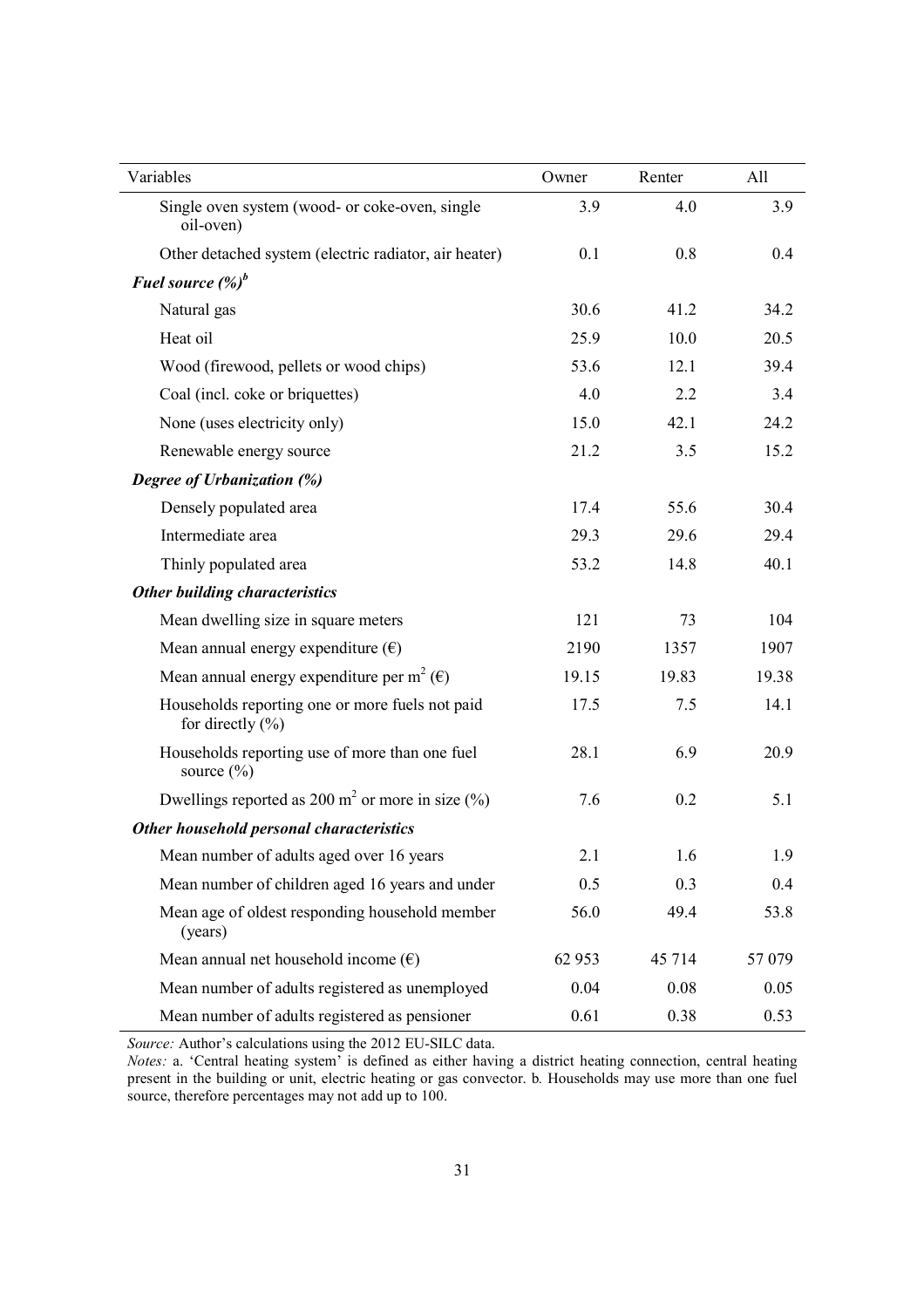| Variables | Owner | Renter | All |
|---|---|---|---|
| Single oven system (wood- or coke-oven, single oil-oven) | 3.9 | 4.0 | 3.9 |
| Other detached system (electric radiator, air heater) | 0.1 | 0.8 | 0.4 |
| ***Fuel source (%)***[b] | | | |
| Natural gas | 30.6 | 41.2 | 34.2 |
| Heat oil | 25.9 | 10.0 | 20.5 |
| Wood (firewood, pellets or wood chips) | 53.6 | 12.1 | 39.4 |
| Coal (incl. coke or briquettes) | 4.0 | 2.2 | 3.4 |
| None (uses electricity only) | 15.0 | 42.1 | 24.2 |
| Renewable energy source | 21.2 | 3.5 | 15.2 |
| ***Degree of Urbanization (%)*** | | | |
| Densely populated area | 17.4 | 55.6 | 30.4 |
| Intermediate area | 29.3 | 29.6 | 29.4 |
| Thinly populated area | 53.2 | 14.8 | 40.1 |
| ***Other building characteristics*** | | | |
| Mean dwelling size in square meters | 121 | 73 | 104 |
| Mean annual energy expenditure (€) | 2190 | 1357 | 1907 |
| Mean annual energy expenditure per $m^2$ (€) | 19.15 | 19.83 | 19.38 |
| Households reporting one or more fuels not paid for directly (%) | 17.5 | 7.5 | 14.1 |
| Households reporting use of more than one fuel source (%) | 28.1 | 6.9 | 20.9 |
| Dwellings reported as 200 $m^2$ or more in size (%) | 7.6 | 0.2 | 5.1 |
| ***Other household personal characteristics*** | | | |
| Mean number of adults aged over 16 years | 2.1 | 1.6 | 1.9 |
| Mean number of children aged 16 years and under | 0.5 | 0.3 | 0.4 |
| Mean age of oldest responding household member (years) | 56.0 | 49.4 | 53.8 |
| Mean annual net household income (€) | 62 953 | 45 714 | 57 079 |
| Mean number of adults registered as unemployed | 0.04 | 0.08 | 0.05 |
| Mean number of adults registered as pensioner | 0.61 | 0.38 | 0.53 |

*Source:* Author's calculations using the 2012 EU-SILC data.
*Notes:* a. 'Central heating system' is defined as either having a district heating connection, central heating present in the building or unit, electric heating or gas convector. b. Households may use more than one fuel source, therefore percentages may not add up to 100.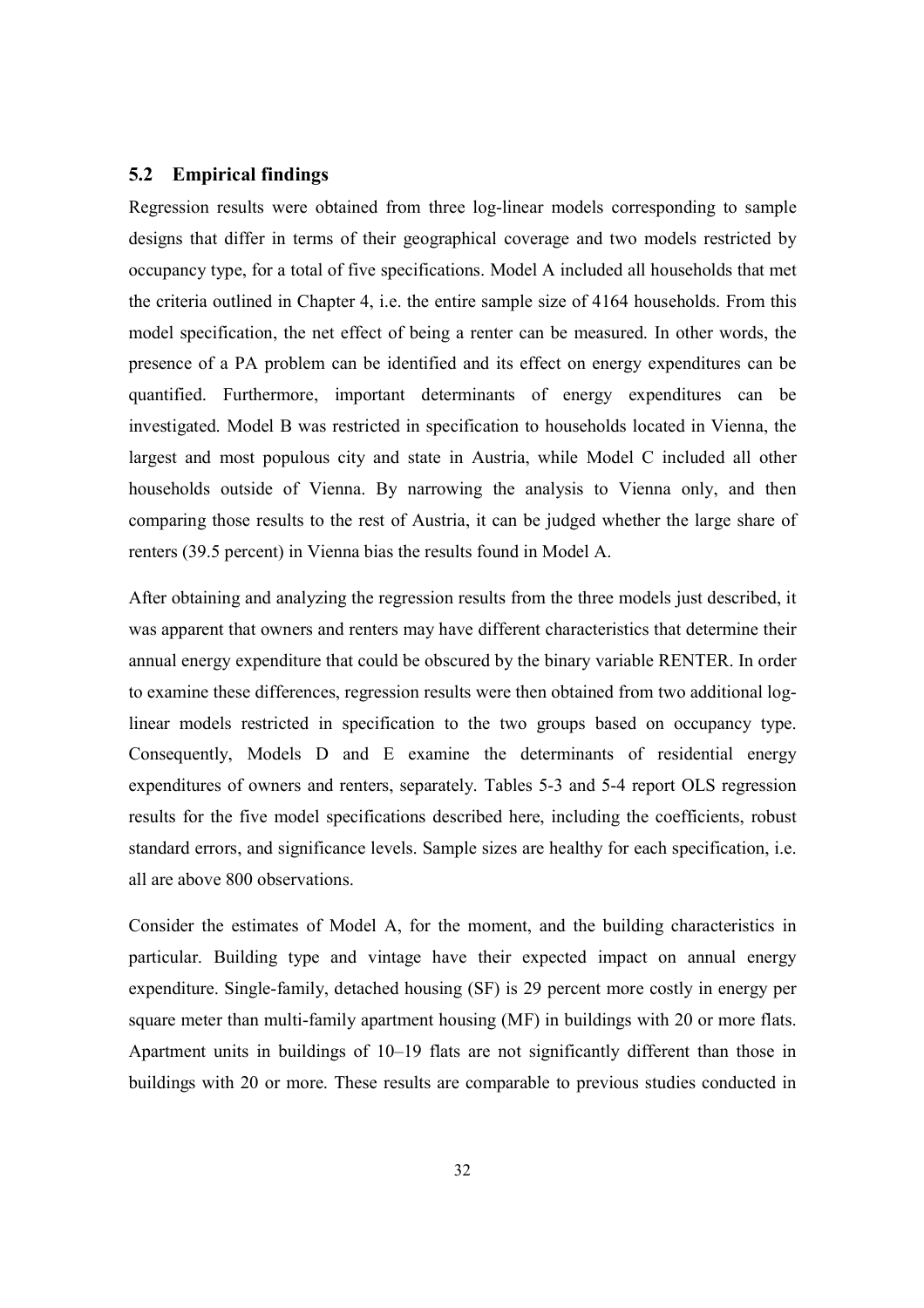## 5.2 Empirical findings

Regression results were obtained from three log-linear models corresponding to sample designs that differ in terms of their geographical coverage and two models restricted by occupancy type, for a total of five specifications. Model A included all households that met the criteria outlined in Chapter 4, i.e. the entire sample size of 4164 households. From this model specification, the net effect of being a renter can be measured. In other words, the presence of a PA problem can be identified and its effect on energy expenditures can be quantified. Furthermore, important determinants of energy expenditures can be investigated. Model B was restricted in specification to households located in Vienna, the largest and most populous city and state in Austria, while Model C included all other households outside of Vienna. By narrowing the analysis to Vienna only, and then comparing those results to the rest of Austria, it can be judged whether the large share of renters (39.5 percent) in Vienna bias the results found in Model A.

After obtaining and analyzing the regression results from the three models just described, it was apparent that owners and renters may have different characteristics that determine their annual energy expenditure that could be obscured by the binary variable RENTER. In order to examine these differences, regression results were then obtained from two additional log-linear models restricted in specification to the two groups based on occupancy type. Consequently, Models D and E examine the determinants of residential energy expenditures of owners and renters, separately. Tables 5-3 and 5-4 report OLS regression results for the five model specifications described here, including the coefficients, robust standard errors, and significance levels. Sample sizes are healthy for each specification, i.e. all are above 800 observations.

Consider the estimates of Model A, for the moment, and the building characteristics in particular. Building type and vintage have their expected impact on annual energy expenditure. Single-family, detached housing (SF) is 29 percent more costly in energy per square meter than multi-family apartment housing (MF) in buildings with 20 or more flats. Apartment units in buildings of 10–19 flats are not significantly different than those in buildings with 20 or more. These results are comparable to previous studies conducted in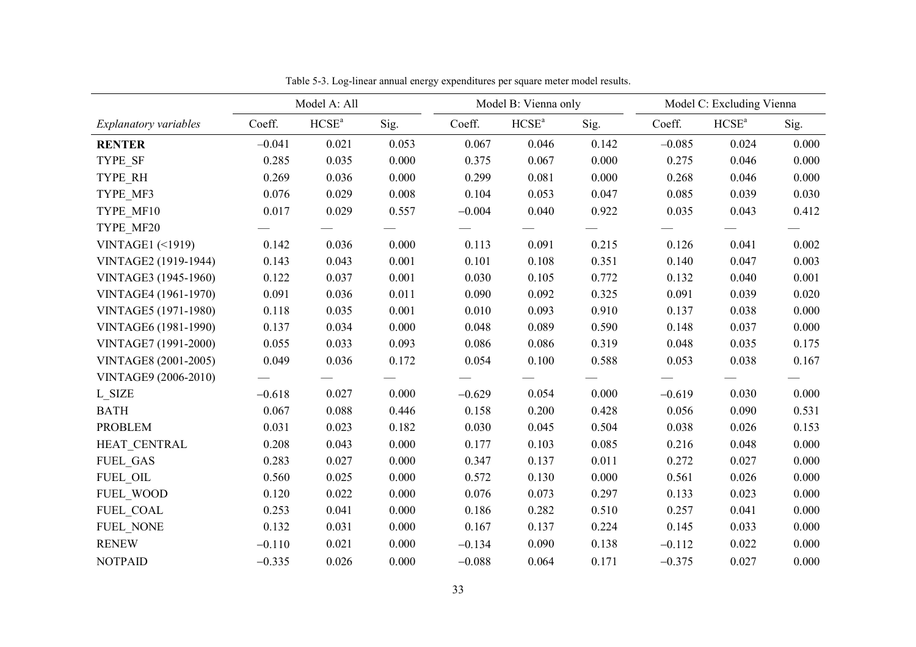Table 5-3. Log-linear annual energy expenditures per square meter model results.

| | Model A: All | | | Model B: Vienna only | | | Model C: Excluding Vienna | | |
|---|---|---|---|---|---|---|---|---|---|
| *Explanatory variables* | Coeff. | HCSE[a] | Sig. | Coeff. | HCSE[a] | Sig. | Coeff. | HCSE[a] | Sig. |
| **RENTER** | –0.041 | 0.021 | 0.053 | 0.067 | 0.046 | 0.142 | –0.085 | 0.024 | 0.000 |
| TYPE_SF | 0.285 | 0.035 | 0.000 | 0.375 | 0.067 | 0.000 | 0.275 | 0.046 | 0.000 |
| TYPE_RH | 0.269 | 0.036 | 0.000 | 0.299 | 0.081 | 0.000 | 0.268 | 0.046 | 0.000 |
| TYPE_MF3 | 0.076 | 0.029 | 0.008 | 0.104 | 0.053 | 0.047 | 0.085 | 0.039 | 0.030 |
| TYPE_MF10 | 0.017 | 0.029 | 0.557 | –0.004 | 0.040 | 0.922 | 0.035 | 0.043 | 0.412 |
| TYPE_MF20 | — | — | — | — | — | — | — | — | — |
| VINTAGE1 (<1919) | 0.142 | 0.036 | 0.000 | 0.113 | 0.091 | 0.215 | 0.126 | 0.041 | 0.002 |
| VINTAGE2 (1919-1944) | 0.143 | 0.043 | 0.001 | 0.101 | 0.108 | 0.351 | 0.140 | 0.047 | 0.003 |
| VINTAGE3 (1945-1960) | 0.122 | 0.037 | 0.001 | 0.030 | 0.105 | 0.772 | 0.132 | 0.040 | 0.001 |
| VINTAGE4 (1961-1970) | 0.091 | 0.036 | 0.011 | 0.090 | 0.092 | 0.325 | 0.091 | 0.039 | 0.020 |
| VINTAGE5 (1971-1980) | 0.118 | 0.035 | 0.001 | 0.010 | 0.093 | 0.910 | 0.137 | 0.038 | 0.000 |
| VINTAGE6 (1981-1990) | 0.137 | 0.034 | 0.000 | 0.048 | 0.089 | 0.590 | 0.148 | 0.037 | 0.000 |
| VINTAGE7 (1991-2000) | 0.055 | 0.033 | 0.093 | 0.086 | 0.086 | 0.319 | 0.048 | 0.035 | 0.175 |
| VINTAGE8 (2001-2005) | 0.049 | 0.036 | 0.172 | 0.054 | 0.100 | 0.588 | 0.053 | 0.038 | 0.167 |
| VINTAGE9 (2006-2010) | — | — | — | — | — | — | — | — | — |
| L_SIZE | –0.618 | 0.027 | 0.000 | –0.629 | 0.054 | 0.000 | –0.619 | 0.030 | 0.000 |
| BATH | 0.067 | 0.088 | 0.446 | 0.158 | 0.200 | 0.428 | 0.056 | 0.090 | 0.531 |
| PROBLEM | 0.031 | 0.023 | 0.182 | 0.030 | 0.045 | 0.504 | 0.038 | 0.026 | 0.153 |
| HEAT_CENTRAL | 0.208 | 0.043 | 0.000 | 0.177 | 0.103 | 0.085 | 0.216 | 0.048 | 0.000 |
| FUEL_GAS | 0.283 | 0.027 | 0.000 | 0.347 | 0.137 | 0.011 | 0.272 | 0.027 | 0.000 |
| FUEL_OIL | 0.560 | 0.025 | 0.000 | 0.572 | 0.130 | 0.000 | 0.561 | 0.026 | 0.000 |
| FUEL_WOOD | 0.120 | 0.022 | 0.000 | 0.076 | 0.073 | 0.297 | 0.133 | 0.023 | 0.000 |
| FUEL_COAL | 0.253 | 0.041 | 0.000 | 0.186 | 0.282 | 0.510 | 0.257 | 0.041 | 0.000 |
| FUEL_NONE | 0.132 | 0.031 | 0.000 | 0.167 | 0.137 | 0.224 | 0.145 | 0.033 | 0.000 |
| RENEW | –0.110 | 0.021 | 0.000 | –0.134 | 0.090 | 0.138 | –0.112 | 0.022 | 0.000 |
| NOTPAID | –0.335 | 0.026 | 0.000 | –0.088 | 0.064 | 0.171 | –0.375 | 0.027 | 0.000 |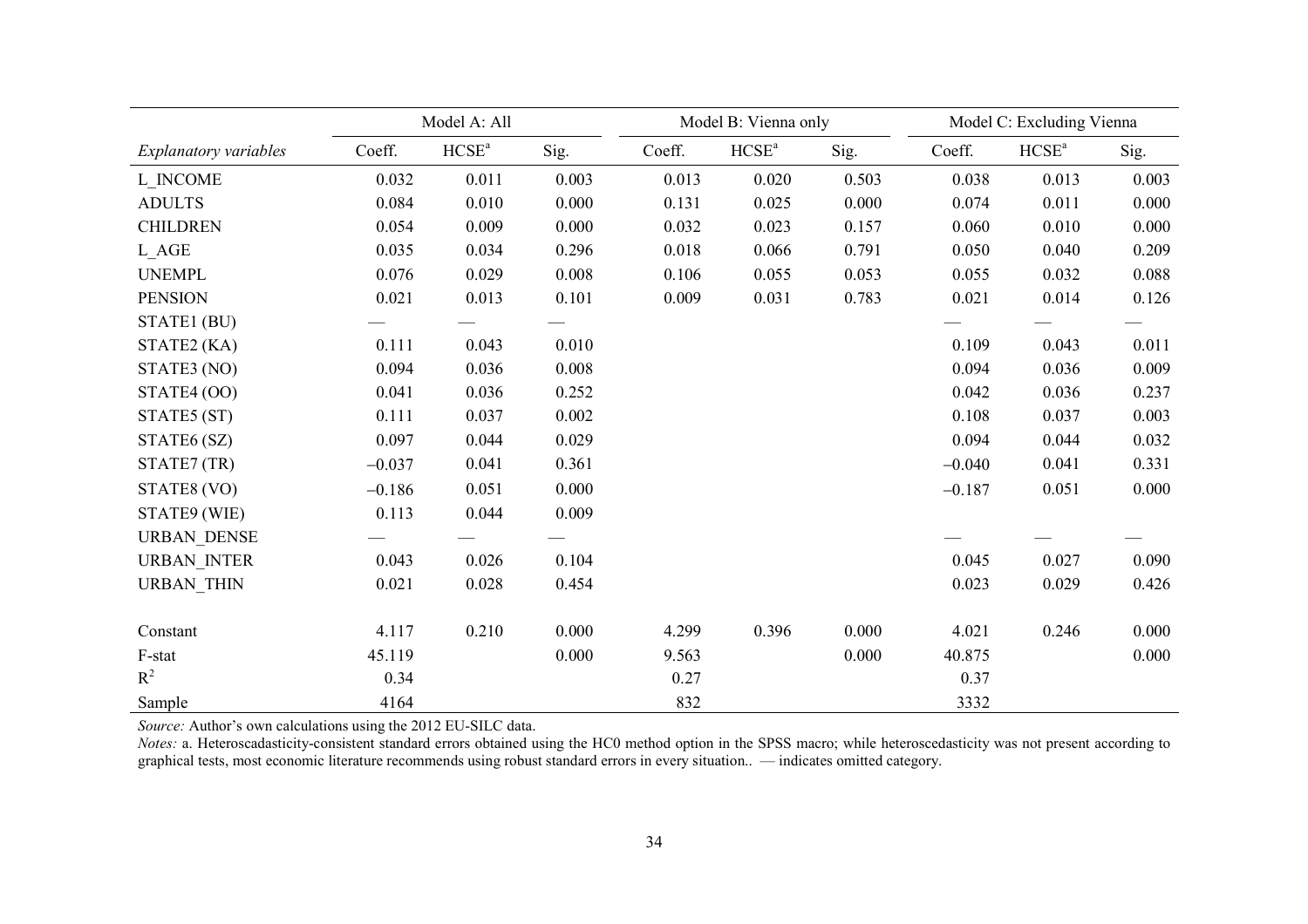| | Model A: All | | | Model B: Vienna only | | | Model C: Excluding Vienna | | |
|---|---|---|---|---|---|---|---|---|---|
| *Explanatory variables* | Coeff. | HCSE[a] | Sig. | Coeff. | HCSE[a] | Sig. | Coeff. | HCSE[a] | Sig. |
| L_INCOME | 0.032 | 0.011 | 0.003 | 0.013 | 0.020 | 0.503 | 0.038 | 0.013 | 0.003 |
| ADULTS | 0.084 | 0.010 | 0.000 | 0.131 | 0.025 | 0.000 | 0.074 | 0.011 | 0.000 |
| CHILDREN | 0.054 | 0.009 | 0.000 | 0.032 | 0.023 | 0.157 | 0.060 | 0.010 | 0.000 |
| L_AGE | 0.035 | 0.034 | 0.296 | 0.018 | 0.066 | 0.791 | 0.050 | 0.040 | 0.209 |
| UNEMPL | 0.076 | 0.029 | 0.008 | 0.106 | 0.055 | 0.053 | 0.055 | 0.032 | 0.088 |
| PENSION | 0.021 | 0.013 | 0.101 | 0.009 | 0.031 | 0.783 | 0.021 | 0.014 | 0.126 |
| STATE1 (BU) | — | — | — | | | | — | — | — |
| STATE2 (KA) | 0.111 | 0.043 | 0.010 | | | | 0.109 | 0.043 | 0.011 |
| STATE3 (NO) | 0.094 | 0.036 | 0.008 | | | | 0.094 | 0.036 | 0.009 |
| STATE4 (OO) | 0.041 | 0.036 | 0.252 | | | | 0.042 | 0.036 | 0.237 |
| STATE5 (ST) | 0.111 | 0.037 | 0.002 | | | | 0.108 | 0.037 | 0.003 |
| STATE6 (SZ) | 0.097 | 0.044 | 0.029 | | | | 0.094 | 0.044 | 0.032 |
| STATE7 (TR) | –0.037 | 0.041 | 0.361 | | | | –0.040 | 0.041 | 0.331 |
| STATE8 (VO) | –0.186 | 0.051 | 0.000 | | | | –0.187 | 0.051 | 0.000 |
| STATE9 (WIE) | 0.113 | 0.044 | 0.009 | | | | | | |
| URBAN_DENSE | — | — | — | | | | — | — | — |
| URBAN_INTER | 0.043 | 0.026 | 0.104 | | | | 0.045 | 0.027 | 0.090 |
| URBAN_THIN | 0.021 | 0.028 | 0.454 | | | | 0.023 | 0.029 | 0.426 |
| Constant | 4.117 | 0.210 | 0.000 | 4.299 | 0.396 | 0.000 | 4.021 | 0.246 | 0.000 |
| F-stat | 45.119 | | 0.000 | 9.563 | | 0.000 | 40.875 | | 0.000 |
| $R^2$ | 0.34 | | | 0.27 | | | 0.37 | | |
| Sample | 4164 | | | 832 | | | 3332 | | |

*Source:* Author's own calculations using the 2012 EU-SILC data.

*Notes:* a. Heteroscadasticity-consistent standard errors obtained using the HC0 method option in the SPSS macro; while heteroscedasticity was not present according to graphical tests, most economic literature recommends using robust standard errors in every situation.. — indicates omitted category.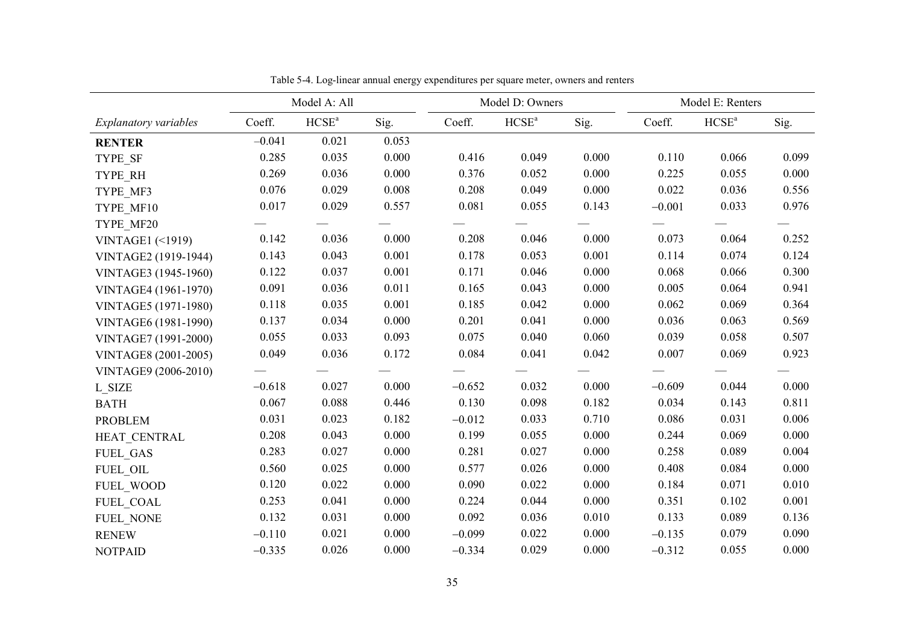Table 5-4. Log-linear annual energy expenditures per square meter, owners and renters

| | Model A: All | | | Model D: Owners | | | Model E: Renters | | |
|---|---|---|---|---|---|---|---|---|---|
| *Explanatory variables* | Coeff. | HCSE[a] | Sig. | Coeff. | HCSE[a] | Sig. | Coeff. | HCSE[a] | Sig. |
| **RENTER** | −0.041 | 0.021 | 0.053 | | | | | | |
| TYPE_SF | 0.285 | 0.035 | 0.000 | 0.416 | 0.049 | 0.000 | 0.110 | 0.066 | 0.099 |
| TYPE_RH | 0.269 | 0.036 | 0.000 | 0.376 | 0.052 | 0.000 | 0.225 | 0.055 | 0.000 |
| TYPE_MF3 | 0.076 | 0.029 | 0.008 | 0.208 | 0.049 | 0.000 | 0.022 | 0.036 | 0.556 |
| TYPE_MF10 | 0.017 | 0.029 | 0.557 | 0.081 | 0.055 | 0.143 | −0.001 | 0.033 | 0.976 |
| TYPE_MF20 | — | — | — | — | — | — | — | — | — |
| VINTAGE1 (<1919) | 0.142 | 0.036 | 0.000 | 0.208 | 0.046 | 0.000 | 0.073 | 0.064 | 0.252 |
| VINTAGE2 (1919-1944) | 0.143 | 0.043 | 0.001 | 0.178 | 0.053 | 0.001 | 0.114 | 0.074 | 0.124 |
| VINTAGE3 (1945-1960) | 0.122 | 0.037 | 0.001 | 0.171 | 0.046 | 0.000 | 0.068 | 0.066 | 0.300 |
| VINTAGE4 (1961-1970) | 0.091 | 0.036 | 0.011 | 0.165 | 0.043 | 0.000 | 0.005 | 0.064 | 0.941 |
| VINTAGE5 (1971-1980) | 0.118 | 0.035 | 0.001 | 0.185 | 0.042 | 0.000 | 0.062 | 0.069 | 0.364 |
| VINTAGE6 (1981-1990) | 0.137 | 0.034 | 0.000 | 0.201 | 0.041 | 0.000 | 0.036 | 0.063 | 0.569 |
| VINTAGE7 (1991-2000) | 0.055 | 0.033 | 0.093 | 0.075 | 0.040 | 0.060 | 0.039 | 0.058 | 0.507 |
| VINTAGE8 (2001-2005) | 0.049 | 0.036 | 0.172 | 0.084 | 0.041 | 0.042 | 0.007 | 0.069 | 0.923 |
| VINTAGE9 (2006-2010) | — | — | — | — | — | — | — | — | — |
| L_SIZE | −0.618 | 0.027 | 0.000 | −0.652 | 0.032 | 0.000 | −0.609 | 0.044 | 0.000 |
| BATH | 0.067 | 0.088 | 0.446 | 0.130 | 0.098 | 0.182 | 0.034 | 0.143 | 0.811 |
| PROBLEM | 0.031 | 0.023 | 0.182 | −0.012 | 0.033 | 0.710 | 0.086 | 0.031 | 0.006 |
| HEAT_CENTRAL | 0.208 | 0.043 | 0.000 | 0.199 | 0.055 | 0.000 | 0.244 | 0.069 | 0.000 |
| FUEL_GAS | 0.283 | 0.027 | 0.000 | 0.281 | 0.027 | 0.000 | 0.258 | 0.089 | 0.004 |
| FUEL_OIL | 0.560 | 0.025 | 0.000 | 0.577 | 0.026 | 0.000 | 0.408 | 0.084 | 0.000 |
| FUEL_WOOD | 0.120 | 0.022 | 0.000 | 0.090 | 0.022 | 0.000 | 0.184 | 0.071 | 0.010 |
| FUEL_COAL | 0.253 | 0.041 | 0.000 | 0.224 | 0.044 | 0.000 | 0.351 | 0.102 | 0.001 |
| FUEL_NONE | 0.132 | 0.031 | 0.000 | 0.092 | 0.036 | 0.010 | 0.133 | 0.089 | 0.136 |
| RENEW | −0.110 | 0.021 | 0.000 | −0.099 | 0.022 | 0.000 | −0.135 | 0.079 | 0.090 |
| NOTPAID | −0.335 | 0.026 | 0.000 | −0.334 | 0.029 | 0.000 | −0.312 | 0.055 | 0.000 |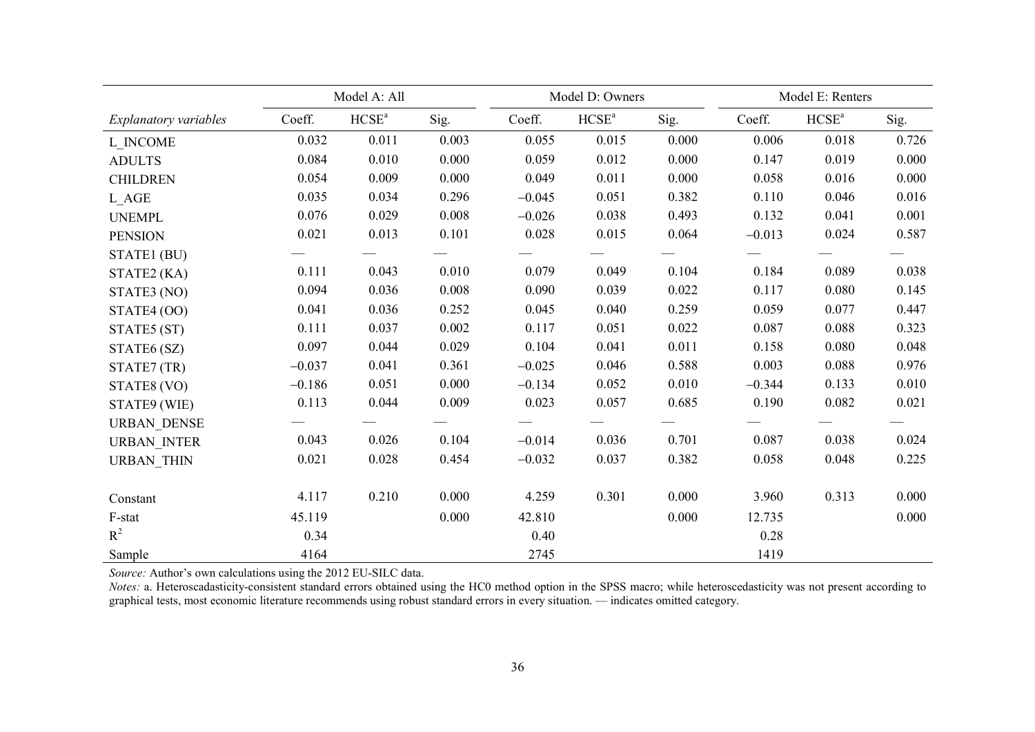| | Model A: All | | | Model D: Owners | | | Model E: Renters | | |
|---|---|---|---|---|---|---|---|---|---|
| *Explanatory variables* | Coeff. | HCSE[a] | Sig. | Coeff. | HCSE[a] | Sig. | Coeff. | HCSE[a] | Sig. |
| L_INCOME | 0.032 | 0.011 | 0.003 | 0.055 | 0.015 | 0.000 | 0.006 | 0.018 | 0.726 |
| ADULTS | 0.084 | 0.010 | 0.000 | 0.059 | 0.012 | 0.000 | 0.147 | 0.019 | 0.000 |
| CHILDREN | 0.054 | 0.009 | 0.000 | 0.049 | 0.011 | 0.000 | 0.058 | 0.016 | 0.000 |
| L_AGE | 0.035 | 0.034 | 0.296 | −0.045 | 0.051 | 0.382 | 0.110 | 0.046 | 0.016 |
| UNEMPL | 0.076 | 0.029 | 0.008 | −0.026 | 0.038 | 0.493 | 0.132 | 0.041 | 0.001 |
| PENSION | 0.021 | 0.013 | 0.101 | 0.028 | 0.015 | 0.064 | −0.013 | 0.024 | 0.587 |
| STATE1 (BU) | — | — | — | — | — | — | — | — | — |
| STATE2 (KA) | 0.111 | 0.043 | 0.010 | 0.079 | 0.049 | 0.104 | 0.184 | 0.089 | 0.038 |
| STATE3 (NO) | 0.094 | 0.036 | 0.008 | 0.090 | 0.039 | 0.022 | 0.117 | 0.080 | 0.145 |
| STATE4 (OO) | 0.041 | 0.036 | 0.252 | 0.045 | 0.040 | 0.259 | 0.059 | 0.077 | 0.447 |
| STATE5 (ST) | 0.111 | 0.037 | 0.002 | 0.117 | 0.051 | 0.022 | 0.087 | 0.088 | 0.323 |
| STATE6 (SZ) | 0.097 | 0.044 | 0.029 | 0.104 | 0.041 | 0.011 | 0.158 | 0.080 | 0.048 |
| STATE7 (TR) | −0.037 | 0.041 | 0.361 | −0.025 | 0.046 | 0.588 | 0.003 | 0.088 | 0.976 |
| STATE8 (VO) | −0.186 | 0.051 | 0.000 | −0.134 | 0.052 | 0.010 | −0.344 | 0.133 | 0.010 |
| STATE9 (WIE) | 0.113 | 0.044 | 0.009 | 0.023 | 0.057 | 0.685 | 0.190 | 0.082 | 0.021 |
| URBAN_DENSE | — | — | — | — | — | — | — | — | — |
| URBAN_INTER | 0.043 | 0.026 | 0.104 | −0.014 | 0.036 | 0.701 | 0.087 | 0.038 | 0.024 |
| URBAN_THIN | 0.021 | 0.028 | 0.454 | −0.032 | 0.037 | 0.382 | 0.058 | 0.048 | 0.225 |
| Constant | 4.117 | 0.210 | 0.000 | 4.259 | 0.301 | 0.000 | 3.960 | 0.313 | 0.000 |
| F-stat | 45.119 | | 0.000 | 42.810 | | 0.000 | 12.735 | | 0.000 |
| $R^2$ | 0.34 | | | 0.40 | | | 0.28 | | |
| Sample | 4164 | | | 2745 | | | 1419 | | |

*Source:* Author's own calculations using the 2012 EU-SILC data.

*Notes:* a. Heteroscadasticity-consistent standard errors obtained using the HC0 method option in the SPSS macro; while heteroscedasticity was not present according to graphical tests, most economic literature recommends using robust standard errors in every situation. — indicates omitted category.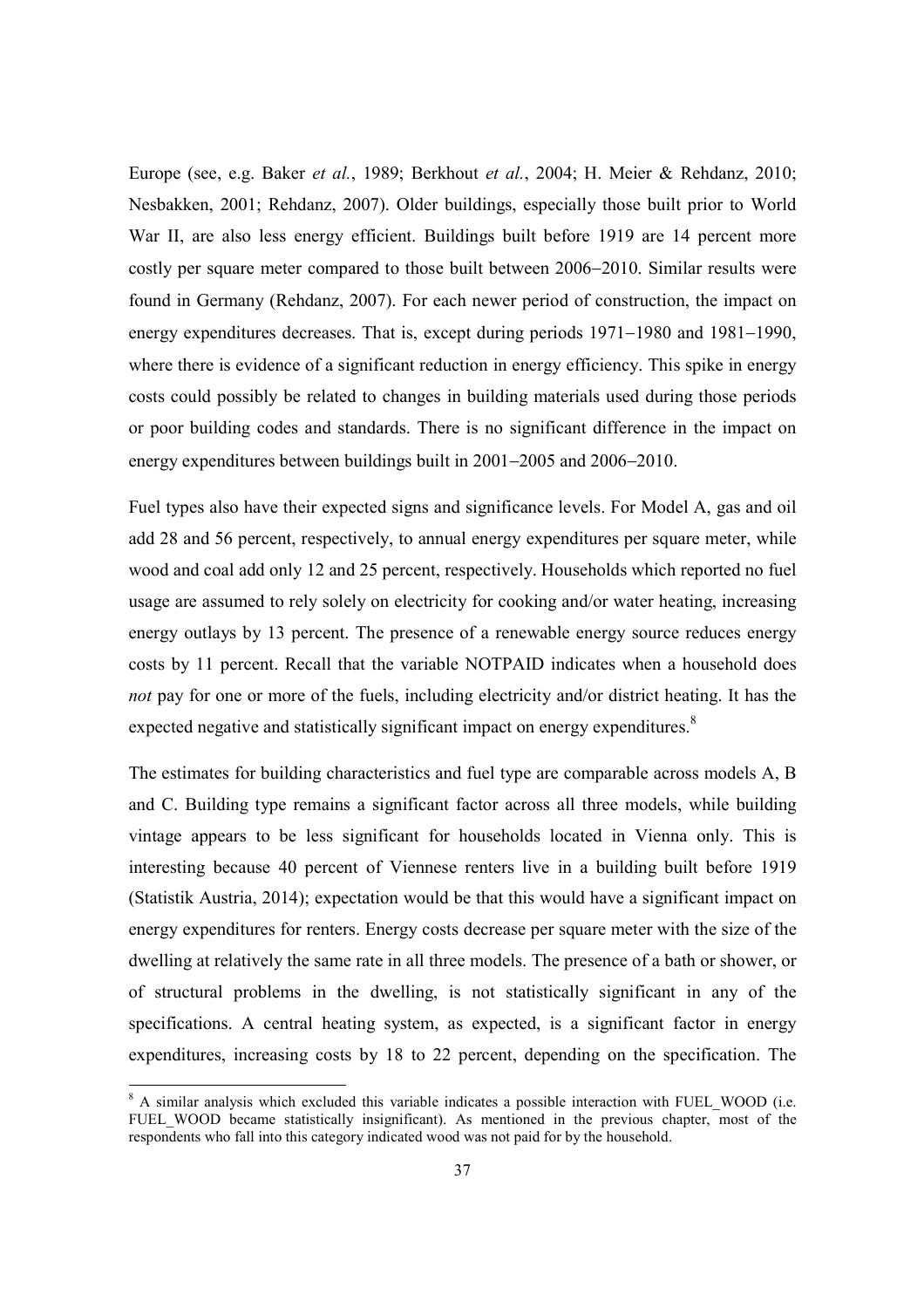Europe (see, e.g. Baker *et al.*, 1989; Berkhout *et al.*, 2004; H. Meier & Rehdanz, 2010; Nesbakken, 2001; Rehdanz, 2007). Older buildings, especially those built prior to World War II, are also less energy efficient. Buildings built before 1919 are 14 percent more costly per square meter compared to those built between 2006–2010. Similar results were found in Germany (Rehdanz, 2007). For each newer period of construction, the impact on energy expenditures decreases. That is, except during periods 1971–1980 and 1981–1990, where there is evidence of a significant reduction in energy efficiency. This spike in energy costs could possibly be related to changes in building materials used during those periods or poor building codes and standards. There is no significant difference in the impact on energy expenditures between buildings built in 2001–2005 and 2006–2010.

Fuel types also have their expected signs and significance levels. For Model A, gas and oil add 28 and 56 percent, respectively, to annual energy expenditures per square meter, while wood and coal add only 12 and 25 percent, respectively. Households which reported no fuel usage are assumed to rely solely on electricity for cooking and/or water heating, increasing energy outlays by 13 percent. The presence of a renewable energy source reduces energy costs by 11 percent. Recall that the variable NOTPAID indicates when a household does *not* pay for one or more of the fuels, including electricity and/or district heating. It has the expected negative and statistically significant impact on energy expenditures.[8]

The estimates for building characteristics and fuel type are comparable across models A, B and C. Building type remains a significant factor across all three models, while building vintage appears to be less significant for households located in Vienna only. This is interesting because 40 percent of Viennese renters live in a building built before 1919 (Statistik Austria, 2014); expectation would be that this would have a significant impact on energy expenditures for renters. Energy costs decrease per square meter with the size of the dwelling at relatively the same rate in all three models. The presence of a bath or shower, or of structural problems in the dwelling, is not statistically significant in any of the specifications. A central heating system, as expected, is a significant factor in energy expenditures, increasing costs by 18 to 22 percent, depending on the specification. The

[8] A similar analysis which excluded this variable indicates a possible interaction with FUEL_WOOD (i.e. FUEL_WOOD became statistically insignificant). As mentioned in the previous chapter, most of the respondents who fall into this category indicated wood was not paid for by the household.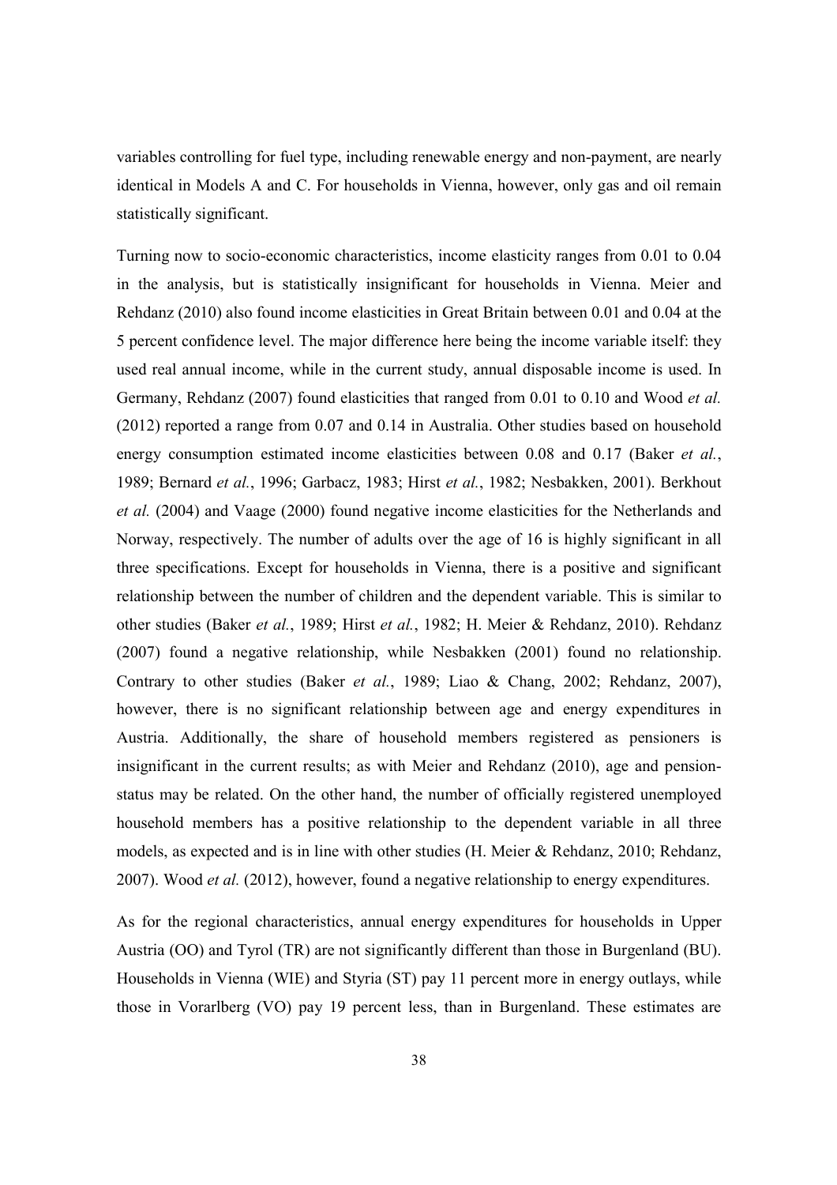variables controlling for fuel type, including renewable energy and non-payment, are nearly identical in Models A and C. For households in Vienna, however, only gas and oil remain statistically significant.

Turning now to socio-economic characteristics, income elasticity ranges from 0.01 to 0.04 in the analysis, but is statistically insignificant for households in Vienna. Meier and Rehdanz (2010) also found income elasticities in Great Britain between 0.01 and 0.04 at the 5 percent confidence level. The major difference here being the income variable itself: they used real annual income, while in the current study, annual disposable income is used. In Germany, Rehdanz (2007) found elasticities that ranged from 0.01 to 0.10 and Wood *et al.* (2012) reported a range from 0.07 and 0.14 in Australia. Other studies based on household energy consumption estimated income elasticities between 0.08 and 0.17 (Baker *et al.*, 1989; Bernard *et al.*, 1996; Garbacz, 1983; Hirst *et al.*, 1982; Nesbakken, 2001). Berkhout *et al.* (2004) and Vaage (2000) found negative income elasticities for the Netherlands and Norway, respectively. The number of adults over the age of 16 is highly significant in all three specifications. Except for households in Vienna, there is a positive and significant relationship between the number of children and the dependent variable. This is similar to other studies (Baker *et al.*, 1989; Hirst *et al.*, 1982; H. Meier & Rehdanz, 2010). Rehdanz (2007) found a negative relationship, while Nesbakken (2001) found no relationship. Contrary to other studies (Baker *et al.*, 1989; Liao & Chang, 2002; Rehdanz, 2007), however, there is no significant relationship between age and energy expenditures in Austria. Additionally, the share of household members registered as pensioners is insignificant in the current results; as with Meier and Rehdanz (2010), age and pension-status may be related. On the other hand, the number of officially registered unemployed household members has a positive relationship to the dependent variable in all three models, as expected and is in line with other studies (H. Meier & Rehdanz, 2010; Rehdanz, 2007). Wood *et al.* (2012), however, found a negative relationship to energy expenditures.

As for the regional characteristics, annual energy expenditures for households in Upper Austria (OO) and Tyrol (TR) are not significantly different than those in Burgenland (BU). Households in Vienna (WIE) and Styria (ST) pay 11 percent more in energy outlays, while those in Vorarlberg (VO) pay 19 percent less, than in Burgenland. These estimates are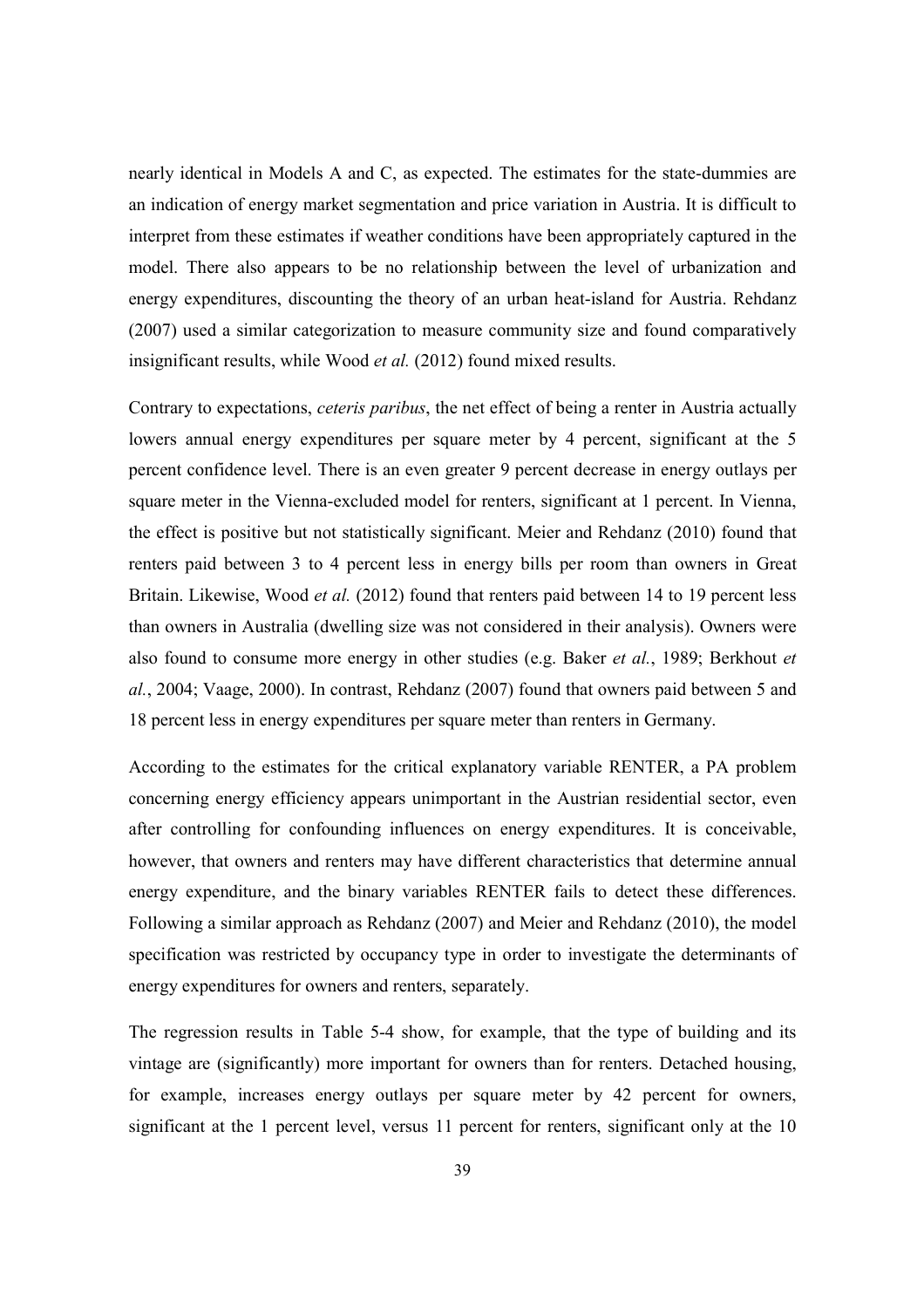nearly identical in Models A and C, as expected. The estimates for the state-dummies are an indication of energy market segmentation and price variation in Austria. It is difficult to interpret from these estimates if weather conditions have been appropriately captured in the model. There also appears to be no relationship between the level of urbanization and energy expenditures, discounting the theory of an urban heat-island for Austria. Rehdanz (2007) used a similar categorization to measure community size and found comparatively insignificant results, while Wood *et al.* (2012) found mixed results.

Contrary to expectations, *ceteris paribus*, the net effect of being a renter in Austria actually lowers annual energy expenditures per square meter by 4 percent, significant at the 5 percent confidence level. There is an even greater 9 percent decrease in energy outlays per square meter in the Vienna-excluded model for renters, significant at 1 percent. In Vienna, the effect is positive but not statistically significant. Meier and Rehdanz (2010) found that renters paid between 3 to 4 percent less in energy bills per room than owners in Great Britain. Likewise, Wood *et al.* (2012) found that renters paid between 14 to 19 percent less than owners in Australia (dwelling size was not considered in their analysis). Owners were also found to consume more energy in other studies (e.g. Baker *et al.*, 1989; Berkhout *et al.*, 2004; Vaage, 2000). In contrast, Rehdanz (2007) found that owners paid between 5 and 18 percent less in energy expenditures per square meter than renters in Germany.

According to the estimates for the critical explanatory variable RENTER, a PA problem concerning energy efficiency appears unimportant in the Austrian residential sector, even after controlling for confounding influences on energy expenditures. It is conceivable, however, that owners and renters may have different characteristics that determine annual energy expenditure, and the binary variables RENTER fails to detect these differences. Following a similar approach as Rehdanz (2007) and Meier and Rehdanz (2010), the model specification was restricted by occupancy type in order to investigate the determinants of energy expenditures for owners and renters, separately.

The regression results in Table 5-4 show, for example, that the type of building and its vintage are (significantly) more important for owners than for renters. Detached housing, for example, increases energy outlays per square meter by 42 percent for owners, significant at the 1 percent level, versus 11 percent for renters, significant only at the 10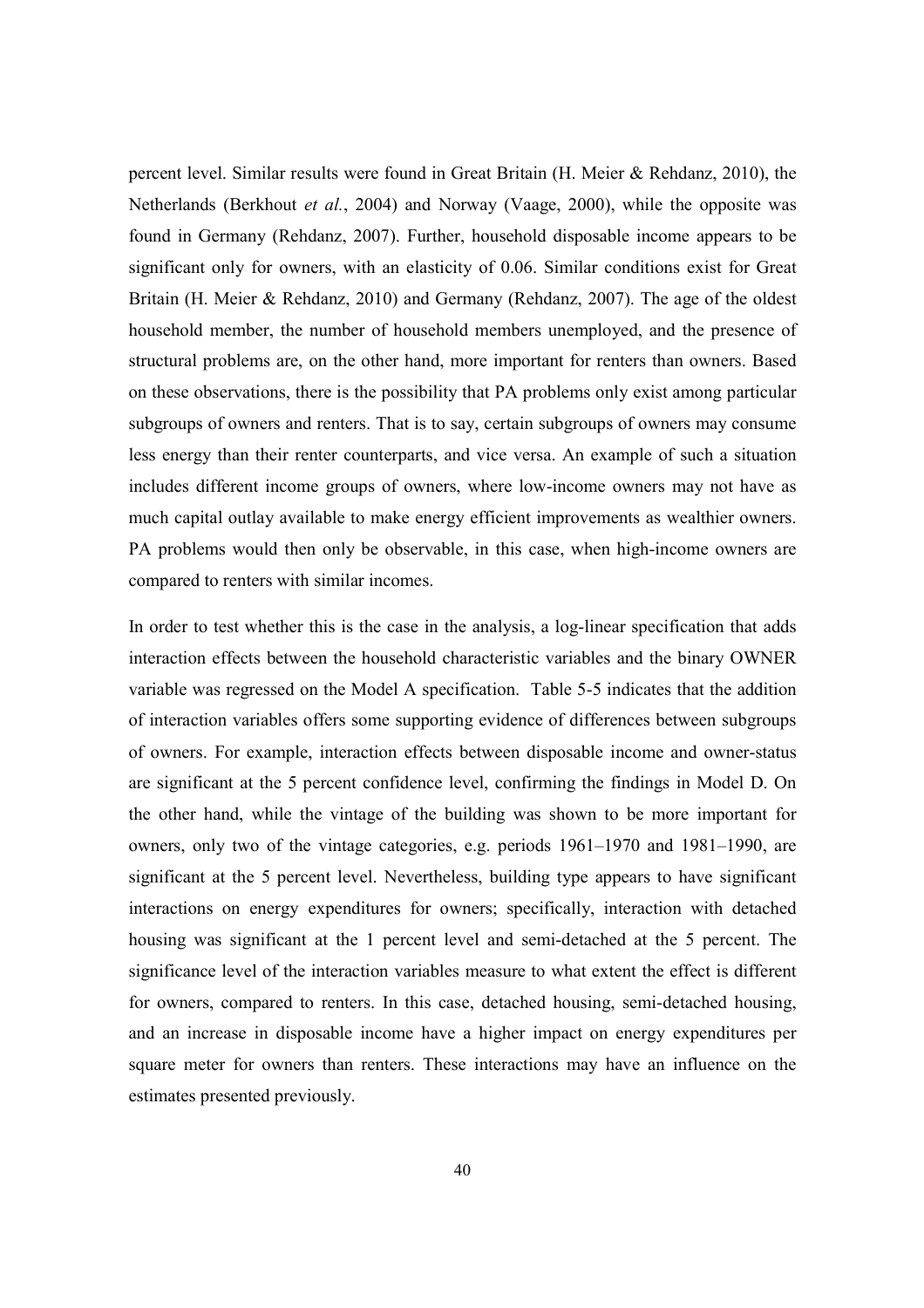percent level. Similar results were found in Great Britain (H. Meier & Rehdanz, 2010), the Netherlands (Berkhout *et al.*, 2004) and Norway (Vaage, 2000), while the opposite was found in Germany (Rehdanz, 2007). Further, household disposable income appears to be significant only for owners, with an elasticity of 0.06. Similar conditions exist for Great Britain (H. Meier & Rehdanz, 2010) and Germany (Rehdanz, 2007). The age of the oldest household member, the number of household members unemployed, and the presence of structural problems are, on the other hand, more important for renters than owners. Based on these observations, there is the possibility that PA problems only exist among particular subgroups of owners and renters. That is to say, certain subgroups of owners may consume less energy than their renter counterparts, and vice versa. An example of such a situation includes different income groups of owners, where low-income owners may not have as much capital outlay available to make energy efficient improvements as wealthier owners. PA problems would then only be observable, in this case, when high-income owners are compared to renters with similar incomes.

In order to test whether this is the case in the analysis, a log-linear specification that adds interaction effects between the household characteristic variables and the binary OWNER variable was regressed on the Model A specification. Table 5-5 indicates that the addition of interaction variables offers some supporting evidence of differences between subgroups of owners. For example, interaction effects between disposable income and owner-status are significant at the 5 percent confidence level, confirming the findings in Model D. On the other hand, while the vintage of the building was shown to be more important for owners, only two of the vintage categories, e.g. periods 1961–1970 and 1981–1990, are significant at the 5 percent level. Nevertheless, building type appears to have significant interactions on energy expenditures for owners; specifically, interaction with detached housing was significant at the 1 percent level and semi-detached at the 5 percent. The significance level of the interaction variables measure to what extent the effect is different for owners, compared to renters. In this case, detached housing, semi-detached housing, and an increase in disposable income have a higher impact on energy expenditures per square meter for owners than renters. These interactions may have an influence on the estimates presented previously.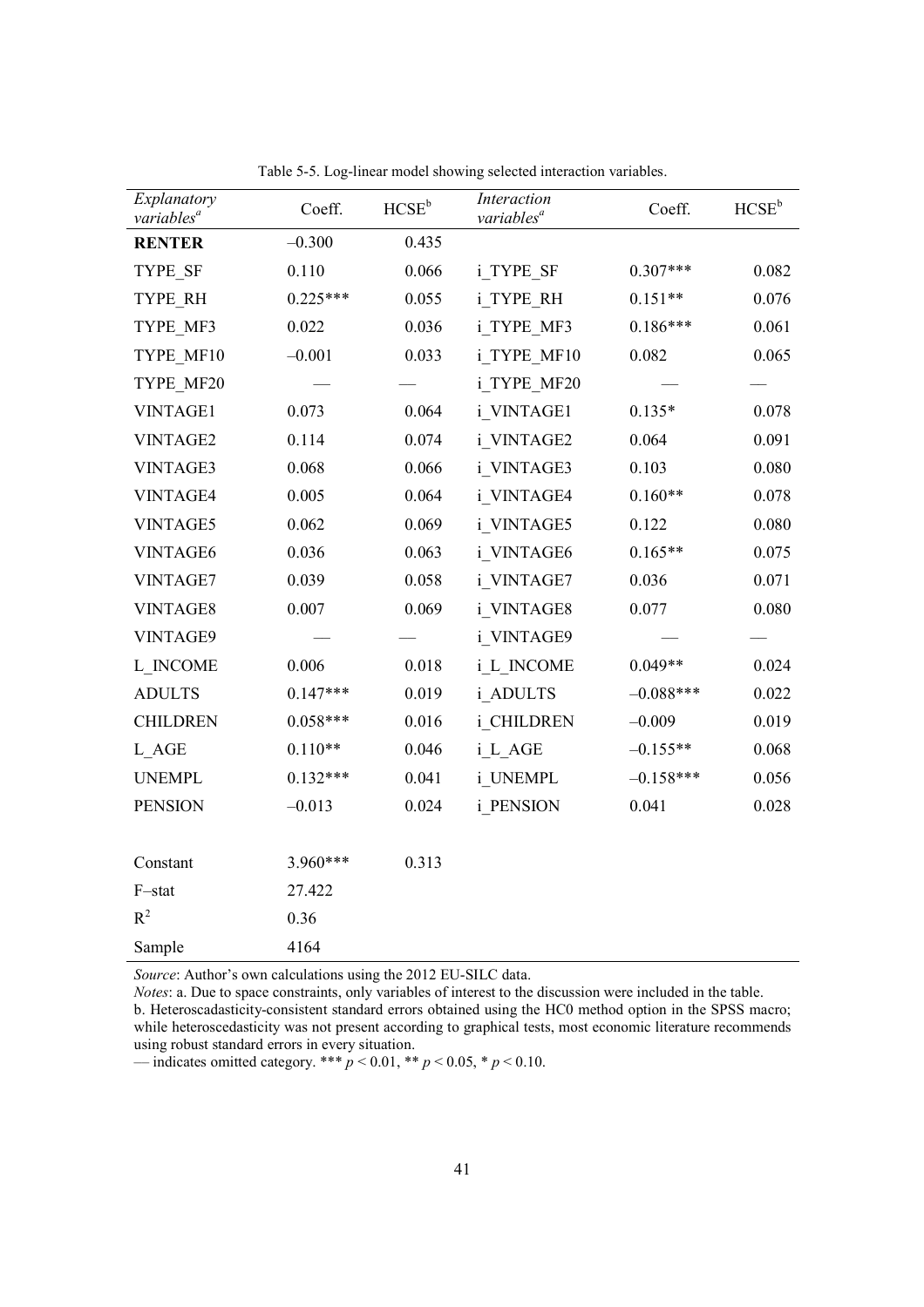Table 5-5. Log-linear model showing selected interaction variables.

| *Explanatory variables*[a] | Coeff. | HCSE[b] | *Interaction variables*[a] | Coeff. | HCSE[b] |
|---|---|---|---|---|---|
| **RENTER** | –0.300 | 0.435 | | | |
| TYPE_SF | 0.110 | 0.066 | i_TYPE_SF | 0.307*** | 0.082 |
| TYPE_RH | 0.225*** | 0.055 | i_TYPE_RH | 0.151** | 0.076 |
| TYPE_MF3 | 0.022 | 0.036 | i_TYPE_MF3 | 0.186*** | 0.061 |
| TYPE_MF10 | –0.001 | 0.033 | i_TYPE_MF10 | 0.082 | 0.065 |
| TYPE_MF20 | — | — | i_TYPE_MF20 | — | — |
| VINTAGE1 | 0.073 | 0.064 | i_VINTAGE1 | 0.135* | 0.078 |
| VINTAGE2 | 0.114 | 0.074 | i_VINTAGE2 | 0.064 | 0.091 |
| VINTAGE3 | 0.068 | 0.066 | i_VINTAGE3 | 0.103 | 0.080 |
| VINTAGE4 | 0.005 | 0.064 | i_VINTAGE4 | 0.160** | 0.078 |
| VINTAGE5 | 0.062 | 0.069 | i_VINTAGE5 | 0.122 | 0.080 |
| VINTAGE6 | 0.036 | 0.063 | i_VINTAGE6 | 0.165** | 0.075 |
| VINTAGE7 | 0.039 | 0.058 | i_VINTAGE7 | 0.036 | 0.071 |
| VINTAGE8 | 0.007 | 0.069 | i_VINTAGE8 | 0.077 | 0.080 |
| VINTAGE9 | — | — | i_VINTAGE9 | — | — |
| L_INCOME | 0.006 | 0.018 | i_L_INCOME | 0.049** | 0.024 |
| ADULTS | 0.147*** | 0.019 | i_ADULTS | –0.088*** | 0.022 |
| CHILDREN | 0.058*** | 0.016 | i_CHILDREN | –0.009 | 0.019 |
| L_AGE | 0.110** | 0.046 | i_L_AGE | –0.155** | 0.068 |
| UNEMPL | 0.132*** | 0.041 | i_UNEMPL | –0.158*** | 0.056 |
| PENSION | –0.013 | 0.024 | i_PENSION | 0.041 | 0.028 |
| | | | | | |
| Constant | 3.960*** | 0.313 | | | |
| F–stat | 27.422 | | | | |
| $R^2$ | 0.36 | | | | |
| Sample | 4164 | | | | |

*Source*: Author's own calculations using the 2012 EU-SILC data.

*Notes*: a. Due to space constraints, only variables of interest to the discussion were included in the table.
b. Heteroscadasticity-consistent standard errors obtained using the HC0 method option in the SPSS macro; while heteroscedasticity was not present according to graphical tests, most economic literature recommends using robust standard errors in every situation.
— indicates omitted category. *** $p < 0.01$, ** $p < 0.05$, * $p < 0.10$.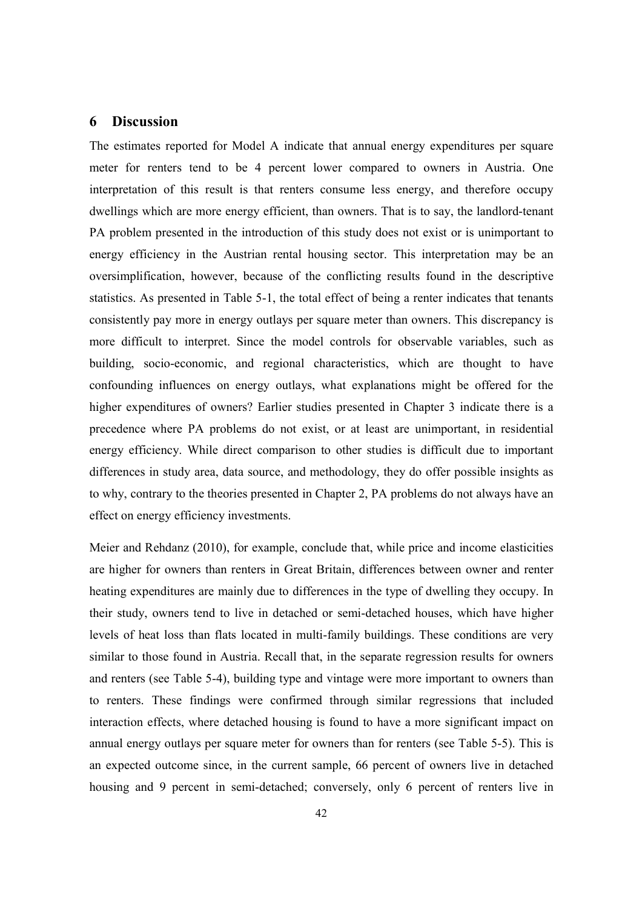# 6 Discussion

The estimates reported for Model A indicate that annual energy expenditures per square meter for renters tend to be 4 percent lower compared to owners in Austria. One interpretation of this result is that renters consume less energy, and therefore occupy dwellings which are more energy efficient, than owners. That is to say, the landlord-tenant PA problem presented in the introduction of this study does not exist or is unimportant to energy efficiency in the Austrian rental housing sector. This interpretation may be an oversimplification, however, because of the conflicting results found in the descriptive statistics. As presented in Table 5-1, the total effect of being a renter indicates that tenants consistently pay more in energy outlays per square meter than owners. This discrepancy is more difficult to interpret. Since the model controls for observable variables, such as building, socio-economic, and regional characteristics, which are thought to have confounding influences on energy outlays, what explanations might be offered for the higher expenditures of owners? Earlier studies presented in Chapter 3 indicate there is a precedence where PA problems do not exist, or at least are unimportant, in residential energy efficiency. While direct comparison to other studies is difficult due to important differences in study area, data source, and methodology, they do offer possible insights as to why, contrary to the theories presented in Chapter 2, PA problems do not always have an effect on energy efficiency investments.

Meier and Rehdanz (2010), for example, conclude that, while price and income elasticities are higher for owners than renters in Great Britain, differences between owner and renter heating expenditures are mainly due to differences in the type of dwelling they occupy. In their study, owners tend to live in detached or semi-detached houses, which have higher levels of heat loss than flats located in multi-family buildings. These conditions are very similar to those found in Austria. Recall that, in the separate regression results for owners and renters (see Table 5-4), building type and vintage were more important to owners than to renters. These findings were confirmed through similar regressions that included interaction effects, where detached housing is found to have a more significant impact on annual energy outlays per square meter for owners than for renters (see Table 5-5). This is an expected outcome since, in the current sample, 66 percent of owners live in detached housing and 9 percent in semi-detached; conversely, only 6 percent of renters live in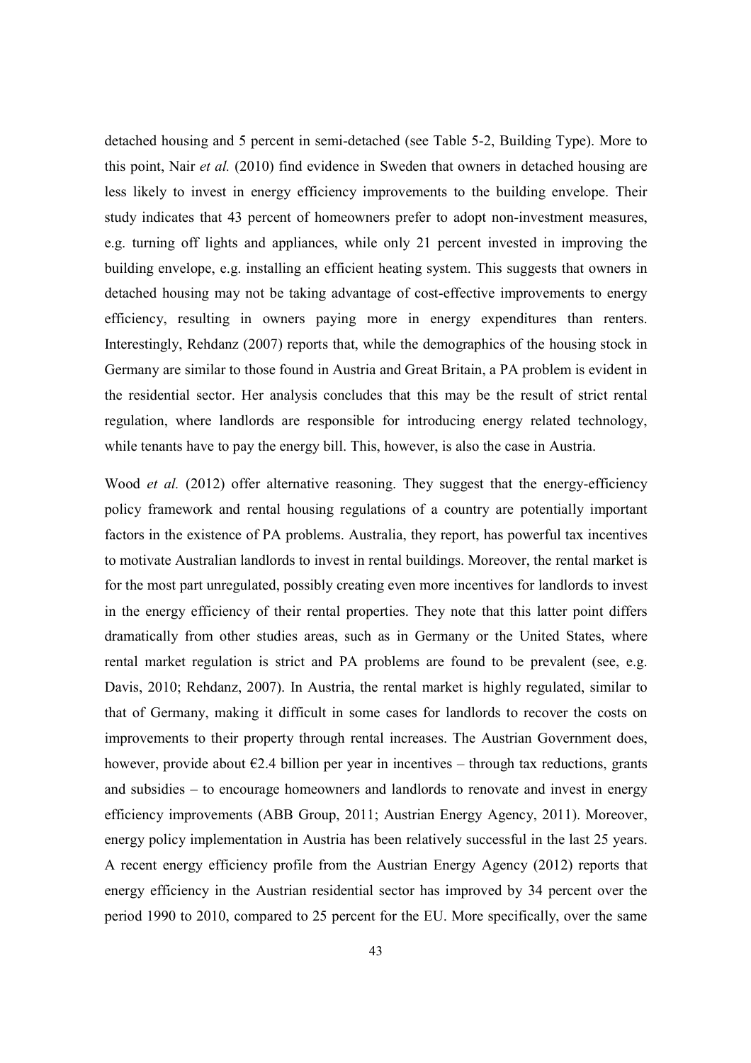detached housing and 5 percent in semi-detached (see Table 5-2, Building Type). More to this point, Nair *et al.* (2010) find evidence in Sweden that owners in detached housing are less likely to invest in energy efficiency improvements to the building envelope. Their study indicates that 43 percent of homeowners prefer to adopt non-investment measures, e.g. turning off lights and appliances, while only 21 percent invested in improving the building envelope, e.g. installing an efficient heating system. This suggests that owners in detached housing may not be taking advantage of cost-effective improvements to energy efficiency, resulting in owners paying more in energy expenditures than renters. Interestingly, Rehdanz (2007) reports that, while the demographics of the housing stock in Germany are similar to those found in Austria and Great Britain, a PA problem is evident in the residential sector. Her analysis concludes that this may be the result of strict rental regulation, where landlords are responsible for introducing energy related technology, while tenants have to pay the energy bill. This, however, is also the case in Austria.

Wood *et al.* (2012) offer alternative reasoning. They suggest that the energy-efficiency policy framework and rental housing regulations of a country are potentially important factors in the existence of PA problems. Australia, they report, has powerful tax incentives to motivate Australian landlords to invest in rental buildings. Moreover, the rental market is for the most part unregulated, possibly creating even more incentives for landlords to invest in the energy efficiency of their rental properties. They note that this latter point differs dramatically from other studies areas, such as in Germany or the United States, where rental market regulation is strict and PA problems are found to be prevalent (see, e.g. Davis, 2010; Rehdanz, 2007). In Austria, the rental market is highly regulated, similar to that of Germany, making it difficult in some cases for landlords to recover the costs on improvements to their property through rental increases. The Austrian Government does, however, provide about €2.4 billion per year in incentives – through tax reductions, grants and subsidies – to encourage homeowners and landlords to renovate and invest in energy efficiency improvements (ABB Group, 2011; Austrian Energy Agency, 2011). Moreover, energy policy implementation in Austria has been relatively successful in the last 25 years. A recent energy efficiency profile from the Austrian Energy Agency (2012) reports that energy efficiency in the Austrian residential sector has improved by 34 percent over the period 1990 to 2010, compared to 25 percent for the EU. More specifically, over the same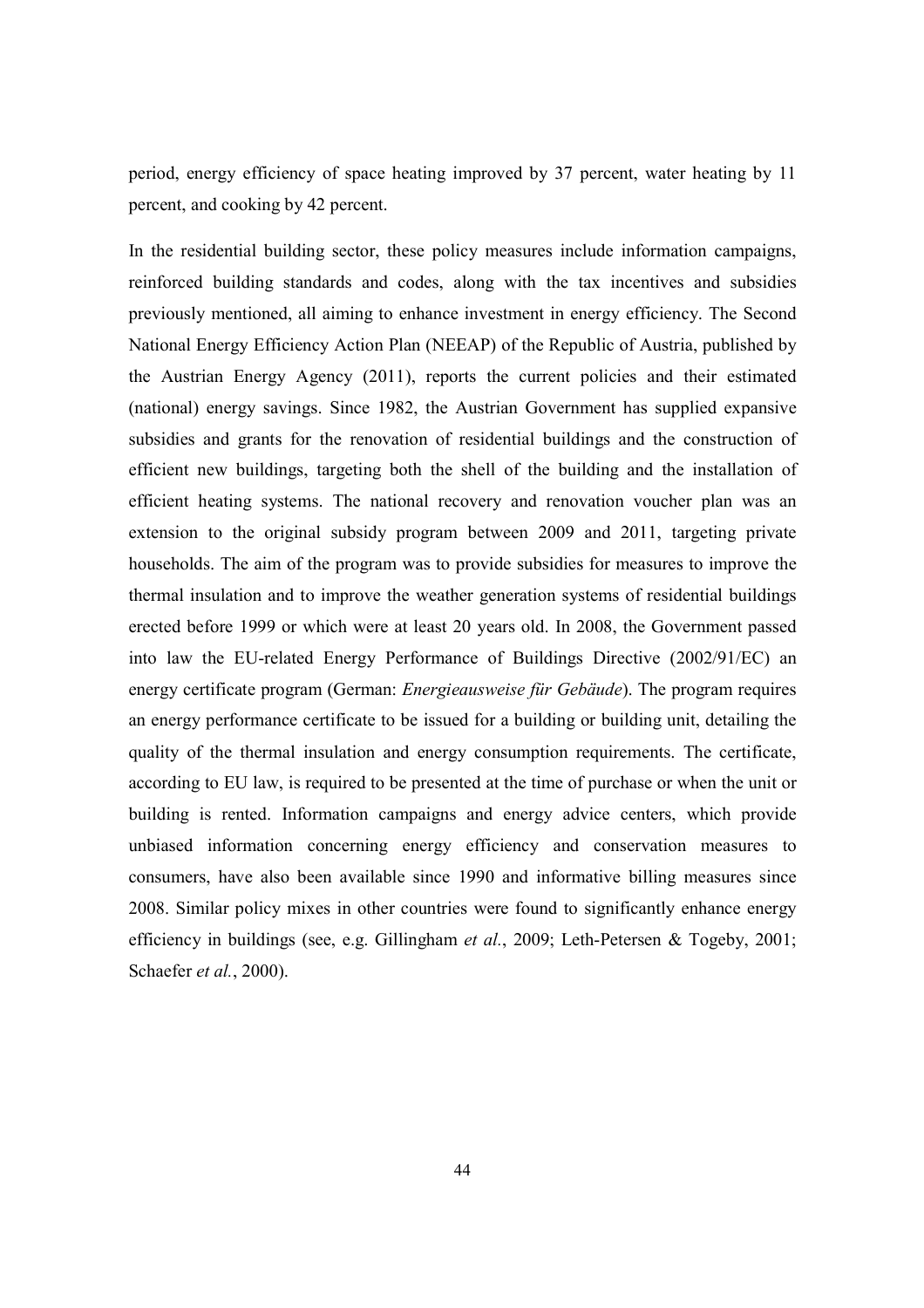period, energy efficiency of space heating improved by 37 percent, water heating by 11 percent, and cooking by 42 percent.

In the residential building sector, these policy measures include information campaigns, reinforced building standards and codes, along with the tax incentives and subsidies previously mentioned, all aiming to enhance investment in energy efficiency. The Second National Energy Efficiency Action Plan (NEEAP) of the Republic of Austria, published by the Austrian Energy Agency (2011), reports the current policies and their estimated (national) energy savings. Since 1982, the Austrian Government has supplied expansive subsidies and grants for the renovation of residential buildings and the construction of efficient new buildings, targeting both the shell of the building and the installation of efficient heating systems. The national recovery and renovation voucher plan was an extension to the original subsidy program between 2009 and 2011, targeting private households. The aim of the program was to provide subsidies for measures to improve the thermal insulation and to improve the weather generation systems of residential buildings erected before 1999 or which were at least 20 years old. In 2008, the Government passed into law the EU-related Energy Performance of Buildings Directive (2002/91/EC) an energy certificate program (German: *Energieausweise für Gebäude*). The program requires an energy performance certificate to be issued for a building or building unit, detailing the quality of the thermal insulation and energy consumption requirements. The certificate, according to EU law, is required to be presented at the time of purchase or when the unit or building is rented. Information campaigns and energy advice centers, which provide unbiased information concerning energy efficiency and conservation measures to consumers, have also been available since 1990 and informative billing measures since 2008. Similar policy mixes in other countries were found to significantly enhance energy efficiency in buildings (see, e.g. Gillingham *et al.*, 2009; Leth-Petersen & Togeby, 2001; Schaefer *et al.*, 2000).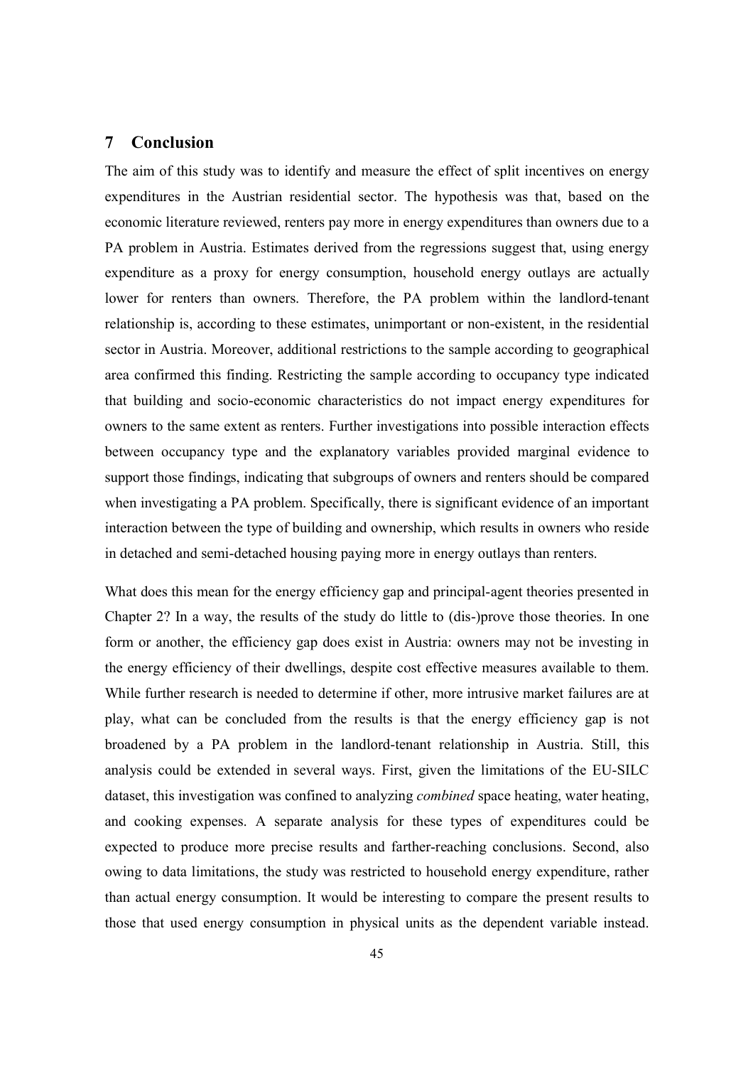# 7 Conclusion

The aim of this study was to identify and measure the effect of split incentives on energy expenditures in the Austrian residential sector. The hypothesis was that, based on the economic literature reviewed, renters pay more in energy expenditures than owners due to a PA problem in Austria. Estimates derived from the regressions suggest that, using energy expenditure as a proxy for energy consumption, household energy outlays are actually lower for renters than owners. Therefore, the PA problem within the landlord-tenant relationship is, according to these estimates, unimportant or non-existent, in the residential sector in Austria. Moreover, additional restrictions to the sample according to geographical area confirmed this finding. Restricting the sample according to occupancy type indicated that building and socio-economic characteristics do not impact energy expenditures for owners to the same extent as renters. Further investigations into possible interaction effects between occupancy type and the explanatory variables provided marginal evidence to support those findings, indicating that subgroups of owners and renters should be compared when investigating a PA problem. Specifically, there is significant evidence of an important interaction between the type of building and ownership, which results in owners who reside in detached and semi-detached housing paying more in energy outlays than renters.

What does this mean for the energy efficiency gap and principal-agent theories presented in Chapter 2? In a way, the results of the study do little to (dis-)prove those theories. In one form or another, the efficiency gap does exist in Austria: owners may not be investing in the energy efficiency of their dwellings, despite cost effective measures available to them. While further research is needed to determine if other, more intrusive market failures are at play, what can be concluded from the results is that the energy efficiency gap is not broadened by a PA problem in the landlord-tenant relationship in Austria. Still, this analysis could be extended in several ways. First, given the limitations of the EU-SILC dataset, this investigation was confined to analyzing *combined* space heating, water heating, and cooking expenses. A separate analysis for these types of expenditures could be expected to produce more precise results and farther-reaching conclusions. Second, also owing to data limitations, the study was restricted to household energy expenditure, rather than actual energy consumption. It would be interesting to compare the present results to those that used energy consumption in physical units as the dependent variable instead.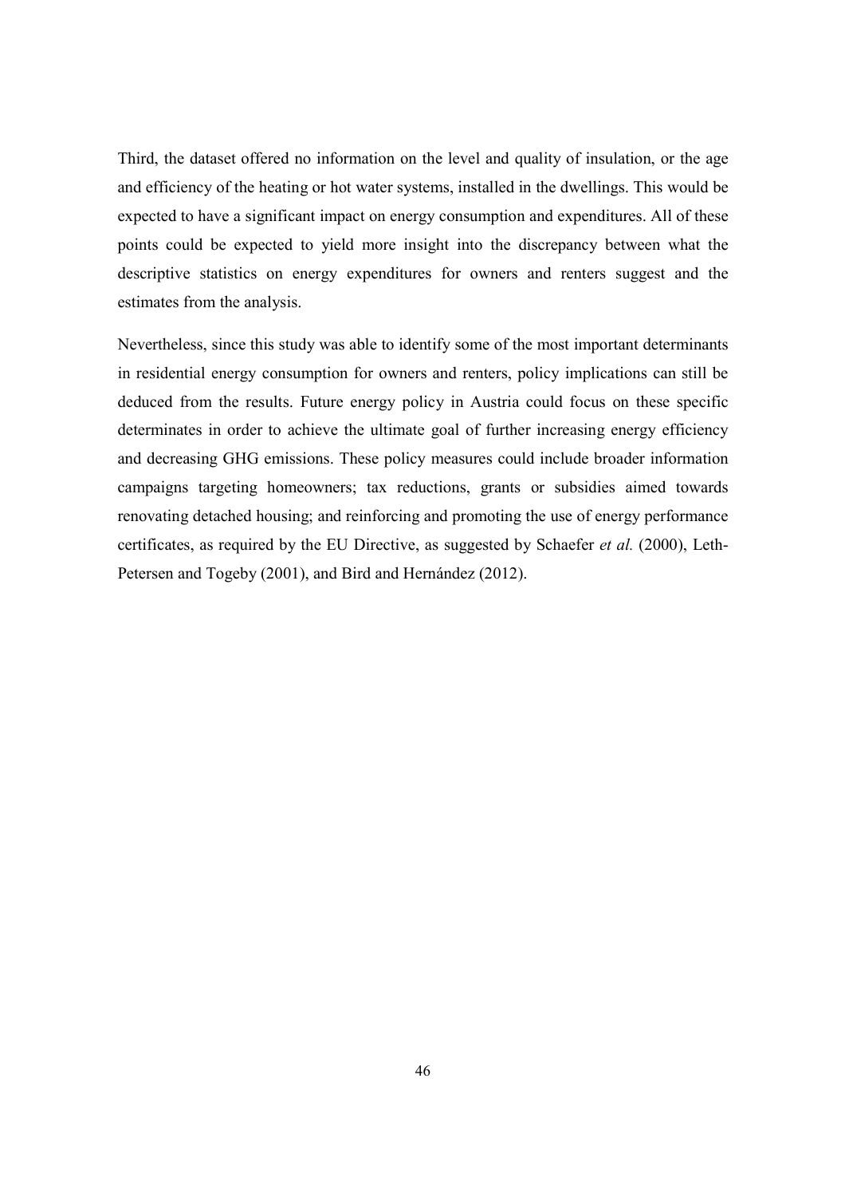Third, the dataset offered no information on the level and quality of insulation, or the age and efficiency of the heating or hot water systems, installed in the dwellings. This would be expected to have a significant impact on energy consumption and expenditures. All of these points could be expected to yield more insight into the discrepancy between what the descriptive statistics on energy expenditures for owners and renters suggest and the estimates from the analysis.

Nevertheless, since this study was able to identify some of the most important determinants in residential energy consumption for owners and renters, policy implications can still be deduced from the results. Future energy policy in Austria could focus on these specific determinates in order to achieve the ultimate goal of further increasing energy efficiency and decreasing GHG emissions. These policy measures could include broader information campaigns targeting homeowners; tax reductions, grants or subsidies aimed towards renovating detached housing; and reinforcing and promoting the use of energy performance certificates, as required by the EU Directive, as suggested by Schaefer *et al.* (2000), Leth-Petersen and Togeby (2001), and Bird and Hernández (2012).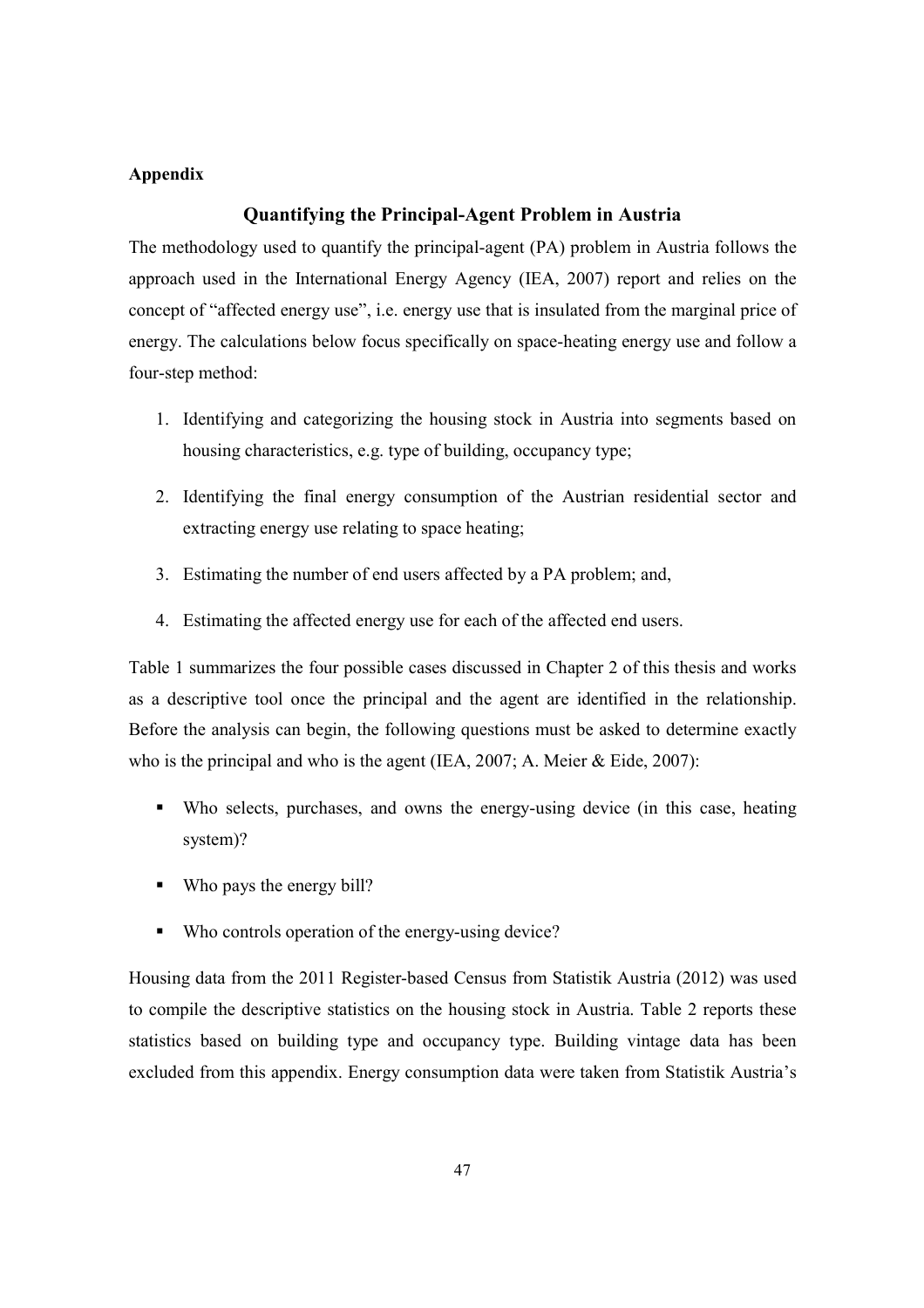**Appendix**

## Quantifying the Principal-Agent Problem in Austria

The methodology used to quantify the principal-agent (PA) problem in Austria follows the approach used in the International Energy Agency (IEA, 2007) report and relies on the concept of "affected energy use", i.e. energy use that is insulated from the marginal price of energy. The calculations below focus specifically on space-heating energy use and follow a four-step method:

1. Identifying and categorizing the housing stock in Austria into segments based on housing characteristics, e.g. type of building, occupancy type;
2. Identifying the final energy consumption of the Austrian residential sector and extracting energy use relating to space heating;
3. Estimating the number of end users affected by a PA problem; and,
4. Estimating the affected energy use for each of the affected end users.

Table 1 summarizes the four possible cases discussed in Chapter 2 of this thesis and works as a descriptive tool once the principal and the agent are identified in the relationship. Before the analysis can begin, the following questions must be asked to determine exactly who is the principal and who is the agent (IEA, 2007; A. Meier & Eide, 2007):

- Who selects, purchases, and owns the energy-using device (in this case, heating system)?
- Who pays the energy bill?
- Who controls operation of the energy-using device?

Housing data from the 2011 Register-based Census from Statistik Austria (2012) was used to compile the descriptive statistics on the housing stock in Austria. Table 2 reports these statistics based on building type and occupancy type. Building vintage data has been excluded from this appendix. Energy consumption data were taken from Statistik Austria's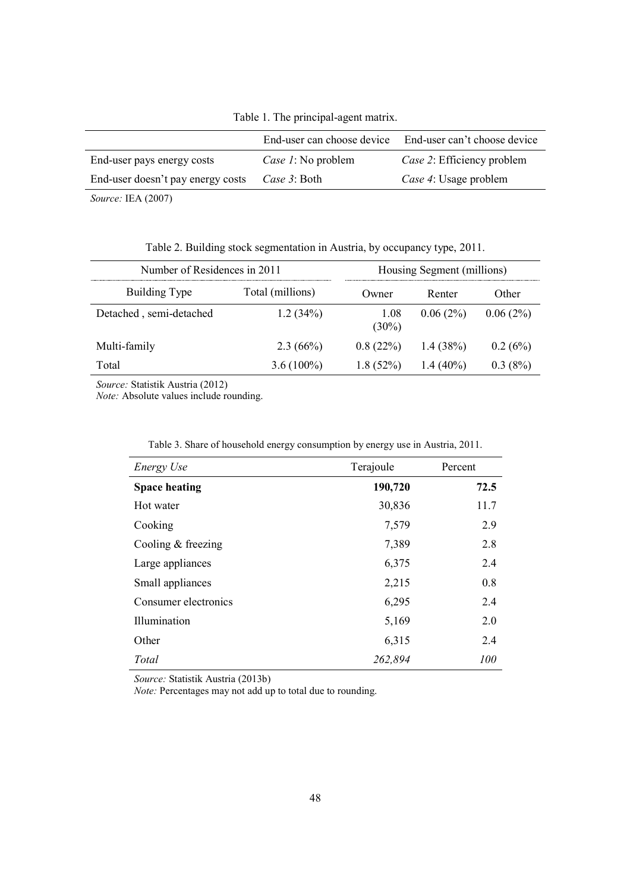Table 1. The principal-agent matrix.

| | End-user can choose device | End-user can't choose device |
|---|---|---|
| End-user pays energy costs | *Case 1*: No problem | *Case 2*: Efficiency problem |
| End-user doesn't pay energy costs | *Case 3*: Both | *Case 4*: Usage problem |

*Source:* IEA (2007)

Table 2. Building stock segmentation in Austria, by occupancy type, 2011.

| Number of Residences in 2011 | | Housing Segment (millions) | | |
|---|---|---|---|---|
| Building Type | Total (millions) | Owner | Renter | Other |
| Detached , semi-detached | 1.2 (34%) | 1.08 (30%) | 0.06 (2%) | 0.06 (2%) |
| Multi-family | 2.3 (66%) | 0.8 (22%) | 1.4 (38%) | 0.2 (6%) |
| Total | 3.6 (100%) | 1.8 (52%) | 1.4 (40%) | 0.3 (8%) |

*Source:* Statistik Austria (2012)
*Note:* Absolute values include rounding.

Table 3. Share of household energy consumption by energy use in Austria, 2011.

| *Energy Use* | Terajoule | Percent |
|---|---|---|
| **Space heating** | **190,720** | **72.5** |
| Hot water | 30,836 | 11.7 |
| Cooking | 7,579 | 2.9 |
| Cooling & freezing | 7,389 | 2.8 |
| Large appliances | 6,375 | 2.4 |
| Small appliances | 2,215 | 0.8 |
| Consumer electronics | 6,295 | 2.4 |
| Illumination | 5,169 | 2.0 |
| Other | 6,315 | 2.4 |
| *Total* | *262,894* | *100* |

*Source:* Statistik Austria (2013b)
*Note:* Percentages may not add up to total due to rounding.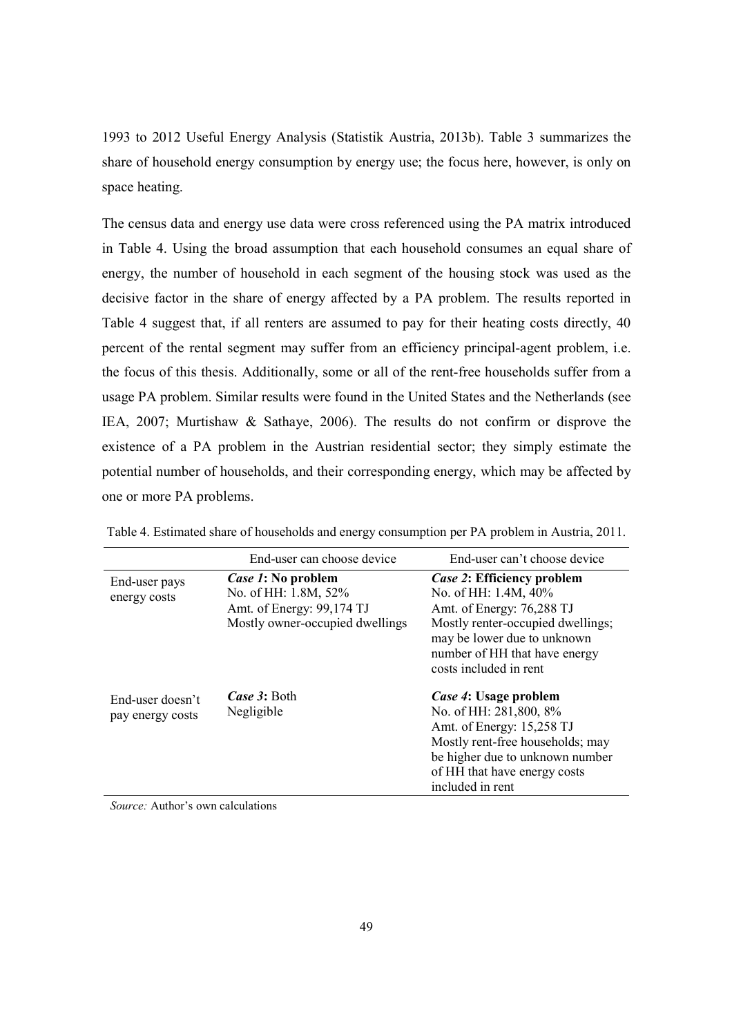1993 to 2012 Useful Energy Analysis (Statistik Austria, 2013b). Table 3 summarizes the share of household energy consumption by energy use; the focus here, however, is only on space heating.

The census data and energy use data were cross referenced using the PA matrix introduced in Table 4. Using the broad assumption that each household consumes an equal share of energy, the number of household in each segment of the housing stock was used as the decisive factor in the share of energy affected by a PA problem. The results reported in Table 4 suggest that, if all renters are assumed to pay for their heating costs directly, 40 percent of the rental segment may suffer from an efficiency principal-agent problem, i.e. the focus of this thesis. Additionally, some or all of the rent-free households suffer from a usage PA problem. Similar results were found in the United States and the Netherlands (see IEA, 2007; Murtishaw & Sathaye, 2006). The results do not confirm or disprove the existence of a PA problem in the Austrian residential sector; they simply estimate the potential number of households, and their corresponding energy, which may be affected by one or more PA problems.

Table 4. Estimated share of households and energy consumption per PA problem in Austria, 2011.

| | End-user can choose device | End-user can't choose device |
|---|---|---|
| End-user pays energy costs | ***Case 1*: No problem**<br>No. of HH: 1.8M, 52%<br>Amt. of Energy: 99,174 TJ<br>Mostly owner-occupied dwellings | ***Case 2*: Efficiency problem**<br>No. of HH: 1.4M, 40%<br>Amt. of Energy: 76,288 TJ<br>Mostly renter-occupied dwellings; may be lower due to unknown number of HH that have energy costs included in rent |
| End-user doesn't pay energy costs | ***Case 3*:** Both<br>Negligible | ***Case 4*: Usage problem**<br>No. of HH: 281,800, 8%<br>Amt. of Energy: 15,258 TJ<br>Mostly rent-free households; may be higher due to unknown number of HH that have energy costs included in rent |

*Source:* Author's own calculations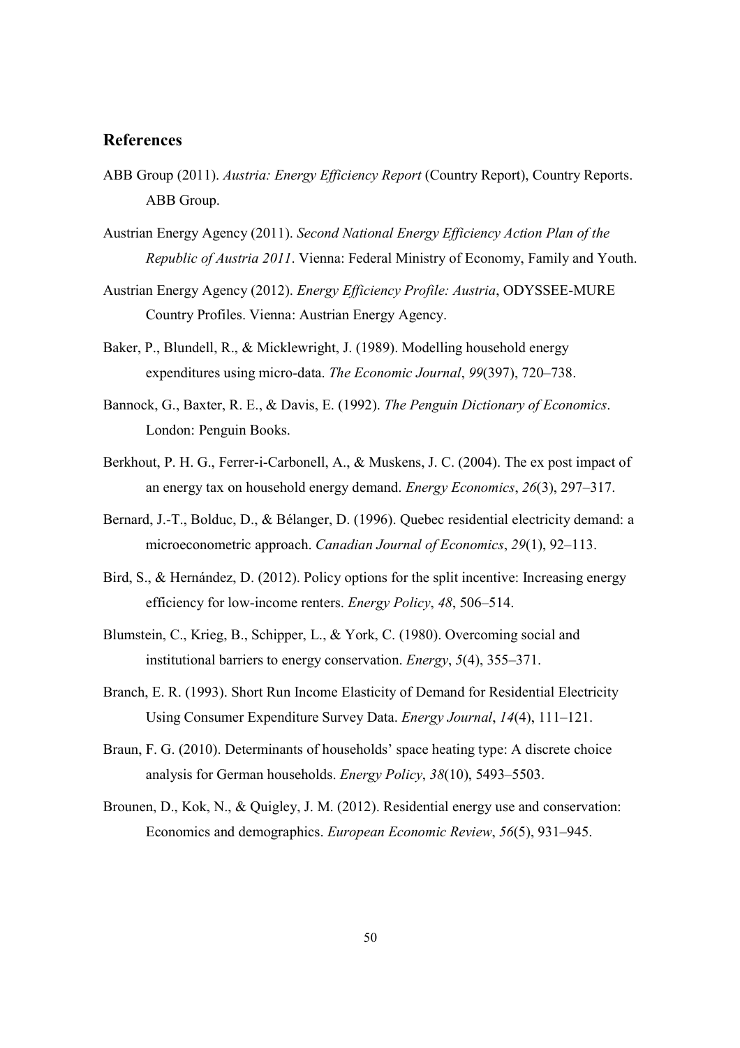## References

ABB Group (2011). *Austria: Energy Efficiency Report* (Country Report), Country Reports. ABB Group.

Austrian Energy Agency (2011). *Second National Energy Efficiency Action Plan of the Republic of Austria 2011*. Vienna: Federal Ministry of Economy, Family and Youth.

Austrian Energy Agency (2012). *Energy Efficiency Profile: Austria*, ODYSSEE-MURE Country Profiles. Vienna: Austrian Energy Agency.

Baker, P., Blundell, R., & Micklewright, J. (1989). Modelling household energy expenditures using micro-data. *The Economic Journal*, *99*(397), 720–738.

Bannock, G., Baxter, R. E., & Davis, E. (1992). *The Penguin Dictionary of Economics*. London: Penguin Books.

Berkhout, P. H. G., Ferrer-i-Carbonell, A., & Muskens, J. C. (2004). The ex post impact of an energy tax on household energy demand. *Energy Economics*, *26*(3), 297–317.

Bernard, J.-T., Bolduc, D., & Bélanger, D. (1996). Quebec residential electricity demand: a microeconometric approach. *Canadian Journal of Economics*, *29*(1), 92–113.

Bird, S., & Hernández, D. (2012). Policy options for the split incentive: Increasing energy efficiency for low-income renters. *Energy Policy*, *48*, 506–514.

Blumstein, C., Krieg, B., Schipper, L., & York, C. (1980). Overcoming social and institutional barriers to energy conservation. *Energy*, *5*(4), 355–371.

Branch, E. R. (1993). Short Run Income Elasticity of Demand for Residential Electricity Using Consumer Expenditure Survey Data. *Energy Journal*, *14*(4), 111–121.

Braun, F. G. (2010). Determinants of households' space heating type: A discrete choice analysis for German households. *Energy Policy*, *38*(10), 5493–5503.

Brounen, D., Kok, N., & Quigley, J. M. (2012). Residential energy use and conservation: Economics and demographics. *European Economic Review*, *56*(5), 931–945.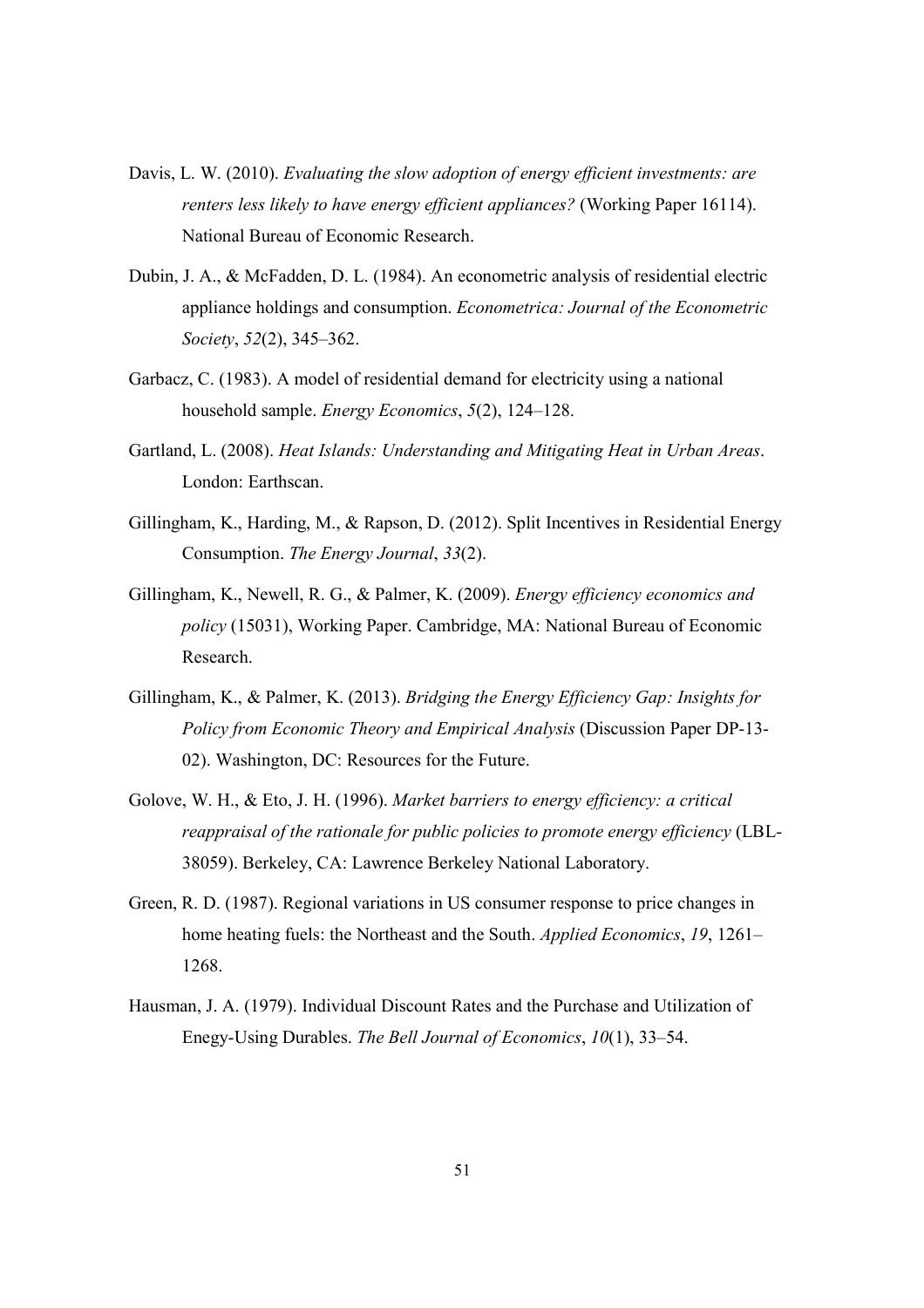Davis, L. W. (2010). *Evaluating the slow adoption of energy efficient investments: are renters less likely to have energy efficient appliances?* (Working Paper 16114). National Bureau of Economic Research.

Dubin, J. A., & McFadden, D. L. (1984). An econometric analysis of residential electric appliance holdings and consumption. *Econometrica: Journal of the Econometric Society*, *52*(2), 345–362.

Garbacz, C. (1983). A model of residential demand for electricity using a national household sample. *Energy Economics*, *5*(2), 124–128.

Gartland, L. (2008). *Heat Islands: Understanding and Mitigating Heat in Urban Areas*. London: Earthscan.

Gillingham, K., Harding, M., & Rapson, D. (2012). Split Incentives in Residential Energy Consumption. *The Energy Journal*, *33*(2).

Gillingham, K., Newell, R. G., & Palmer, K. (2009). *Energy efficiency economics and policy* (15031), Working Paper. Cambridge, MA: National Bureau of Economic Research.

Gillingham, K., & Palmer, K. (2013). *Bridging the Energy Efficiency Gap: Insights for Policy from Economic Theory and Empirical Analysis* (Discussion Paper DP-13-02). Washington, DC: Resources for the Future.

Golove, W. H., & Eto, J. H. (1996). *Market barriers to energy efficiency: a critical reappraisal of the rationale for public policies to promote energy efficiency* (LBL-38059). Berkeley, CA: Lawrence Berkeley National Laboratory.

Green, R. D. (1987). Regional variations in US consumer response to price changes in home heating fuels: the Northeast and the South. *Applied Economics*, *19*, 1261–1268.

Hausman, J. A. (1979). Individual Discount Rates and the Purchase and Utilization of Enegy-Using Durables. *The Bell Journal of Economics*, *10*(1), 33–54.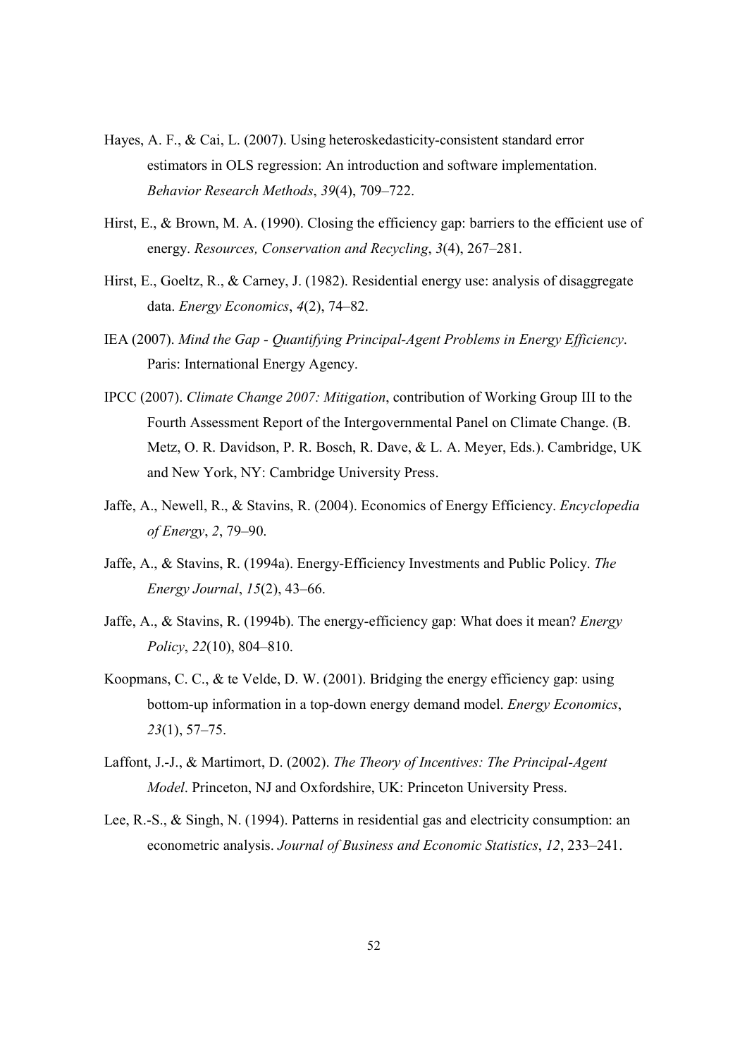Hayes, A. F., & Cai, L. (2007). Using heteroskedasticity-consistent standard error estimators in OLS regression: An introduction and software implementation. *Behavior Research Methods*, *39*(4), 709–722.

Hirst, E., & Brown, M. A. (1990). Closing the efficiency gap: barriers to the efficient use of energy. *Resources, Conservation and Recycling*, *3*(4), 267–281.

Hirst, E., Goeltz, R., & Carney, J. (1982). Residential energy use: analysis of disaggregate data. *Energy Economics*, *4*(2), 74–82.

IEA (2007). *Mind the Gap - Quantifying Principal-Agent Problems in Energy Efficiency*. Paris: International Energy Agency.

IPCC (2007). *Climate Change 2007: Mitigation*, contribution of Working Group III to the Fourth Assessment Report of the Intergovernmental Panel on Climate Change. (B. Metz, O. R. Davidson, P. R. Bosch, R. Dave, & L. A. Meyer, Eds.). Cambridge, UK and New York, NY: Cambridge University Press.

Jaffe, A., Newell, R., & Stavins, R. (2004). Economics of Energy Efficiency. *Encyclopedia of Energy*, *2*, 79–90.

Jaffe, A., & Stavins, R. (1994a). Energy-Efficiency Investments and Public Policy. *The Energy Journal*, *15*(2), 43–66.

Jaffe, A., & Stavins, R. (1994b). The energy-efficiency gap: What does it mean? *Energy Policy*, *22*(10), 804–810.

Koopmans, C. C., & te Velde, D. W. (2001). Bridging the energy efficiency gap: using bottom-up information in a top-down energy demand model. *Energy Economics*, *23*(1), 57–75.

Laffont, J.-J., & Martimort, D. (2002). *The Theory of Incentives: The Principal-Agent Model*. Princeton, NJ and Oxfordshire, UK: Princeton University Press.

Lee, R.-S., & Singh, N. (1994). Patterns in residential gas and electricity consumption: an econometric analysis. *Journal of Business and Economic Statistics*, *12*, 233–241.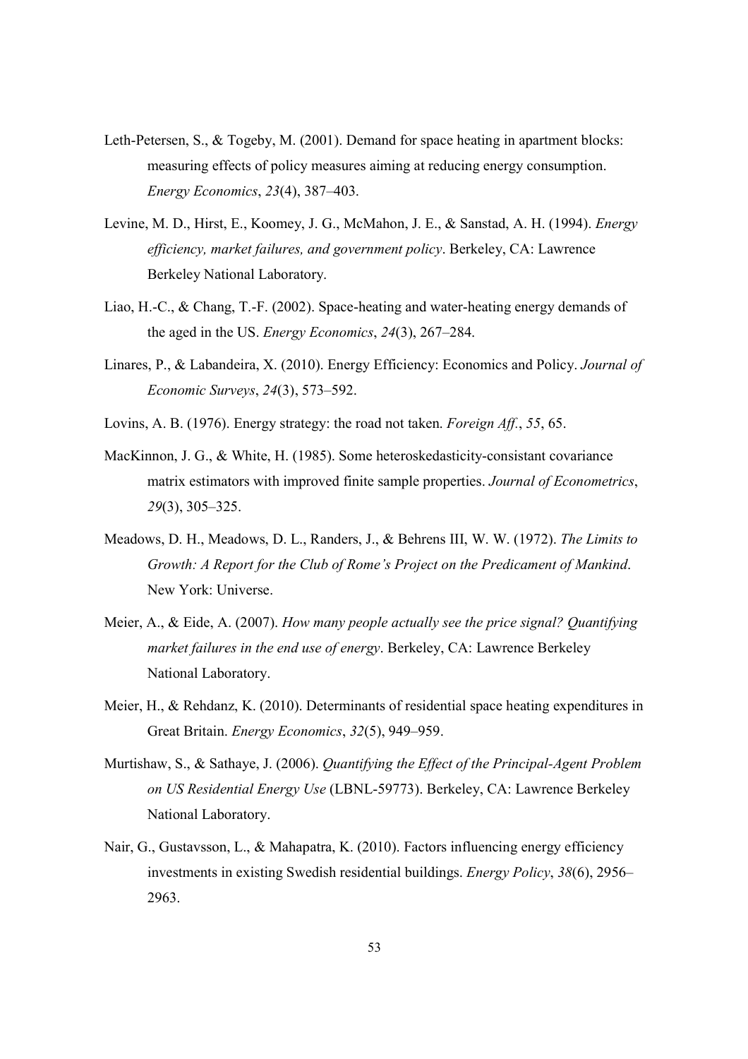Leth-Petersen, S., & Togeby, M. (2001). Demand for space heating in apartment blocks: measuring effects of policy measures aiming at reducing energy consumption. *Energy Economics*, *23*(4), 387–403.

Levine, M. D., Hirst, E., Koomey, J. G., McMahon, J. E., & Sanstad, A. H. (1994). *Energy efficiency, market failures, and government policy*. Berkeley, CA: Lawrence Berkeley National Laboratory.

Liao, H.-C., & Chang, T.-F. (2002). Space-heating and water-heating energy demands of the aged in the US. *Energy Economics*, *24*(3), 267–284.

Linares, P., & Labandeira, X. (2010). Energy Efficiency: Economics and Policy. *Journal of Economic Surveys*, *24*(3), 573–592.

Lovins, A. B. (1976). Energy strategy: the road not taken. *Foreign Aff.*, *55*, 65.

MacKinnon, J. G., & White, H. (1985). Some heteroskedasticity-consistant covariance matrix estimators with improved finite sample properties. *Journal of Econometrics*, *29*(3), 305–325.

Meadows, D. H., Meadows, D. L., Randers, J., & Behrens III, W. W. (1972). *The Limits to Growth: A Report for the Club of Rome's Project on the Predicament of Mankind*. New York: Universe.

Meier, A., & Eide, A. (2007). *How many people actually see the price signal? Quantifying market failures in the end use of energy*. Berkeley, CA: Lawrence Berkeley National Laboratory.

Meier, H., & Rehdanz, K. (2010). Determinants of residential space heating expenditures in Great Britain. *Energy Economics*, *32*(5), 949–959.

Murtishaw, S., & Sathaye, J. (2006). *Quantifying the Effect of the Principal-Agent Problem on US Residential Energy Use* (LBNL-59773). Berkeley, CA: Lawrence Berkeley National Laboratory.

Nair, G., Gustavsson, L., & Mahapatra, K. (2010). Factors influencing energy efficiency investments in existing Swedish residential buildings. *Energy Policy*, *38*(6), 2956–2963.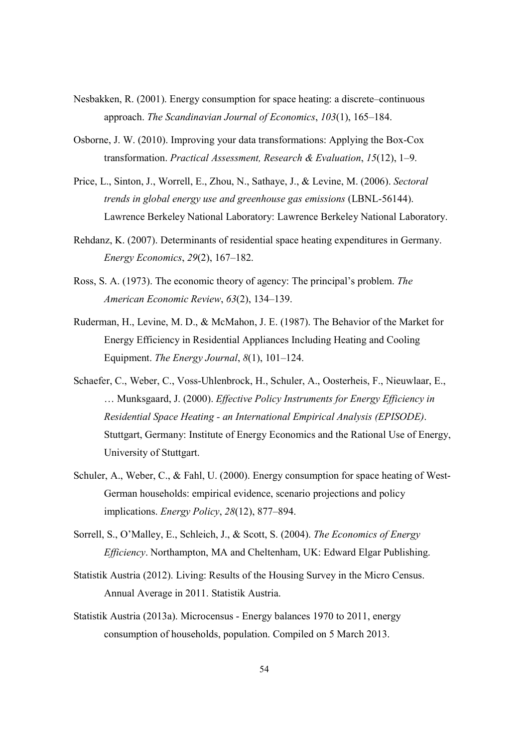Nesbakken, R. (2001). Energy consumption for space heating: a discrete–continuous approach. *The Scandinavian Journal of Economics*, *103*(1), 165–184.

Osborne, J. W. (2010). Improving your data transformations: Applying the Box-Cox transformation. *Practical Assessment, Research & Evaluation*, *15*(12), 1–9.

Price, L., Sinton, J., Worrell, E., Zhou, N., Sathaye, J., & Levine, M. (2006). *Sectoral trends in global energy use and greenhouse gas emissions* (LBNL-56144). Lawrence Berkeley National Laboratory: Lawrence Berkeley National Laboratory.

Rehdanz, K. (2007). Determinants of residential space heating expenditures in Germany. *Energy Economics*, *29*(2), 167–182.

Ross, S. A. (1973). The economic theory of agency: The principal's problem. *The American Economic Review*, *63*(2), 134–139.

Ruderman, H., Levine, M. D., & McMahon, J. E. (1987). The Behavior of the Market for Energy Efficiency in Residential Appliances Including Heating and Cooling Equipment. *The Energy Journal*, *8*(1), 101–124.

Schaefer, C., Weber, C., Voss-Uhlenbrock, H., Schuler, A., Oosterheis, F., Nieuwlaar, E., … Munksgaard, J. (2000). *Effective Policy Instruments for Energy Efficiency in Residential Space Heating - an International Empirical Analysis (EPISODE)*. Stuttgart, Germany: Institute of Energy Economics and the Rational Use of Energy, University of Stuttgart.

Schuler, A., Weber, C., & Fahl, U. (2000). Energy consumption for space heating of West-German households: empirical evidence, scenario projections and policy implications. *Energy Policy*, *28*(12), 877–894.

Sorrell, S., O'Malley, E., Schleich, J., & Scott, S. (2004). *The Economics of Energy Efficiency*. Northampton, MA and Cheltenham, UK: Edward Elgar Publishing.

Statistik Austria (2012). Living: Results of the Housing Survey in the Micro Census. Annual Average in 2011. Statistik Austria.

Statistik Austria (2013a). Microcensus - Energy balances 1970 to 2011, energy consumption of households, population. Compiled on 5 March 2013.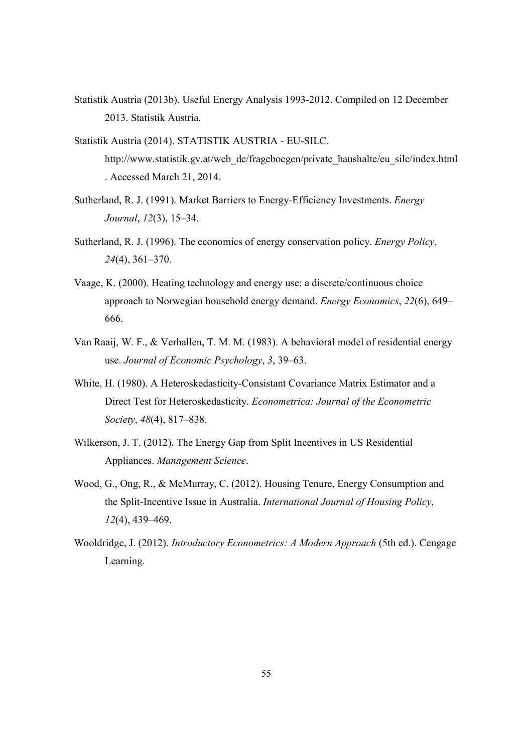Statistik Austria (2013b). Useful Energy Analysis 1993-2012. Compiled on 12 December 2013. Statistik Austria.

Statistik Austria (2014). STATISTIK AUSTRIA - EU-SILC. http://www.statistik.gv.at/web_de/frageboegen/private_haushalte/eu_silc/index.html . Accessed March 21, 2014.

Sutherland, R. J. (1991). Market Barriers to Energy-Efficiency Investments. *Energy Journal*, *12*(3), 15–34.

Sutherland, R. J. (1996). The economics of energy conservation policy. *Energy Policy*, *24*(4), 361–370.

Vaage, K. (2000). Heating technology and energy use: a discrete/continuous choice approach to Norwegian household energy demand. *Energy Economics*, *22*(6), 649–666.

Van Raaij, W. F., & Verhallen, T. M. M. (1983). A behavioral model of residential energy use. *Journal of Economic Psychology*, *3*, 39–63.

White, H. (1980). A Heteroskedasticity-Consistant Covariance Matrix Estimator and a Direct Test for Heteroskedasticity. *Econometrica: Journal of the Econometric Society*, *48*(4), 817–838.

Wilkerson, J. T. (2012). The Energy Gap from Split Incentives in US Residential Appliances. *Management Science*.

Wood, G., Ong, R., & McMurray, C. (2012). Housing Tenure, Energy Consumption and the Split-Incentive Issue in Australia. *International Journal of Housing Policy*, *12*(4), 439–469.

Wooldridge, J. (2012). *Introductory Econometrics: A Modern Approach* (5th ed.). Cengage Learning.